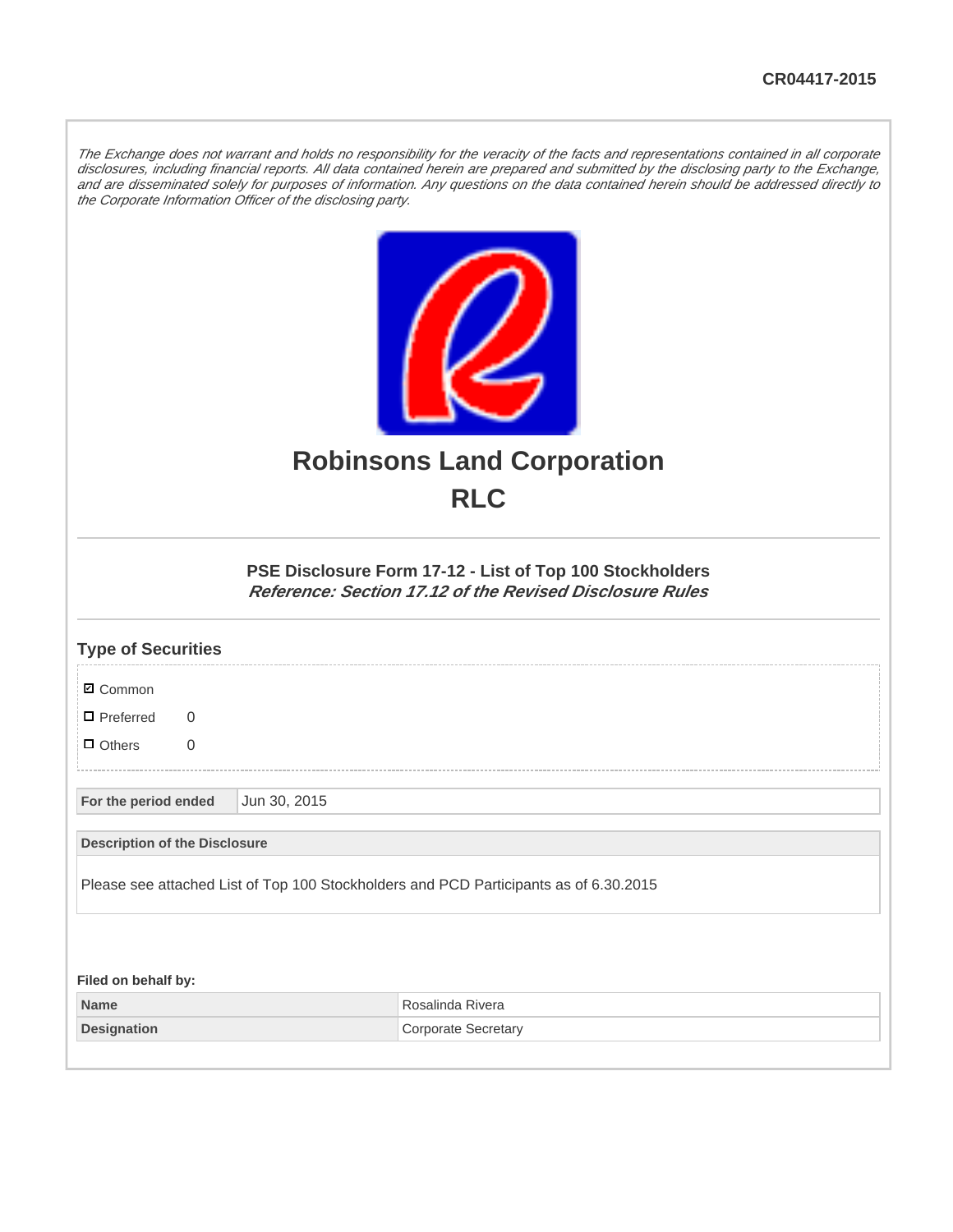CR04417-2015

*The Exchange does not warrant and holds no responsibility for the veracity of the facts and representations contained in all corporate disclosures, including financial reports. All data contained herein are prepared and submitted by the disclosing party to the Exchange, and are disseminated solely for purposes of information. Any questions on the data contained herein should be addressed directly to the Corporate Information Officer of the disclosing party.*

# Robinsons Land Corporation
# RLC

### PSE Disclosure Form 17-12 - List of Top 100 Stockholders
***Reference: Section 17.12 of the Revised Disclosure Rules***

## Type of Securities

- ☑ Common
- ☐ Preferred 0
- ☐ Others 0

| For the period ended | Jun 30, 2015 |
|---|---|

| Description of the Disclosure |
|---|
| Please see attached List of Top 100 Stockholders and PCD Participants as of 6.30.2015 |

**Filed on behalf by:**

| Name | Rosalinda Rivera |
|---|---|
| Designation | Corporate Secretary |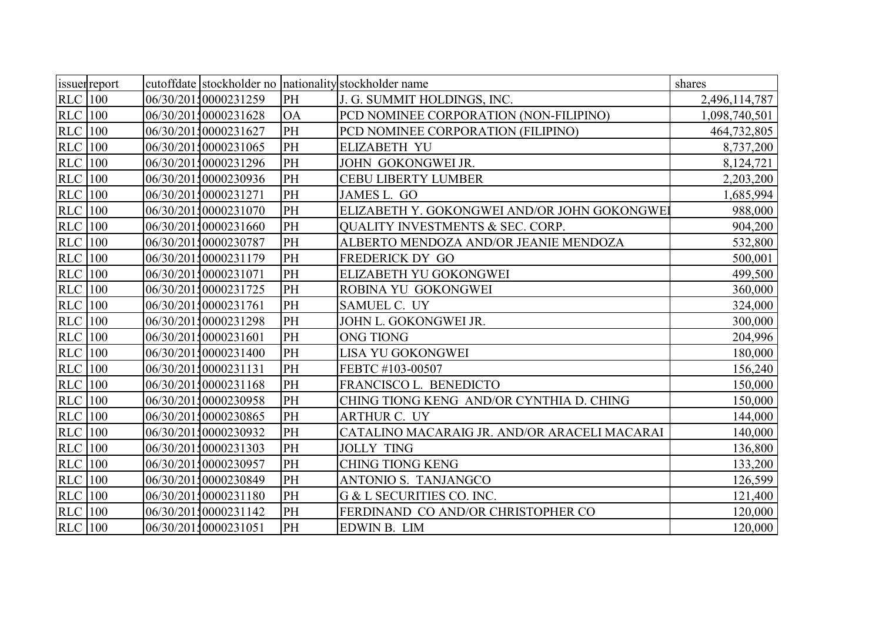| issuer | report | cutoffdate | stockholder no | nationality | stockholder name | shares |
|---|---|---|---|---|---|---|
| RLC | 100 | 06/30/201 | 0000231259 | PH | J. G. SUMMIT HOLDINGS, INC. | 2,496,114,787 |
| RLC | 100 | 06/30/201 | 0000231628 | OA | PCD NOMINEE CORPORATION (NON-FILIPINO) | 1,098,740,501 |
| RLC | 100 | 06/30/201 | 0000231627 | PH | PCD NOMINEE CORPORATION (FILIPINO) | 464,732,805 |
| RLC | 100 | 06/30/201 | 0000231065 | PH | ELIZABETH YU | 8,737,200 |
| RLC | 100 | 06/30/201 | 0000231296 | PH | JOHN GOKONGWEI JR. | 8,124,721 |
| RLC | 100 | 06/30/201 | 0000230936 | PH | CEBU LIBERTY LUMBER | 2,203,200 |
| RLC | 100 | 06/30/201 | 0000231271 | PH | JAMES L. GO | 1,685,994 |
| RLC | 100 | 06/30/201 | 0000231070 | PH | ELIZABETH Y. GOKONGWEI AND/OR JOHN GOKONGWEI | 988,000 |
| RLC | 100 | 06/30/201 | 0000231660 | PH | QUALITY INVESTMENTS & SEC. CORP. | 904,200 |
| RLC | 100 | 06/30/201 | 0000230787 | PH | ALBERTO MENDOZA AND/OR JEANIE MENDOZA | 532,800 |
| RLC | 100 | 06/30/201 | 0000231179 | PH | FREDERICK DY GO | 500,001 |
| RLC | 100 | 06/30/201 | 0000231071 | PH | ELIZABETH YU GOKONGWEI | 499,500 |
| RLC | 100 | 06/30/201 | 0000231725 | PH | ROBINA YU GOKONGWEI | 360,000 |
| RLC | 100 | 06/30/201 | 0000231761 | PH | SAMUEL C. UY | 324,000 |
| RLC | 100 | 06/30/201 | 0000231298 | PH | JOHN L. GOKONGWEI JR. | 300,000 |
| RLC | 100 | 06/30/201 | 0000231601 | PH | ONG TIONG | 204,996 |
| RLC | 100 | 06/30/201 | 0000231400 | PH | LISA YU GOKONGWEI | 180,000 |
| RLC | 100 | 06/30/201 | 0000231131 | PH | FEBTC #103-00507 | 156,240 |
| RLC | 100 | 06/30/201 | 0000231168 | PH | FRANCISCO L. BENEDICTO | 150,000 |
| RLC | 100 | 06/30/201 | 0000230958 | PH | CHING TIONG KENG AND/OR CYNTHIA D. CHING | 150,000 |
| RLC | 100 | 06/30/201 | 0000230865 | PH | ARTHUR C. UY | 144,000 |
| RLC | 100 | 06/30/201 | 0000230932 | PH | CATALINO MACARAIG JR. AND/OR ARACELI MACARAI | 140,000 |
| RLC | 100 | 06/30/201 | 0000231303 | PH | JOLLY TING | 136,800 |
| RLC | 100 | 06/30/201 | 0000230957 | PH | CHING TIONG KENG | 133,200 |
| RLC | 100 | 06/30/201 | 0000230849 | PH | ANTONIO S. TANJANGCO | 126,599 |
| RLC | 100 | 06/30/201 | 0000231180 | PH | G & L SECURITIES CO. INC. | 121,400 |
| RLC | 100 | 06/30/201 | 0000231142 | PH | FERDINAND CO AND/OR CHRISTOPHER CO | 120,000 |
| RLC | 100 | 06/30/201 | 0000231051 | PH | EDWIN B. LIM | 120,000 |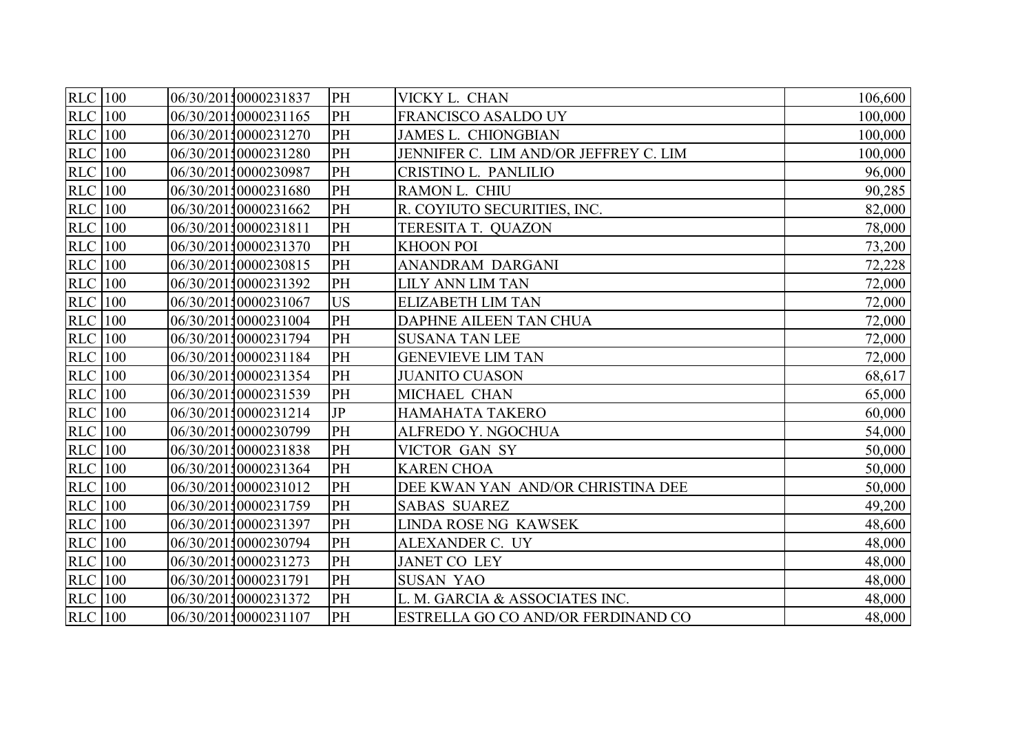| RLC | 100 | 06/30/2015 | 0000231837 | PH | VICKY L. CHAN | 106,600 |
|---|---|---|---|---|---|---|
| RLC | 100 | 06/30/2015 | 0000231165 | PH | FRANCISCO ASALDO UY | 100,000 |
| RLC | 100 | 06/30/2015 | 0000231270 | PH | JAMES L. CHIONGBIAN | 100,000 |
| RLC | 100 | 06/30/2015 | 0000231280 | PH | JENNIFER C. LIM AND/OR JEFFREY C. LIM | 100,000 |
| RLC | 100 | 06/30/2015 | 0000230987 | PH | CRISTINO L. PANLILIO | 96,000 |
| RLC | 100 | 06/30/2015 | 0000231680 | PH | RAMON L. CHIU | 90,285 |
| RLC | 100 | 06/30/2015 | 0000231662 | PH | R. COYIUTO SECURITIES, INC. | 82,000 |
| RLC | 100 | 06/30/2015 | 0000231811 | PH | TERESITA T. QUAZON | 78,000 |
| RLC | 100 | 06/30/2015 | 0000231370 | PH | KHOON POI | 73,200 |
| RLC | 100 | 06/30/2015 | 0000230815 | PH | ANANDRAM DARGANI | 72,228 |
| RLC | 100 | 06/30/2015 | 0000231392 | PH | LILY ANN LIM TAN | 72,000 |
| RLC | 100 | 06/30/2015 | 0000231067 | US | ELIZABETH LIM TAN | 72,000 |
| RLC | 100 | 06/30/2015 | 0000231004 | PH | DAPHNE AILEEN TAN CHUA | 72,000 |
| RLC | 100 | 06/30/2015 | 0000231794 | PH | SUSANA TAN LEE | 72,000 |
| RLC | 100 | 06/30/2015 | 0000231184 | PH | GENEVIEVE LIM TAN | 72,000 |
| RLC | 100 | 06/30/2015 | 0000231354 | PH | JUANITO CUASON | 68,617 |
| RLC | 100 | 06/30/2015 | 0000231539 | PH | MICHAEL CHAN | 65,000 |
| RLC | 100 | 06/30/2015 | 0000231214 | JP | HAMAHATA TAKERO | 60,000 |
| RLC | 100 | 06/30/2015 | 0000230799 | PH | ALFREDO Y. NGOCHUA | 54,000 |
| RLC | 100 | 06/30/2015 | 0000231838 | PH | VICTOR GAN SY | 50,000 |
| RLC | 100 | 06/30/2015 | 0000231364 | PH | KAREN CHOA | 50,000 |
| RLC | 100 | 06/30/2015 | 0000231012 | PH | DEE KWAN YAN AND/OR CHRISTINA DEE | 50,000 |
| RLC | 100 | 06/30/2015 | 0000231759 | PH | SABAS SUAREZ | 49,200 |
| RLC | 100 | 06/30/2015 | 0000231397 | PH | LINDA ROSE NG KAWSEK | 48,600 |
| RLC | 100 | 06/30/2015 | 0000230794 | PH | ALEXANDER C. UY | 48,000 |
| RLC | 100 | 06/30/2015 | 0000231273 | PH | JANET CO LEY | 48,000 |
| RLC | 100 | 06/30/2015 | 0000231791 | PH | SUSAN YAO | 48,000 |
| RLC | 100 | 06/30/2015 | 0000231372 | PH | L. M. GARCIA & ASSOCIATES INC. | 48,000 |
| RLC | 100 | 06/30/2015 | 0000231107 | PH | ESTRELLA GO CO AND/OR FERDINAND CO | 48,000 |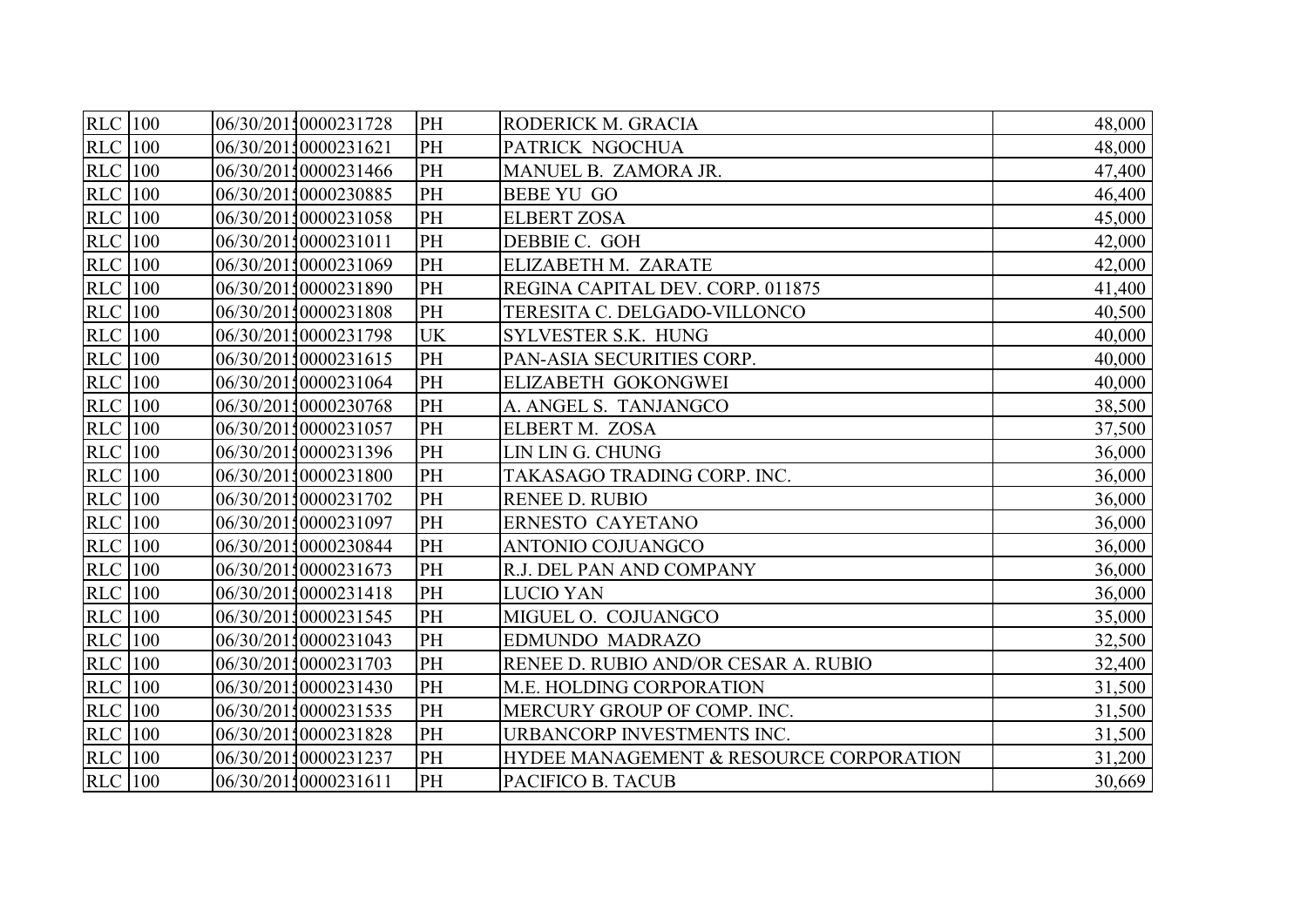| RLC | 100 | 06/30/2015 | 0000231728 | PH | RODERICK M. GRACIA | 48,000 |
|---|---|---|---|---|---|---|
| RLC | 100 | 06/30/2015 | 0000231621 | PH | PATRICK NGOCHUA | 48,000 |
| RLC | 100 | 06/30/2015 | 0000231466 | PH | MANUEL B. ZAMORA JR. | 47,400 |
| RLC | 100 | 06/30/2015 | 0000230885 | PH | BEBE YU GO | 46,400 |
| RLC | 100 | 06/30/2015 | 0000231058 | PH | ELBERT ZOSA | 45,000 |
| RLC | 100 | 06/30/2015 | 0000231011 | PH | DEBBIE C. GOH | 42,000 |
| RLC | 100 | 06/30/2015 | 0000231069 | PH | ELIZABETH M. ZARATE | 42,000 |
| RLC | 100 | 06/30/2015 | 0000231890 | PH | REGINA CAPITAL DEV. CORP. 011875 | 41,400 |
| RLC | 100 | 06/30/2015 | 0000231808 | PH | TERESITA C. DELGADO-VILLONCO | 40,500 |
| RLC | 100 | 06/30/2015 | 0000231798 | UK | SYLVESTER S.K. HUNG | 40,000 |
| RLC | 100 | 06/30/2015 | 0000231615 | PH | PAN-ASIA SECURITIES CORP. | 40,000 |
| RLC | 100 | 06/30/2015 | 0000231064 | PH | ELIZABETH GOKONGWEI | 40,000 |
| RLC | 100 | 06/30/2015 | 0000230768 | PH | A. ANGEL S. TANJANGCO | 38,500 |
| RLC | 100 | 06/30/2015 | 0000231057 | PH | ELBERT M. ZOSA | 37,500 |
| RLC | 100 | 06/30/2015 | 0000231396 | PH | LIN LIN G. CHUNG | 36,000 |
| RLC | 100 | 06/30/2015 | 0000231800 | PH | TAKASAGO TRADING CORP. INC. | 36,000 |
| RLC | 100 | 06/30/2015 | 0000231702 | PH | RENEE D. RUBIO | 36,000 |
| RLC | 100 | 06/30/2015 | 0000231097 | PH | ERNESTO CAYETANO | 36,000 |
| RLC | 100 | 06/30/2015 | 0000230844 | PH | ANTONIO COJUANGCO | 36,000 |
| RLC | 100 | 06/30/2015 | 0000231673 | PH | R.J. DEL PAN AND COMPANY | 36,000 |
| RLC | 100 | 06/30/2015 | 0000231418 | PH | LUCIO YAN | 36,000 |
| RLC | 100 | 06/30/2015 | 0000231545 | PH | MIGUEL O. COJUANGCO | 35,000 |
| RLC | 100 | 06/30/2015 | 0000231043 | PH | EDMUNDO MADRAZO | 32,500 |
| RLC | 100 | 06/30/2015 | 0000231703 | PH | RENEE D. RUBIO AND/OR CESAR A. RUBIO | 32,400 |
| RLC | 100 | 06/30/2015 | 0000231430 | PH | M.E. HOLDING CORPORATION | 31,500 |
| RLC | 100 | 06/30/2015 | 0000231535 | PH | MERCURY GROUP OF COMP. INC. | 31,500 |
| RLC | 100 | 06/30/2015 | 0000231828 | PH | URBANCORP INVESTMENTS INC. | 31,500 |
| RLC | 100 | 06/30/2015 | 0000231237 | PH | HYDEE MANAGEMENT & RESOURCE CORPORATION | 31,200 |
| RLC | 100 | 06/30/2015 | 0000231611 | PH | PACIFICO B. TACUB | 30,669 |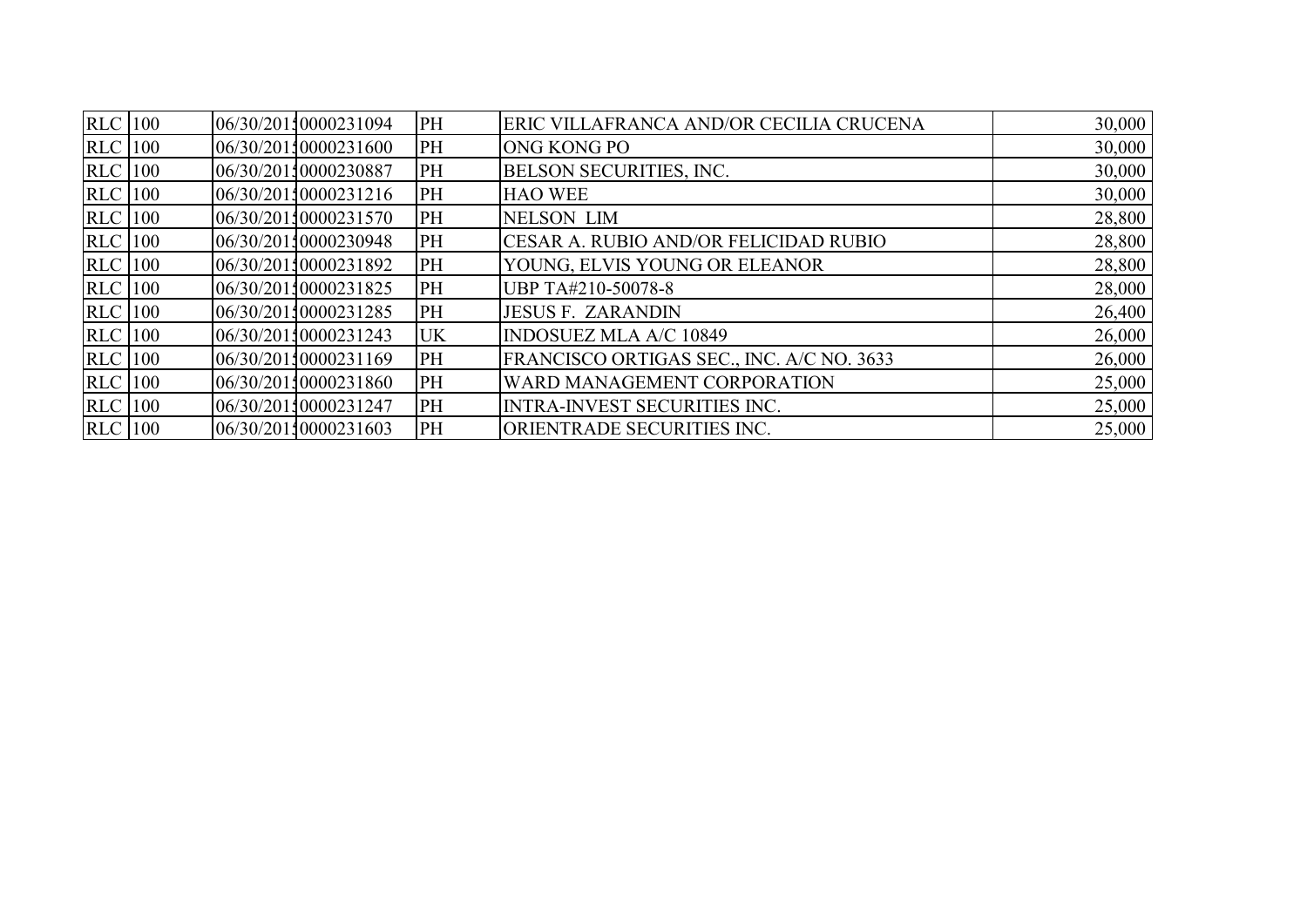| | | | | | | |
|---|---|---|---|---|---|---|
| RLC | 100 | 06/30/2015 | 0000231094 | PH | ERIC VILLAFRANCA AND/OR CECILIA CRUCENA | 30,000 |
| RLC | 100 | 06/30/2015 | 0000231600 | PH | ONG KONG PO | 30,000 |
| RLC | 100 | 06/30/2015 | 0000230887 | PH | BELSON SECURITIES, INC. | 30,000 |
| RLC | 100 | 06/30/2015 | 0000231216 | PH | HAO WEE | 30,000 |
| RLC | 100 | 06/30/2015 | 0000231570 | PH | NELSON LIM | 28,800 |
| RLC | 100 | 06/30/2015 | 0000230948 | PH | CESAR A. RUBIO AND/OR FELICIDAD RUBIO | 28,800 |
| RLC | 100 | 06/30/2015 | 0000231892 | PH | YOUNG, ELVIS YOUNG OR ELEANOR | 28,800 |
| RLC | 100 | 06/30/2015 | 0000231825 | PH | UBP TA#210-50078-8 | 28,000 |
| RLC | 100 | 06/30/2015 | 0000231285 | PH | JESUS F. ZARANDIN | 26,400 |
| RLC | 100 | 06/30/2015 | 0000231243 | UK | INDOSUEZ MLA A/C 10849 | 26,000 |
| RLC | 100 | 06/30/2015 | 0000231169 | PH | FRANCISCO ORTIGAS SEC., INC. A/C NO. 3633 | 26,000 |
| RLC | 100 | 06/30/2015 | 0000231860 | PH | WARD MANAGEMENT CORPORATION | 25,000 |
| RLC | 100 | 06/30/2015 | 0000231247 | PH | INTRA-INVEST SECURITIES INC. | 25,000 |
| RLC | 100 | 06/30/2015 | 0000231603 | PH | ORIENTRADE SECURITIES INC. | 25,000 |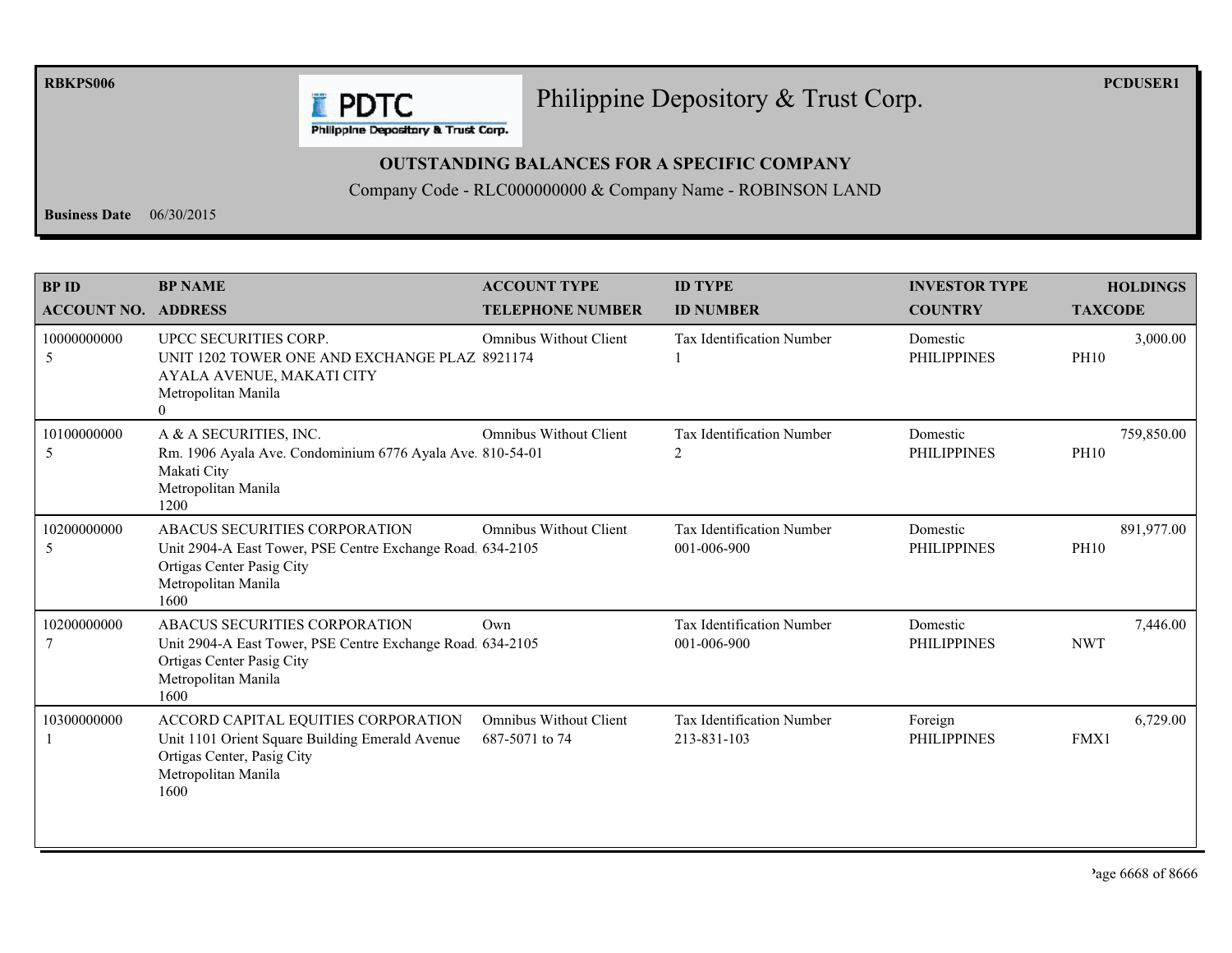RBKPS006

Philippine Depository & Trust Corp.

PCDUSER1

**OUTSTANDING BALANCES FOR A SPECIFIC COMPANY**

Company Code - RLC000000000 & Company Name - ROBINSON LAND

**Business Date** 06/30/2015

| BP ID<br>ACCOUNT NO. | BP NAME<br>ADDRESS | ACCOUNT TYPE<br>TELEPHONE NUMBER | ID TYPE<br>ID NUMBER | INVESTOR TYPE<br>COUNTRY | HOLDINGS<br>TAXCODE |
|---|---|---|---|---|---|
| 10000000000<br>5 | UPCC SECURITIES CORP.<br>UNIT 1202 TOWER ONE AND EXCHANGE PLAZ<br>AYALA AVENUE, MAKATI CITY<br>Metropolitan Manila<br>0 | Omnibus Without Client<br>8921174 | Tax Identification Number<br>1 | Domestic<br>PHILIPPINES | 3,000.00<br>PH10 |
| 10100000000<br>5 | A & A SECURITIES, INC.<br>Rm. 1906 Ayala Ave. Condominium 6776 Ayala Ave.<br>Makati City<br>Metropolitan Manila<br>1200 | Omnibus Without Client<br>810-54-01 | Tax Identification Number<br>2 | Domestic<br>PHILIPPINES | 759,850.00<br>PH10 |
| 10200000000<br>5 | ABACUS SECURITIES CORPORATION<br>Unit 2904-A East Tower, PSE Centre Exchange Road.<br>Ortigas Center Pasig City<br>Metropolitan Manila<br>1600 | Omnibus Without Client<br>634-2105 | Tax Identification Number<br>001-006-900 | Domestic<br>PHILIPPINES | 891,977.00<br>PH10 |
| 10200000000<br>7 | ABACUS SECURITIES CORPORATION<br>Unit 2904-A East Tower, PSE Centre Exchange Road.<br>Ortigas Center Pasig City<br>Metropolitan Manila<br>1600 | Own<br>634-2105 | Tax Identification Number<br>001-006-900 | Domestic<br>PHILIPPINES | 7,446.00<br>NWT |
| 10300000000<br>1 | ACCORD CAPITAL EQUITIES CORPORATION<br>Unit 1101 Orient Square Building Emerald Avenue<br>Ortigas Center, Pasig City<br>Metropolitan Manila<br>1600 | Omnibus Without Client<br>687-5071 to 74 | Tax Identification Number<br>213-831-103 | Foreign<br>PHILIPPINES | 6,729.00<br>FMX1 |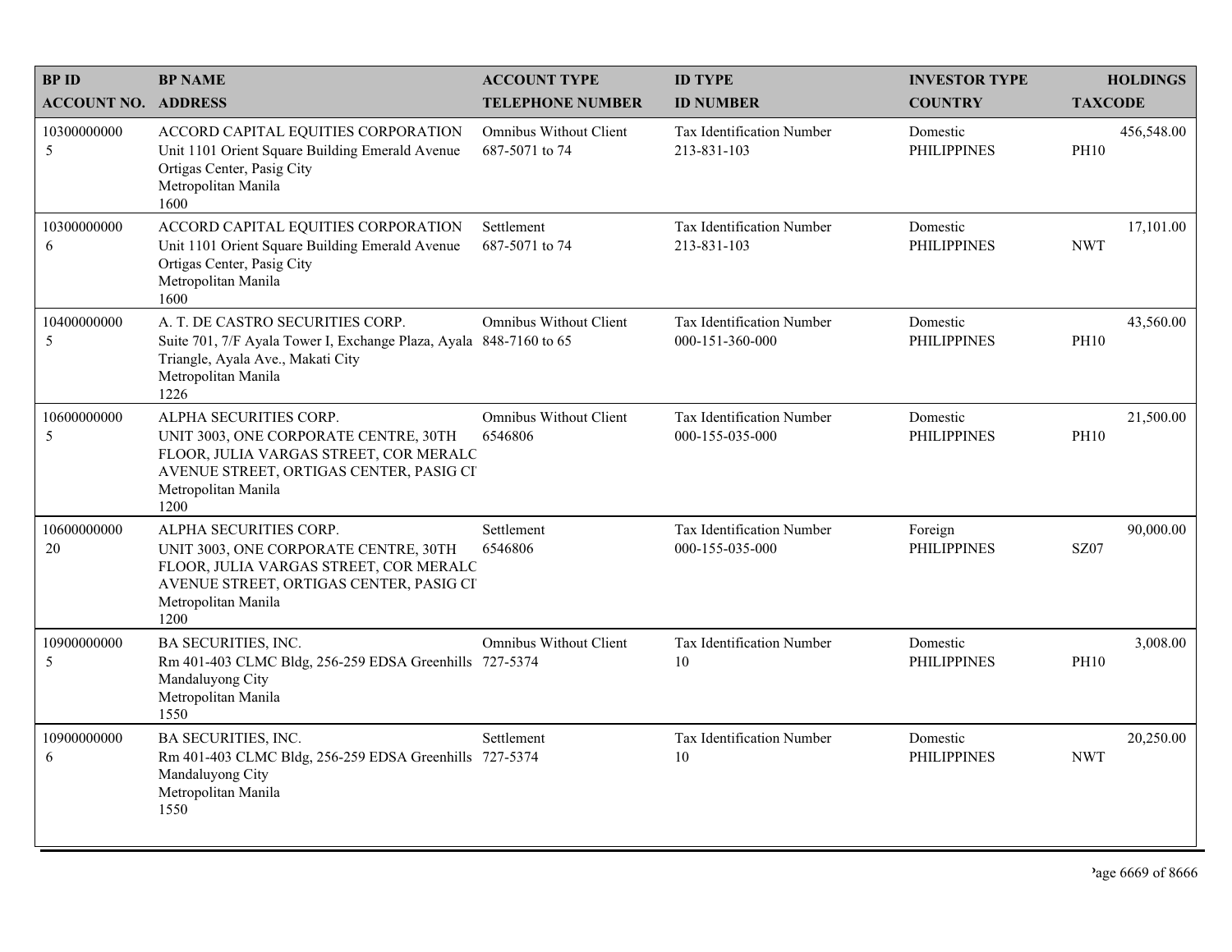| BP ID<br>ACCOUNT NO. | BP NAME<br>ADDRESS | ACCOUNT TYPE<br>TELEPHONE NUMBER | ID TYPE<br>ID NUMBER | INVESTOR TYPE<br>COUNTRY | HOLDINGS<br>TAXCODE |
|---|---|---|---|---|---|
| 10300000000<br>5 | ACCORD CAPITAL EQUITIES CORPORATION<br>Unit 1101 Orient Square Building Emerald Avenue Ortigas Center, Pasig City<br>Metropolitan Manila<br>1600 | Omnibus Without Client<br>687-5071 to 74 | Tax Identification Number<br>213-831-103 | Domestic<br>PHILIPPINES | 456,548.00<br>PH10 |
| 10300000000<br>6 | ACCORD CAPITAL EQUITIES CORPORATION<br>Unit 1101 Orient Square Building Emerald Avenue Ortigas Center, Pasig City<br>Metropolitan Manila<br>1600 | Settlement<br>687-5071 to 74 | Tax Identification Number<br>213-831-103 | Domestic<br>PHILIPPINES | 17,101.00<br>NWT |
| 10400000000<br>5 | A. T. DE CASTRO SECURITIES CORP.<br>Suite 701, 7/F Ayala Tower I, Exchange Plaza, Ayala Triangle, Ayala Ave., Makati City<br>Metropolitan Manila<br>1226 | Omnibus Without Client<br>848-7160 to 65 | Tax Identification Number<br>000-151-360-000 | Domestic<br>PHILIPPINES | 43,560.00<br>PH10 |
| 10600000000<br>5 | ALPHA SECURITIES CORP.<br>UNIT 3003, ONE CORPORATE CENTRE, 30TH FLOOR, JULIA VARGAS STREET, COR MERALC AVENUE STREET, ORTIGAS CENTER, PASIG CI<br>Metropolitan Manila<br>1200 | Omnibus Without Client<br>6546806 | Tax Identification Number<br>000-155-035-000 | Domestic<br>PHILIPPINES | 21,500.00<br>PH10 |
| 10600000000<br>20 | ALPHA SECURITIES CORP.<br>UNIT 3003, ONE CORPORATE CENTRE, 30TH FLOOR, JULIA VARGAS STREET, COR MERALC AVENUE STREET, ORTIGAS CENTER, PASIG CI<br>Metropolitan Manila<br>1200 | Settlement<br>6546806 | Tax Identification Number<br>000-155-035-000 | Foreign<br>PHILIPPINES | 90,000.00<br>SZ07 |
| 10900000000<br>5 | BA SECURITIES, INC.<br>Rm 401-403 CLMC Bldg, 256-259 EDSA Greenhills Mandaluyong City<br>Metropolitan Manila<br>1550 | Omnibus Without Client<br>727-5374 | Tax Identification Number<br>10 | Domestic<br>PHILIPPINES | 3,008.00<br>PH10 |
| 10900000000<br>6 | BA SECURITIES, INC.<br>Rm 401-403 CLMC Bldg, 256-259 EDSA Greenhills Mandaluyong City<br>Metropolitan Manila<br>1550 | Settlement<br>727-5374 | Tax Identification Number<br>10 | Domestic<br>PHILIPPINES | 20,250.00<br>NWT |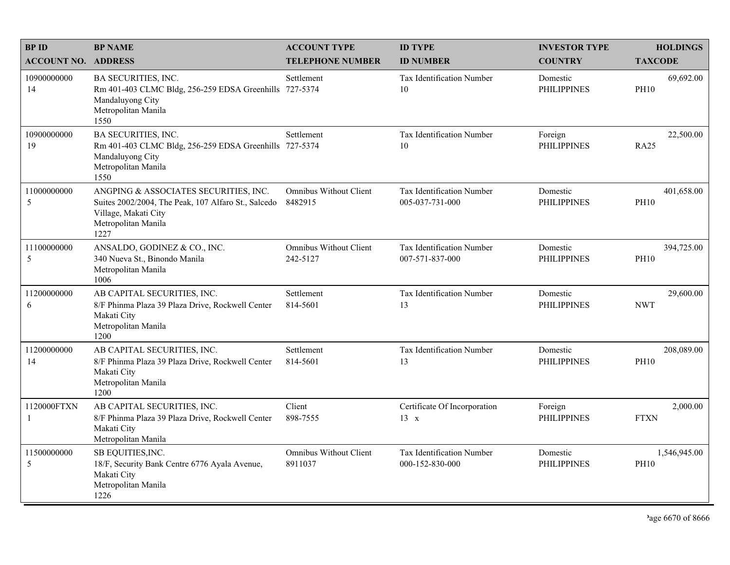| BP ID<br>ACCOUNT NO. | BP NAME<br>ADDRESS | ACCOUNT TYPE<br>TELEPHONE NUMBER | ID TYPE<br>ID NUMBER | INVESTOR TYPE<br>COUNTRY | HOLDINGS<br>TAXCODE |
|---|---|---|---|---|---|
| 10900000000<br>14 | BA SECURITIES, INC.<br>Rm 401-403 CLMC Bldg, 256-259 EDSA Greenhills<br>Mandaluyong City<br>Metropolitan Manila<br>1550 | Settlement<br>727-5374 | Tax Identification Number<br>10 | Domestic<br>PHILIPPINES | 69,692.00<br>PH10 |
| 10900000000<br>19 | BA SECURITIES, INC.<br>Rm 401-403 CLMC Bldg, 256-259 EDSA Greenhills<br>Mandaluyong City<br>Metropolitan Manila<br>1550 | Settlement<br>727-5374 | Tax Identification Number<br>10 | Foreign<br>PHILIPPINES | 22,500.00<br>RA25 |
| 11000000000<br>5 | ANGPING & ASSOCIATES SECURITIES, INC.<br>Suites 2002/2004, The Peak, 107 Alfaro St., Salcedo Village, Makati City<br>Metropolitan Manila<br>1227 | Omnibus Without Client<br>8482915 | Tax Identification Number<br>005-037-731-000 | Domestic<br>PHILIPPINES | 401,658.00<br>PH10 |
| 11100000000<br>5 | ANSALDO, GODINEZ & CO., INC.<br>340 Nueva St., Binondo Manila<br>Metropolitan Manila<br>1006 | Omnibus Without Client<br>242-5127 | Tax Identification Number<br>007-571-837-000 | Domestic<br>PHILIPPINES | 394,725.00<br>PH10 |
| 11200000000<br>6 | AB CAPITAL SECURITIES, INC.<br>8/F Phinma Plaza 39 Plaza Drive, Rockwell Center<br>Makati City<br>Metropolitan Manila<br>1200 | Settlement<br>814-5601 | Tax Identification Number<br>13 | Domestic<br>PHILIPPINES | 29,600.00<br>NWT |
| 11200000000<br>14 | AB CAPITAL SECURITIES, INC.<br>8/F Phinma Plaza 39 Plaza Drive, Rockwell Center<br>Makati City<br>Metropolitan Manila<br>1200 | Settlement<br>814-5601 | Tax Identification Number<br>13 | Domestic<br>PHILIPPINES | 208,089.00<br>PH10 |
| 1120000FTXN<br>1 | AB CAPITAL SECURITIES, INC.<br>8/F Phinma Plaza 39 Plaza Drive, Rockwell Center<br>Makati City<br>Metropolitan Manila | Client<br>898-7555 | Certificate Of Incorporation<br>13 x | Foreign<br>PHILIPPINES | 2,000.00<br>FTXN |
| 11500000000<br>5 | SB EQUITIES,INC.<br>18/F, Security Bank Centre 6776 Ayala Avenue,<br>Makati City<br>Metropolitan Manila<br>1226 | Omnibus Without Client<br>8911037 | Tax Identification Number<br>000-152-830-000 | Domestic<br>PHILIPPINES | 1,546,945.00<br>PH10 |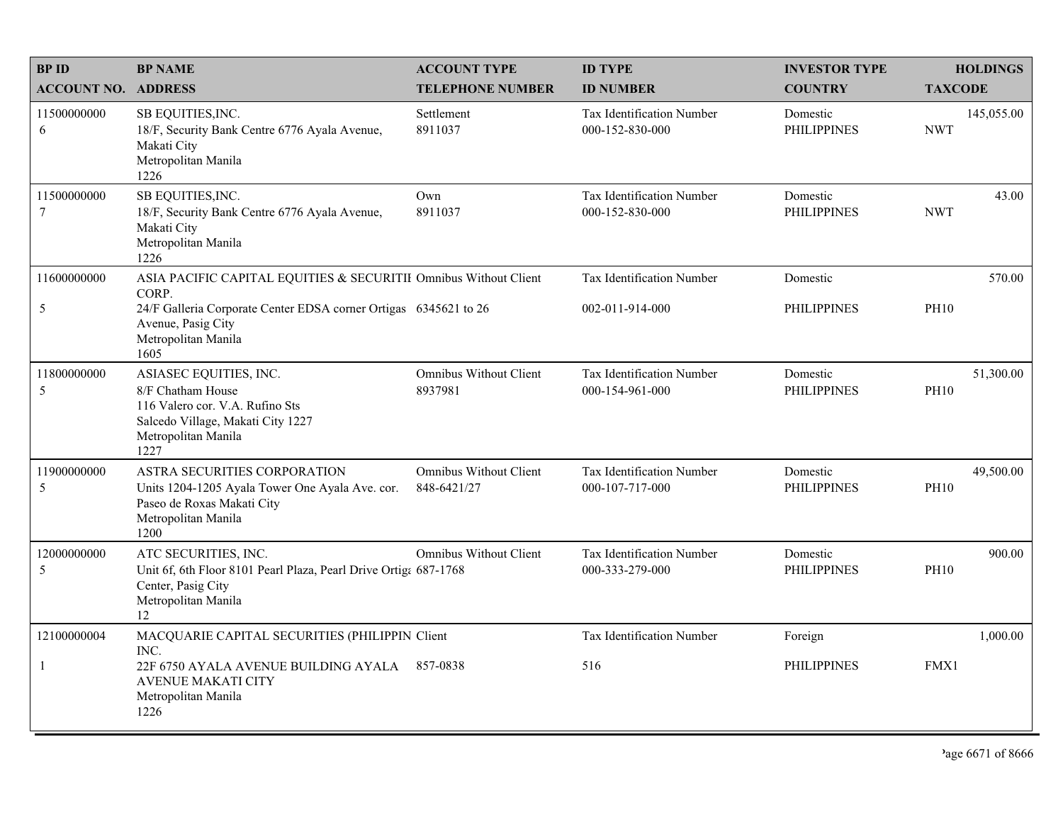| BP ID<br>ACCOUNT NO. | BP NAME<br>ADDRESS | ACCOUNT TYPE<br>TELEPHONE NUMBER | ID TYPE<br>ID NUMBER | INVESTOR TYPE<br>COUNTRY | HOLDINGS<br>TAXCODE |
|---|---|---|---|---|---|
| 11500000000<br>6 | SB EQUITIES,INC.<br>18/F, Security Bank Centre 6776 Ayala Avenue, Makati City<br>Metropolitan Manila<br>1226 | Settlement<br>8911037 | Tax Identification Number<br>000-152-830-000 | Domestic<br>PHILIPPINES | 145,055.00<br>NWT |
| 11500000000<br>7 | SB EQUITIES,INC.<br>18/F, Security Bank Centre 6776 Ayala Avenue, Makati City<br>Metropolitan Manila<br>1226 | Own<br>8911037 | Tax Identification Number<br>000-152-830-000 | Domestic<br>PHILIPPINES | 43.00<br>NWT |
| 11600000000<br>5 | ASIA PACIFIC CAPITAL EQUITIES & SECURITII CORP.<br>24/F Galleria Corporate Center EDSA corner Ortigas Avenue, Pasig City<br>Metropolitan Manila<br>1605 | Omnibus Without Client<br>6345621 to 26 | Tax Identification Number<br>002-011-914-000 | Domestic<br>PHILIPPINES | 570.00<br>PH10 |
| 11800000000<br>5 | ASIASEC EQUITIES, INC.<br>8/F Chatham House<br>116 Valero cor. V.A. Rufino Sts<br>Salcedo Village, Makati City 1227<br>Metropolitan Manila<br>1227 | Omnibus Without Client<br>8937981 | Tax Identification Number<br>000-154-961-000 | Domestic<br>PHILIPPINES | 51,300.00<br>PH10 |
| 11900000000<br>5 | ASTRA SECURITIES CORPORATION<br>Units 1204-1205 Ayala Tower One Ayala Ave. cor. Paseo de Roxas Makati City<br>Metropolitan Manila<br>1200 | Omnibus Without Client<br>848-6421/27 | Tax Identification Number<br>000-107-717-000 | Domestic<br>PHILIPPINES | 49,500.00<br>PH10 |
| 12000000000<br>5 | ATC SECURITIES, INC.<br>Unit 6f, 6th Floor 8101 Pearl Plaza, Pearl Drive Ortiga Center, Pasig City<br>Metropolitan Manila<br>12 | Omnibus Without Client<br>687-1768 | Tax Identification Number<br>000-333-279-000 | Domestic<br>PHILIPPINES | 900.00<br>PH10 |
| 12100000004<br>1 | MACQUARIE CAPITAL SECURITIES (PHILIPPIN INC.<br>22F 6750 AYALA AVENUE BUILDING AYALA AVENUE MAKATI CITY<br>Metropolitan Manila<br>1226 | Client<br>857-0838 | Tax Identification Number<br>516 | Foreign<br>PHILIPPINES | 1,000.00<br>FMX1 |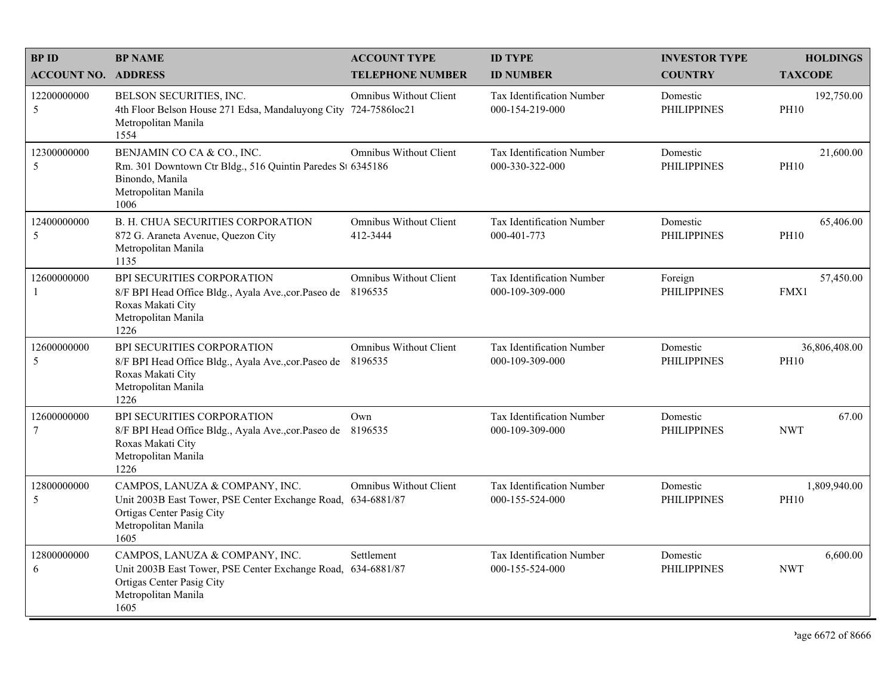| BP ID<br>ACCOUNT NO. | BP NAME<br>ADDRESS | ACCOUNT TYPE<br>TELEPHONE NUMBER | ID TYPE<br>ID NUMBER | INVESTOR TYPE<br>COUNTRY | HOLDINGS<br>TAXCODE |
|---|---|---|---|---|---|
| 12200000000<br>5 | BELSON SECURITIES, INC.<br>4th Floor Belson House 271 Edsa, Mandaluyong City<br>Metropolitan Manila<br>1554 | Omnibus Without Client<br>724-7586loc21 | Tax Identification Number<br>000-154-219-000 | Domestic<br>PHILIPPINES | 192,750.00<br>PH10 |
| 12300000000<br>5 | BENJAMIN CO CA & CO., INC.<br>Rm. 301 Downtown Ctr Bldg., 516 Quintin Paredes St<br>Binondo, Manila<br>Metropolitan Manila<br>1006 | Omnibus Without Client<br>6345186 | Tax Identification Number<br>000-330-322-000 | Domestic<br>PHILIPPINES | 21,600.00<br>PH10 |
| 12400000000<br>5 | B. H. CHUA SECURITIES CORPORATION<br>872 G. Araneta Avenue, Quezon City<br>Metropolitan Manila<br>1135 | Omnibus Without Client<br>412-3444 | Tax Identification Number<br>000-401-773 | Domestic<br>PHILIPPINES | 65,406.00<br>PH10 |
| 12600000000<br>1 | BPI SECURITIES CORPORATION<br>8/F BPI Head Office Bldg., Ayala Ave.,cor.Paseo de<br>Roxas Makati City<br>Metropolitan Manila<br>1226 | Omnibus Without Client<br>8196535 | Tax Identification Number<br>000-109-309-000 | Foreign<br>PHILIPPINES | 57,450.00<br>FMX1 |
| 12600000000<br>5 | BPI SECURITIES CORPORATION<br>8/F BPI Head Office Bldg., Ayala Ave.,cor.Paseo de<br>Roxas Makati City<br>Metropolitan Manila<br>1226 | Omnibus Without Client<br>8196535 | Tax Identification Number<br>000-109-309-000 | Domestic<br>PHILIPPINES | 36,806,408.00<br>PH10 |
| 12600000000<br>7 | BPI SECURITIES CORPORATION<br>8/F BPI Head Office Bldg., Ayala Ave.,cor.Paseo de<br>Roxas Makati City<br>Metropolitan Manila<br>1226 | Own<br>8196535 | Tax Identification Number<br>000-109-309-000 | Domestic<br>PHILIPPINES | 67.00<br>NWT |
| 12800000000<br>5 | CAMPOS, LANUZA & COMPANY, INC.<br>Unit 2003B East Tower, PSE Center Exchange Road,<br>Ortigas Center Pasig City<br>Metropolitan Manila<br>1605 | Omnibus Without Client<br>634-6881/87 | Tax Identification Number<br>000-155-524-000 | Domestic<br>PHILIPPINES | 1,809,940.00<br>PH10 |
| 12800000000<br>6 | CAMPOS, LANUZA & COMPANY, INC.<br>Unit 2003B East Tower, PSE Center Exchange Road,<br>Ortigas Center Pasig City<br>Metropolitan Manila<br>1605 | Settlement<br>634-6881/87 | Tax Identification Number<br>000-155-524-000 | Domestic<br>PHILIPPINES | 6,600.00<br>NWT |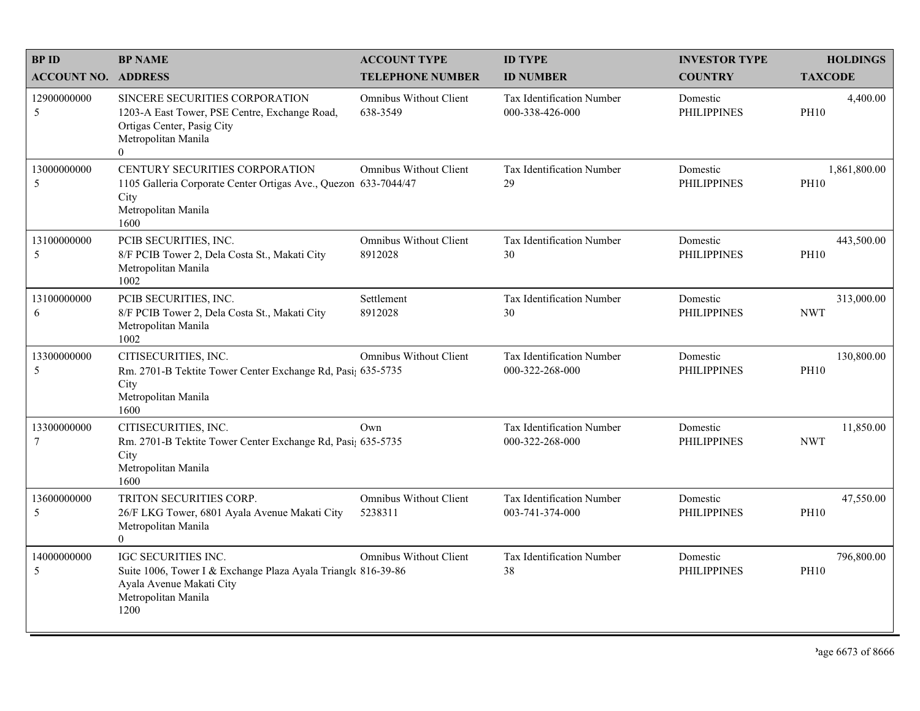| BP ID<br>ACCOUNT NO. | BP NAME<br>ADDRESS | ACCOUNT TYPE<br>TELEPHONE NUMBER | ID TYPE<br>ID NUMBER | INVESTOR TYPE<br>COUNTRY | HOLDINGS<br>TAXCODE |
|---|---|---|---|---|---|
| 12900000000<br>5 | SINCERE SECURITIES CORPORATION<br>1203-A East Tower, PSE Centre, Exchange Road, Ortigas Center, Pasig City<br>Metropolitan Manila<br>0 | Omnibus Without Client<br>638-3549 | Tax Identification Number<br>000-338-426-000 | Domestic<br>PHILIPPINES | 4,400.00<br>PH10 |
| 13000000000<br>5 | CENTURY SECURITIES CORPORATION<br>1105 Galleria Corporate Center Ortigas Ave., Quezon City<br>Metropolitan Manila<br>1600 | Omnibus Without Client<br>633-7044/47 | Tax Identification Number<br>29 | Domestic<br>PHILIPPINES | 1,861,800.00<br>PH10 |
| 13100000000<br>5 | PCIB SECURITIES, INC.<br>8/F PCIB Tower 2, Dela Costa St., Makati City<br>Metropolitan Manila<br>1002 | Omnibus Without Client<br>8912028 | Tax Identification Number<br>30 | Domestic<br>PHILIPPINES | 443,500.00<br>PH10 |
| 13100000000<br>6 | PCIB SECURITIES, INC.<br>8/F PCIB Tower 2, Dela Costa St., Makati City<br>Metropolitan Manila<br>1002 | Settlement<br>8912028 | Tax Identification Number<br>30 | Domestic<br>PHILIPPINES | 313,000.00<br>NWT |
| 13300000000<br>5 | CITISECURITIES, INC.<br>Rm. 2701-B Tektite Tower Center Exchange Rd, Pasig City<br>Metropolitan Manila<br>1600 | Omnibus Without Client<br>635-5735 | Tax Identification Number<br>000-322-268-000 | Domestic<br>PHILIPPINES | 130,800.00<br>PH10 |
| 13300000000<br>7 | CITISECURITIES, INC.<br>Rm. 2701-B Tektite Tower Center Exchange Rd, Pasig City<br>Metropolitan Manila<br>1600 | Own<br>635-5735 | Tax Identification Number<br>000-322-268-000 | Domestic<br>PHILIPPINES | 11,850.00<br>NWT |
| 13600000000<br>5 | TRITON SECURITIES CORP.<br>26/F LKG Tower, 6801 Ayala Avenue Makati City<br>Metropolitan Manila<br>0 | Omnibus Without Client<br>5238311 | Tax Identification Number<br>003-741-374-000 | Domestic<br>PHILIPPINES | 47,550.00<br>PH10 |
| 14000000000<br>5 | IGC SECURITIES INC.<br>Suite 1006, Tower I & Exchange Plaza Ayala Triangle Ayala Avenue Makati City<br>Metropolitan Manila<br>1200 | Omnibus Without Client<br>816-39-86 | Tax Identification Number<br>38 | Domestic<br>PHILIPPINES | 796,800.00<br>PH10 |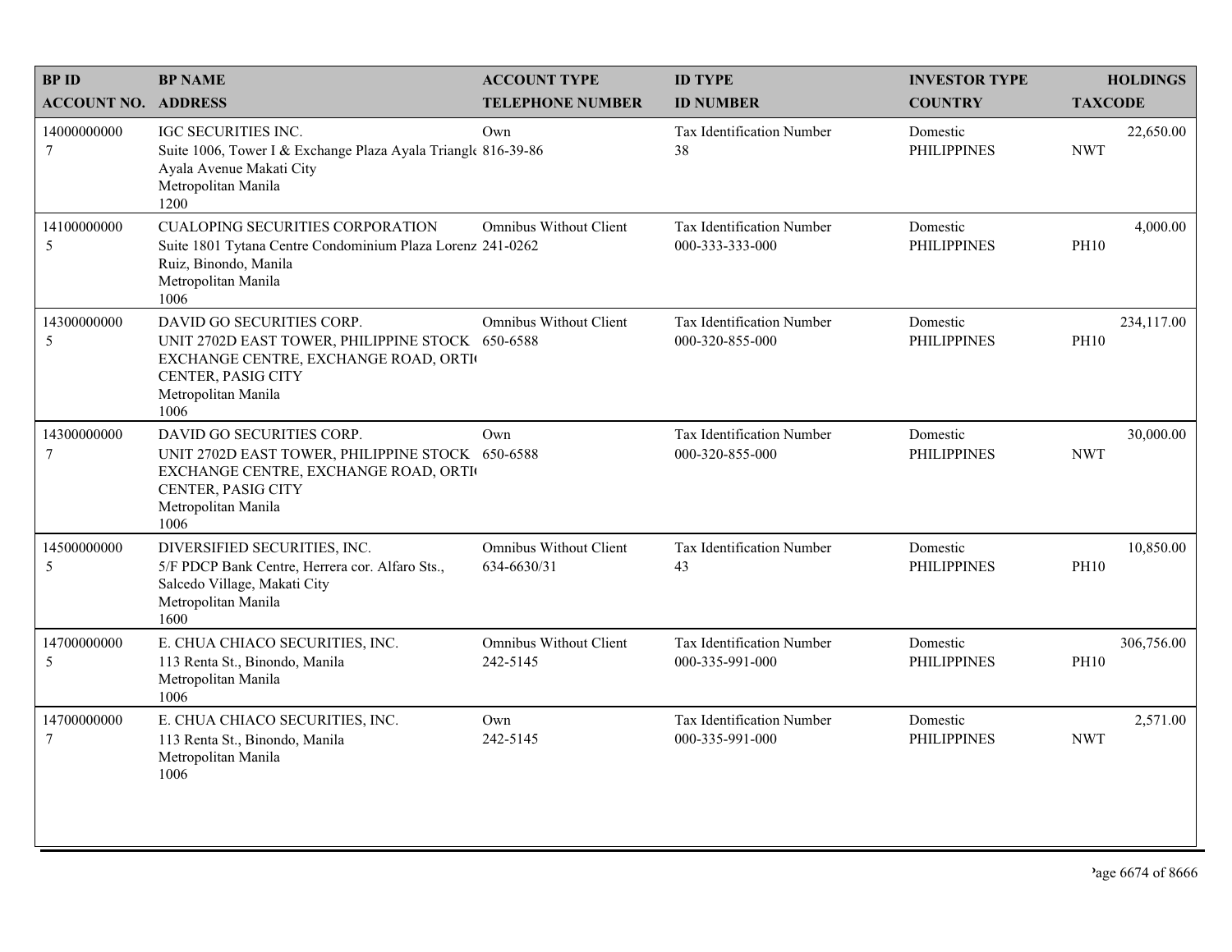| BP ID<br>ACCOUNT NO. | BP NAME<br>ADDRESS | ACCOUNT TYPE<br>TELEPHONE NUMBER | ID TYPE<br>ID NUMBER | INVESTOR TYPE<br>COUNTRY | HOLDINGS<br>TAXCODE |
|---|---|---|---|---|---|
| 14000000000<br>7 | IGC SECURITIES INC.<br>Suite 1006, Tower I & Exchange Plaza Ayala Triangle<br>Ayala Avenue Makati City<br>Metropolitan Manila<br>1200 | Own<br>816-39-86 | Tax Identification Number<br>38 | Domestic<br>PHILIPPINES | 22,650.00<br>NWT |
| 14100000000<br>5 | CUALOPING SECURITIES CORPORATION<br>Suite 1801 Tytana Centre Condominium Plaza Lorenz<br>Ruiz, Binondo, Manila<br>Metropolitan Manila<br>1006 | Omnibus Without Client<br>241-0262 | Tax Identification Number<br>000-333-333-000 | Domestic<br>PHILIPPINES | 4,000.00<br>PH10 |
| 14300000000<br>5 | DAVID GO SECURITIES CORP.<br>UNIT 2702D EAST TOWER, PHILIPPINE STOCK<br>EXCHANGE CENTRE, EXCHANGE ROAD, ORTI<br>CENTER, PASIG CITY<br>Metropolitan Manila<br>1006 | Omnibus Without Client<br>650-6588 | Tax Identification Number<br>000-320-855-000 | Domestic<br>PHILIPPINES | 234,117.00<br>PH10 |
| 14300000000<br>7 | DAVID GO SECURITIES CORP.<br>UNIT 2702D EAST TOWER, PHILIPPINE STOCK<br>EXCHANGE CENTRE, EXCHANGE ROAD, ORTI<br>CENTER, PASIG CITY<br>Metropolitan Manila<br>1006 | Own<br>650-6588 | Tax Identification Number<br>000-320-855-000 | Domestic<br>PHILIPPINES | 30,000.00<br>NWT |
| 14500000000<br>5 | DIVERSIFIED SECURITIES, INC.<br>5/F PDCP Bank Centre, Herrera cor. Alfaro Sts.,<br>Salcedo Village, Makati City<br>Metropolitan Manila<br>1600 | Omnibus Without Client<br>634-6630/31 | Tax Identification Number<br>43 | Domestic<br>PHILIPPINES | 10,850.00<br>PH10 |
| 14700000000<br>5 | E. CHUA CHIACO SECURITIES, INC.<br>113 Renta St., Binondo, Manila<br>Metropolitan Manila<br>1006 | Omnibus Without Client<br>242-5145 | Tax Identification Number<br>000-335-991-000 | Domestic<br>PHILIPPINES | 306,756.00<br>PH10 |
| 14700000000<br>7 | E. CHUA CHIACO SECURITIES, INC.<br>113 Renta St., Binondo, Manila<br>Metropolitan Manila<br>1006 | Own<br>242-5145 | Tax Identification Number<br>000-335-991-000 | Domestic<br>PHILIPPINES | 2,571.00<br>NWT |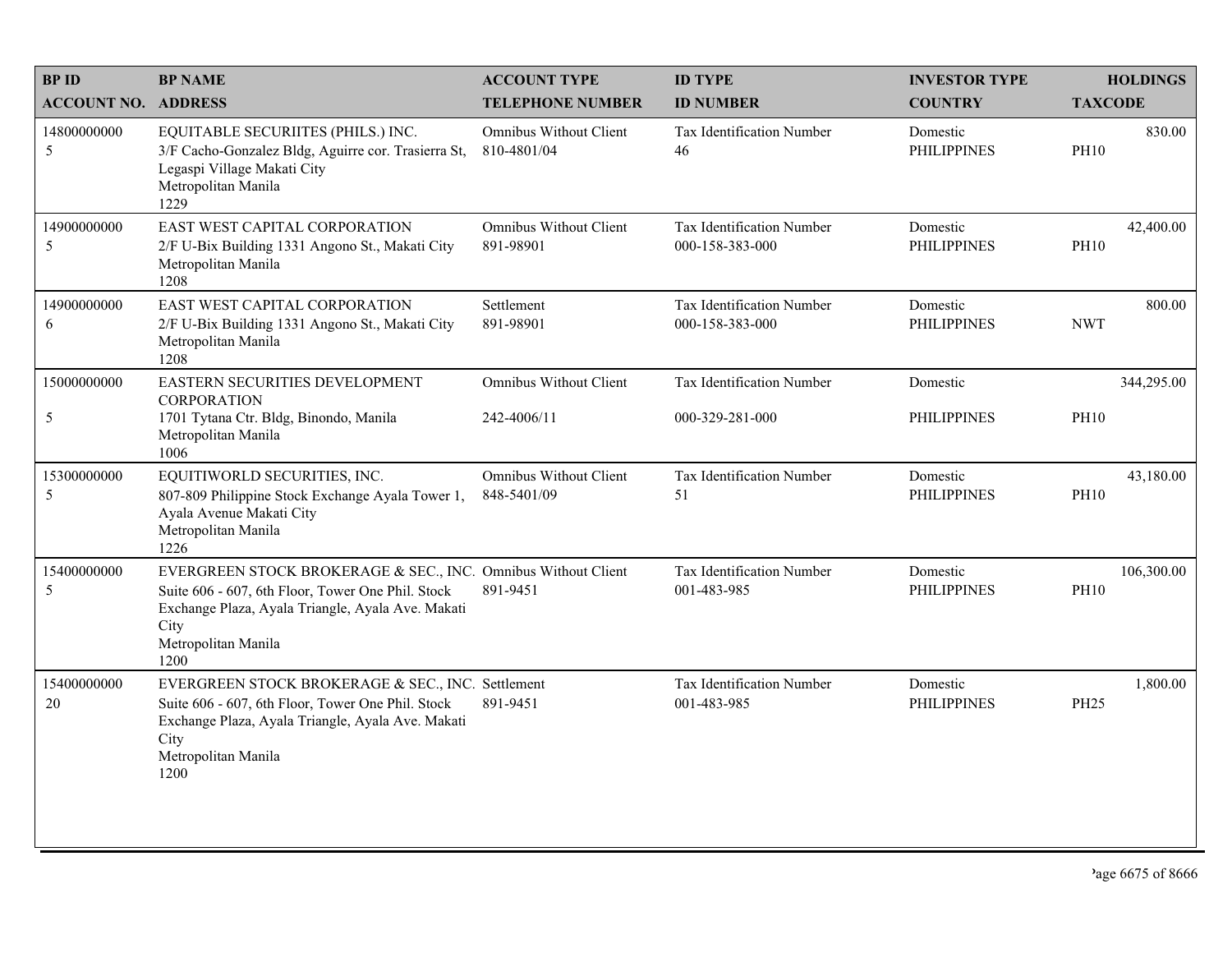| BP ID<br>ACCOUNT NO. | BP NAME<br>ADDRESS | ACCOUNT TYPE<br>TELEPHONE NUMBER | ID TYPE<br>ID NUMBER | INVESTOR TYPE<br>COUNTRY | HOLDINGS<br>TAXCODE |
|---|---|---|---|---|---|
| 14800000000<br>5 | EQUITABLE SECURIITES (PHILS.) INC.<br>3/F Cacho-Gonzalez Bldg, Aguirre cor. Trasierra St, Legaspi Village Makati City<br>Metropolitan Manila<br>1229 | Omnibus Without Client<br>810-4801/04 | Tax Identification Number<br>46 | Domestic<br>PHILIPPINES | 830.00<br>PH10 |
| 14900000000<br>5 | EAST WEST CAPITAL CORPORATION<br>2/F U-Bix Building 1331 Angono St., Makati City<br>Metropolitan Manila<br>1208 | Omnibus Without Client<br>891-98901 | Tax Identification Number<br>000-158-383-000 | Domestic<br>PHILIPPINES | 42,400.00<br>PH10 |
| 14900000000<br>6 | EAST WEST CAPITAL CORPORATION<br>2/F U-Bix Building 1331 Angono St., Makati City<br>Metropolitan Manila<br>1208 | Settlement<br>891-98901 | Tax Identification Number<br>000-158-383-000 | Domestic<br>PHILIPPINES | 800.00<br>NWT |
| 15000000000<br>5 | EASTERN SECURITIES DEVELOPMENT CORPORATION<br>1701 Tytana Ctr. Bldg, Binondo, Manila<br>Metropolitan Manila<br>1006 | Omnibus Without Client<br>242-4006/11 | Tax Identification Number<br>000-329-281-000 | Domestic<br>PHILIPPINES | 344,295.00<br>PH10 |
| 15300000000<br>5 | EQUITIWORLD SECURITIES, INC.<br>807-809 Philippine Stock Exchange Ayala Tower 1, Ayala Avenue Makati City<br>Metropolitan Manila<br>1226 | Omnibus Without Client<br>848-5401/09 | Tax Identification Number<br>51 | Domestic<br>PHILIPPINES | 43,180.00<br>PH10 |
| 15400000000<br>5 | EVERGREEN STOCK BROKERAGE & SEC., INC.<br>Suite 606 - 607, 6th Floor, Tower One Phil. Stock Exchange Plaza, Ayala Triangle, Ayala Ave. Makati City<br>Metropolitan Manila<br>1200 | Omnibus Without Client<br>891-9451 | Tax Identification Number<br>001-483-985 | Domestic<br>PHILIPPINES | 106,300.00<br>PH10 |
| 15400000000<br>20 | EVERGREEN STOCK BROKERAGE & SEC., INC.<br>Suite 606 - 607, 6th Floor, Tower One Phil. Stock Exchange Plaza, Ayala Triangle, Ayala Ave. Makati City<br>Metropolitan Manila<br>1200 | Settlement<br>891-9451 | Tax Identification Number<br>001-483-985 | Domestic<br>PHILIPPINES | 1,800.00<br>PH25 |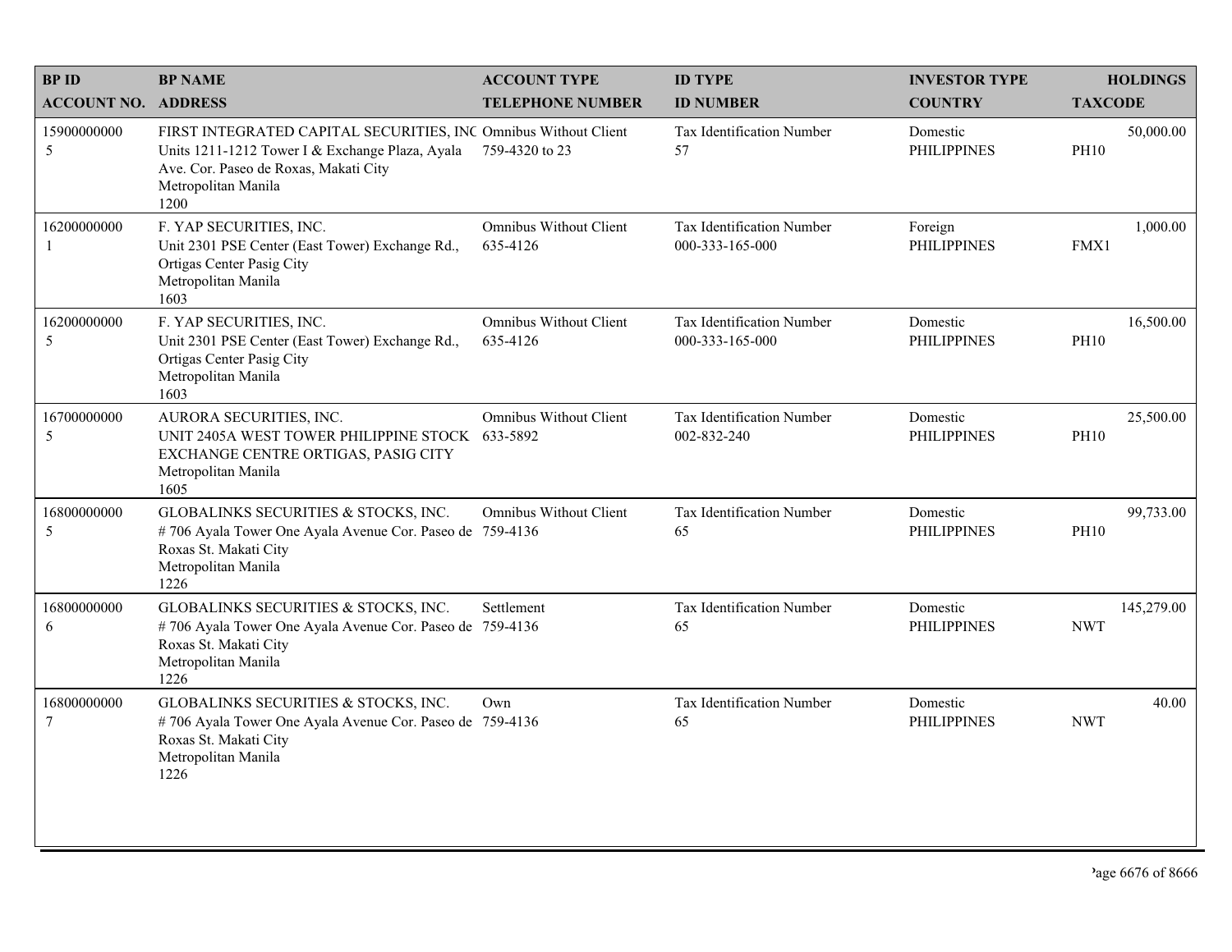| BP ID<br>ACCOUNT NO. | BP NAME<br>ADDRESS | ACCOUNT TYPE<br>TELEPHONE NUMBER | ID TYPE<br>ID NUMBER | INVESTOR TYPE<br>COUNTRY | HOLDINGS<br>TAXCODE |
|---|---|---|---|---|---|
| 15900000000<br>5 | FIRST INTEGRATED CAPITAL SECURITIES, INC<br>Units 1211-1212 Tower I & Exchange Plaza, Ayala Ave. Cor. Paseo de Roxas, Makati City<br>Metropolitan Manila<br>1200 | Omnibus Without Client<br>759-4320 to 23 | Tax Identification Number<br>57 | Domestic<br>PHILIPPINES | 50,000.00<br>PH10 |
| 16200000000<br>1 | F. YAP SECURITIES, INC.<br>Unit 2301 PSE Center (East Tower) Exchange Rd., Ortigas Center Pasig City<br>Metropolitan Manila<br>1603 | Omnibus Without Client<br>635-4126 | Tax Identification Number<br>000-333-165-000 | Foreign<br>PHILIPPINES | 1,000.00<br>FMX1 |
| 16200000000<br>5 | F. YAP SECURITIES, INC.<br>Unit 2301 PSE Center (East Tower) Exchange Rd., Ortigas Center Pasig City<br>Metropolitan Manila<br>1603 | Omnibus Without Client<br>635-4126 | Tax Identification Number<br>000-333-165-000 | Domestic<br>PHILIPPINES | 16,500.00<br>PH10 |
| 16700000000<br>5 | AURORA SECURITIES, INC.<br>UNIT 2405A WEST TOWER PHILIPPINE STOCK EXCHANGE CENTRE ORTIGAS, PASIG CITY<br>Metropolitan Manila<br>1605 | Omnibus Without Client<br>633-5892 | Tax Identification Number<br>002-832-240 | Domestic<br>PHILIPPINES | 25,500.00<br>PH10 |
| 16800000000<br>5 | GLOBALINKS SECURITIES & STOCKS, INC.<br># 706 Ayala Tower One Ayala Avenue Cor. Paseo de Roxas St. Makati City<br>Metropolitan Manila<br>1226 | Omnibus Without Client<br>759-4136 | Tax Identification Number<br>65 | Domestic<br>PHILIPPINES | 99,733.00<br>PH10 |
| 16800000000<br>6 | GLOBALINKS SECURITIES & STOCKS, INC.<br># 706 Ayala Tower One Ayala Avenue Cor. Paseo de Roxas St. Makati City<br>Metropolitan Manila<br>1226 | Settlement<br>759-4136 | Tax Identification Number<br>65 | Domestic<br>PHILIPPINES | 145,279.00<br>NWT |
| 16800000000<br>7 | GLOBALINKS SECURITIES & STOCKS, INC.<br># 706 Ayala Tower One Ayala Avenue Cor. Paseo de Roxas St. Makati City<br>Metropolitan Manila<br>1226 | Own<br>759-4136 | Tax Identification Number<br>65 | Domestic<br>PHILIPPINES | 40.00<br>NWT |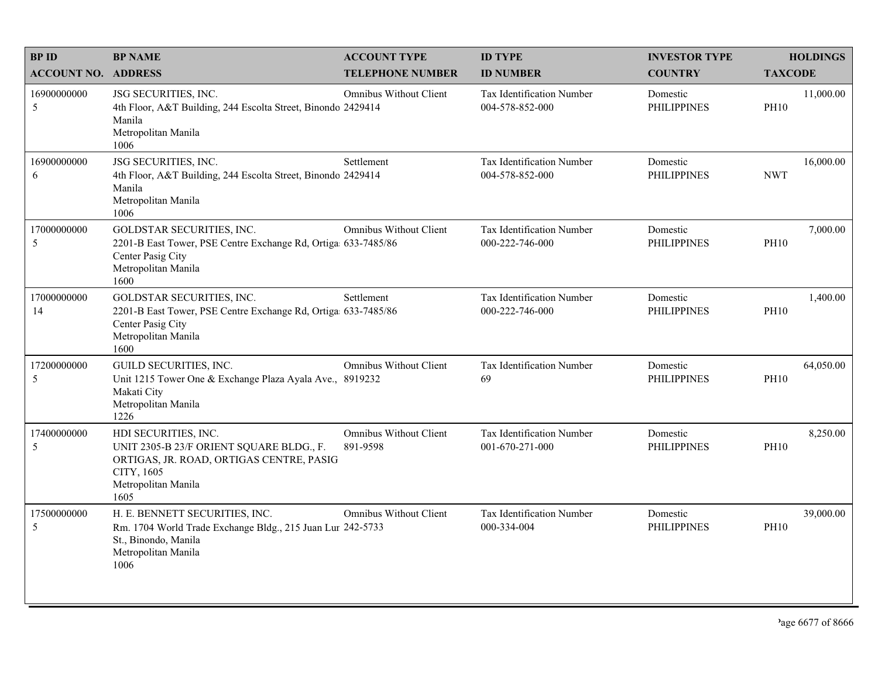| BP ID<br>ACCOUNT NO. | BP NAME<br>ADDRESS | ACCOUNT TYPE<br>TELEPHONE NUMBER | ID TYPE<br>ID NUMBER | INVESTOR TYPE<br>COUNTRY | HOLDINGS<br>TAXCODE |
|---|---|---|---|---|---|
| 16900000000<br>5 | JSG SECURITIES, INC.<br>4th Floor, A&T Building, 244 Escolta Street, Binondo Manila<br>Metropolitan Manila<br>1006 | Omnibus Without Client<br>2429414 | Tax Identification Number<br>004-578-852-000 | Domestic<br>PHILIPPINES | 11,000.00<br>PH10 |
| 16900000000<br>6 | JSG SECURITIES, INC.<br>4th Floor, A&T Building, 244 Escolta Street, Binondo Manila<br>Metropolitan Manila<br>1006 | Settlement<br>2429414 | Tax Identification Number<br>004-578-852-000 | Domestic<br>PHILIPPINES | 16,000.00<br>NWT |
| 17000000000<br>5 | GOLDSTAR SECURITIES, INC.<br>2201-B East Tower, PSE Centre Exchange Rd, Ortiga Center Pasig City<br>Metropolitan Manila<br>1600 | Omnibus Without Client<br>633-7485/86 | Tax Identification Number<br>000-222-746-000 | Domestic<br>PHILIPPINES | 7,000.00<br>PH10 |
| 17000000000<br>14 | GOLDSTAR SECURITIES, INC.<br>2201-B East Tower, PSE Centre Exchange Rd, Ortiga Center Pasig City<br>Metropolitan Manila<br>1600 | Settlement<br>633-7485/86 | Tax Identification Number<br>000-222-746-000 | Domestic<br>PHILIPPINES | 1,400.00<br>PH10 |
| 17200000000<br>5 | GUILD SECURITIES, INC.<br>Unit 1215 Tower One & Exchange Plaza Ayala Ave., Makati City<br>Metropolitan Manila<br>1226 | Omnibus Without Client<br>8919232 | Tax Identification Number<br>69 | Domestic<br>PHILIPPINES | 64,050.00<br>PH10 |
| 17400000000<br>5 | HDI SECURITIES, INC.<br>UNIT 2305-B 23/F ORIENT SQUARE BLDG., F. ORTIGAS, JR. ROAD, ORTIGAS CENTRE, PASIG CITY, 1605<br>Metropolitan Manila<br>1605 | Omnibus Without Client<br>891-9598 | Tax Identification Number<br>001-670-271-000 | Domestic<br>PHILIPPINES | 8,250.00<br>PH10 |
| 17500000000<br>5 | H. E. BENNETT SECURITIES, INC.<br>Rm. 1704 World Trade Exchange Bldg., 215 Juan Lur St., Binondo, Manila<br>Metropolitan Manila<br>1006 | Omnibus Without Client<br>242-5733 | Tax Identification Number<br>000-334-004 | Domestic<br>PHILIPPINES | 39,000.00<br>PH10 |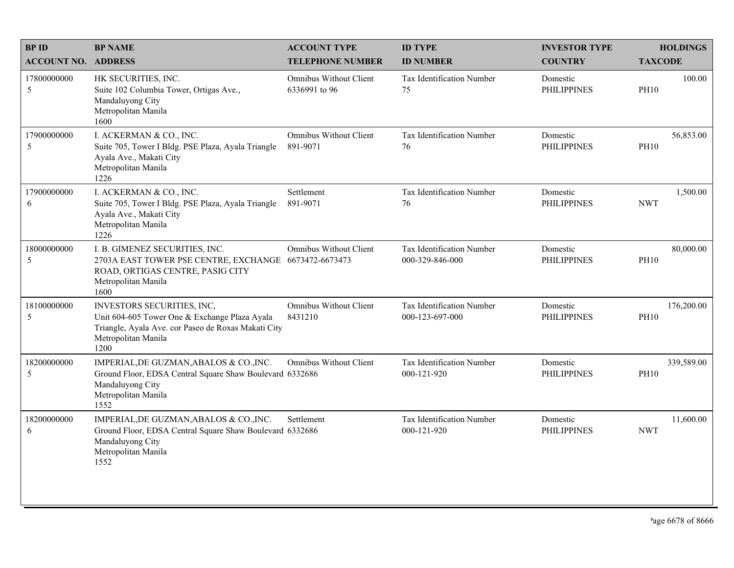| BP ID<br>ACCOUNT NO. | BP NAME<br>ADDRESS | ACCOUNT TYPE<br>TELEPHONE NUMBER | ID TYPE<br>ID NUMBER | INVESTOR TYPE<br>COUNTRY | HOLDINGS<br>TAXCODE |
|---|---|---|---|---|---|
| 17800000000<br>5 | HK SECURITIES, INC.<br>Suite 102 Columbia Tower, Ortigas Ave., Mandaluyong City<br>Metropolitan Manila<br>1600 | Omnibus Without Client<br>6336991 to 96 | Tax Identification Number<br>75 | Domestic<br>PHILIPPINES | 100.00<br>PH10 |
| 17900000000<br>5 | I. ACKERMAN & CO., INC.<br>Suite 705, Tower I Bldg. PSE Plaza, Ayala Triangle Ayala Ave., Makati City<br>Metropolitan Manila<br>1226 | Omnibus Without Client<br>891-9071 | Tax Identification Number<br>76 | Domestic<br>PHILIPPINES | 56,853.00<br>PH10 |
| 17900000000<br>6 | I. ACKERMAN & CO., INC.<br>Suite 705, Tower I Bldg. PSE Plaza, Ayala Triangle Ayala Ave., Makati City<br>Metropolitan Manila<br>1226 | Settlement<br>891-9071 | Tax Identification Number<br>76 | Domestic<br>PHILIPPINES | 1,500.00<br>NWT |
| 18000000000<br>5 | I. B. GIMENEZ SECURITIES, INC.<br>2703A EAST TOWER PSE CENTRE, EXCHANGE ROAD, ORTIGAS CENTRE, PASIG CITY<br>Metropolitan Manila<br>1600 | Omnibus Without Client<br>6673472-6673473 | Tax Identification Number<br>000-329-846-000 | Domestic<br>PHILIPPINES | 80,000.00<br>PH10 |
| 18100000000<br>5 | INVESTORS SECURITIES, INC,<br>Unit 604-605 Tower One & Exchange Plaza Ayala Triangle, Ayala Ave. cor Paseo de Roxas Makati City<br>Metropolitan Manila<br>1200 | Omnibus Without Client<br>8431210 | Tax Identification Number<br>000-123-697-000 | Domestic<br>PHILIPPINES | 176,200.00<br>PH10 |
| 18200000000<br>5 | IMPERIAL,DE GUZMAN,ABALOS & CO.,INC.<br>Ground Floor, EDSA Central Square Shaw Boulevard Mandaluyong City<br>Metropolitan Manila<br>1552 | Omnibus Without Client<br>6332686 | Tax Identification Number<br>000-121-920 | Domestic<br>PHILIPPINES | 339,589.00<br>PH10 |
| 18200000000<br>6 | IMPERIAL,DE GUZMAN,ABALOS & CO.,INC.<br>Ground Floor, EDSA Central Square Shaw Boulevard Mandaluyong City<br>Metropolitan Manila<br>1552 | Settlement<br>6332686 | Tax Identification Number<br>000-121-920 | Domestic<br>PHILIPPINES | 11,600.00<br>NWT |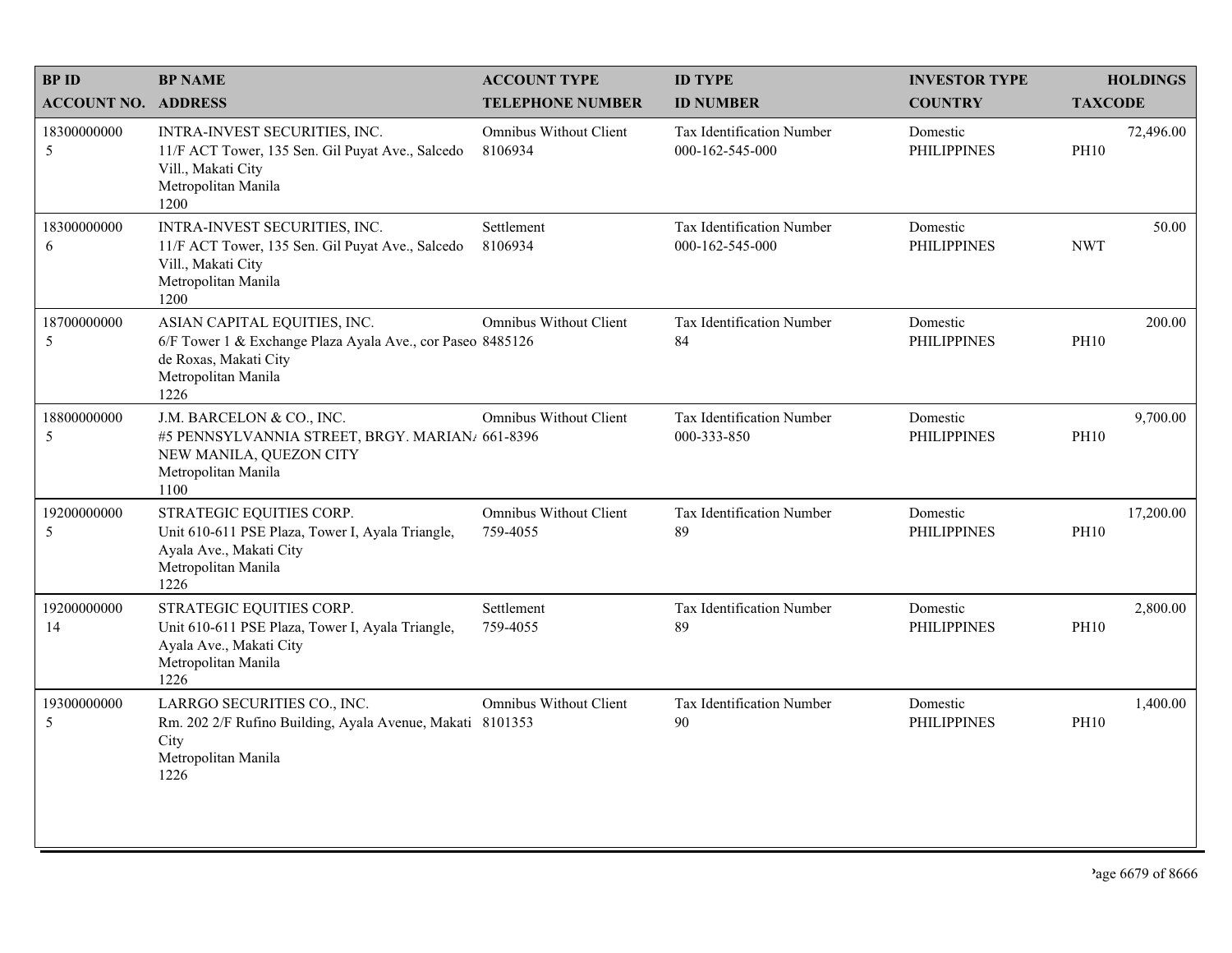| BP ID<br>ACCOUNT NO. | BP NAME<br>ADDRESS | ACCOUNT TYPE<br>TELEPHONE NUMBER | ID TYPE<br>ID NUMBER | INVESTOR TYPE<br>COUNTRY | HOLDINGS<br>TAXCODE |
|---|---|---|---|---|---|
| 18300000000<br>5 | INTRA-INVEST SECURITIES, INC.<br>11/F ACT Tower, 135 Sen. Gil Puyat Ave., Salcedo Vill., Makati City<br>Metropolitan Manila<br>1200 | Omnibus Without Client<br>8106934 | Tax Identification Number<br>000-162-545-000 | Domestic<br>PHILIPPINES | 72,496.00<br>PH10 |
| 18300000000<br>6 | INTRA-INVEST SECURITIES, INC.<br>11/F ACT Tower, 135 Sen. Gil Puyat Ave., Salcedo Vill., Makati City<br>Metropolitan Manila<br>1200 | Settlement<br>8106934 | Tax Identification Number<br>000-162-545-000 | Domestic<br>PHILIPPINES | 50.00<br>NWT |
| 18700000000<br>5 | ASIAN CAPITAL EQUITIES, INC.<br>6/F Tower 1 & Exchange Plaza Ayala Ave., cor Paseo de Roxas, Makati City<br>Metropolitan Manila<br>1226 | Omnibus Without Client<br>8485126 | Tax Identification Number<br>84 | Domestic<br>PHILIPPINES | 200.00<br>PH10 |
| 18800000000<br>5 | J.M. BARCELON & CO., INC.<br>#5 PENNSYLVANNIA STREET, BRGY. MARIAN/ NEW MANILA, QUEZON CITY<br>Metropolitan Manila<br>1100 | Omnibus Without Client<br>661-8396 | Tax Identification Number<br>000-333-850 | Domestic<br>PHILIPPINES | 9,700.00<br>PH10 |
| 19200000000<br>5 | STRATEGIC EQUITIES CORP.<br>Unit 610-611 PSE Plaza, Tower I, Ayala Triangle, Ayala Ave., Makati City<br>Metropolitan Manila<br>1226 | Omnibus Without Client<br>759-4055 | Tax Identification Number<br>89 | Domestic<br>PHILIPPINES | 17,200.00<br>PH10 |
| 19200000000<br>14 | STRATEGIC EQUITIES CORP.<br>Unit 610-611 PSE Plaza, Tower I, Ayala Triangle, Ayala Ave., Makati City<br>Metropolitan Manila<br>1226 | Settlement<br>759-4055 | Tax Identification Number<br>89 | Domestic<br>PHILIPPINES | 2,800.00<br>PH10 |
| 19300000000<br>5 | LARRGO SECURITIES CO., INC.<br>Rm. 202 2/F Rufino Building, Ayala Avenue, Makati City<br>Metropolitan Manila<br>1226 | Omnibus Without Client<br>8101353 | Tax Identification Number<br>90 | Domestic<br>PHILIPPINES | 1,400.00<br>PH10 |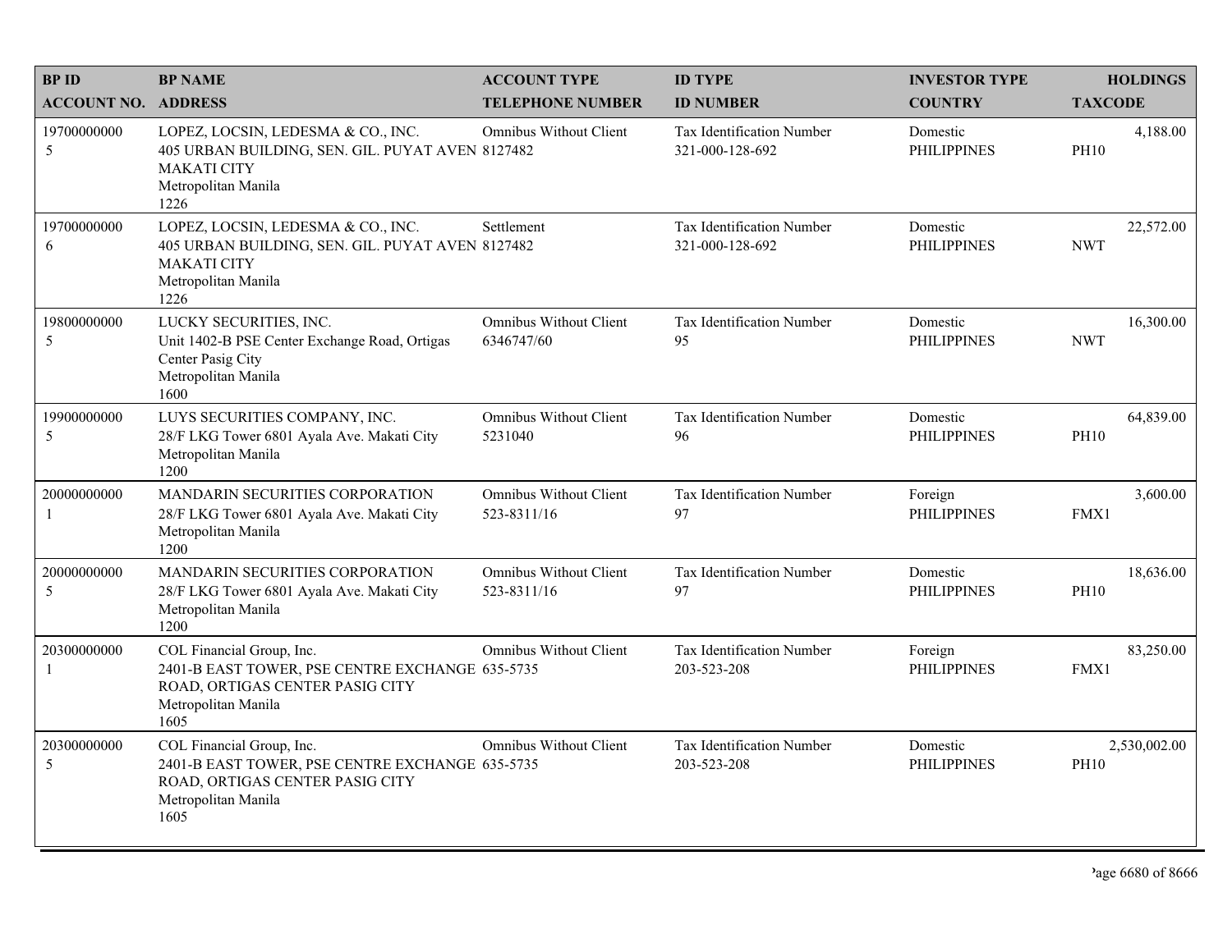| BP ID<br>ACCOUNT NO. | BP NAME<br>ADDRESS | ACCOUNT TYPE<br>TELEPHONE NUMBER | ID TYPE<br>ID NUMBER | INVESTOR TYPE<br>COUNTRY | HOLDINGS<br>TAXCODE |
|---|---|---|---|---|---|
| 19700000000<br>5 | LOPEZ, LOCSIN, LEDESMA & CO., INC.<br>405 URBAN BUILDING, SEN. GIL. PUYAT AVEN<br>MAKATI CITY<br>Metropolitan Manila<br>1226 | Omnibus Without Client<br>8127482 | Tax Identification Number<br>321-000-128-692 | Domestic<br>PHILIPPINES | 4,188.00<br>PH10 |
| 19700000000<br>6 | LOPEZ, LOCSIN, LEDESMA & CO., INC.<br>405 URBAN BUILDING, SEN. GIL. PUYAT AVEN<br>MAKATI CITY<br>Metropolitan Manila<br>1226 | Settlement<br>8127482 | Tax Identification Number<br>321-000-128-692 | Domestic<br>PHILIPPINES | 22,572.00<br>NWT |
| 19800000000<br>5 | LUCKY SECURITIES, INC.<br>Unit 1402-B PSE Center Exchange Road, Ortigas<br>Center Pasig City<br>Metropolitan Manila<br>1600 | Omnibus Without Client<br>6346747/60 | Tax Identification Number<br>95 | Domestic<br>PHILIPPINES | 16,300.00<br>NWT |
| 19900000000<br>5 | LUYS SECURITIES COMPANY, INC.<br>28/F LKG Tower 6801 Ayala Ave. Makati City<br>Metropolitan Manila<br>1200 | Omnibus Without Client<br>5231040 | Tax Identification Number<br>96 | Domestic<br>PHILIPPINES | 64,839.00<br>PH10 |
| 20000000000<br>1 | MANDARIN SECURITIES CORPORATION<br>28/F LKG Tower 6801 Ayala Ave. Makati City<br>Metropolitan Manila<br>1200 | Omnibus Without Client<br>523-8311/16 | Tax Identification Number<br>97 | Foreign<br>PHILIPPINES | 3,600.00<br>FMX1 |
| 20000000000<br>5 | MANDARIN SECURITIES CORPORATION<br>28/F LKG Tower 6801 Ayala Ave. Makati City<br>Metropolitan Manila<br>1200 | Omnibus Without Client<br>523-8311/16 | Tax Identification Number<br>97 | Domestic<br>PHILIPPINES | 18,636.00<br>PH10 |
| 20300000000<br>1 | COL Financial Group, Inc.<br>2401-B EAST TOWER, PSE CENTRE EXCHANGE<br>ROAD, ORTIGAS CENTER PASIG CITY<br>Metropolitan Manila<br>1605 | Omnibus Without Client<br>635-5735 | Tax Identification Number<br>203-523-208 | Foreign<br>PHILIPPINES | 83,250.00<br>FMX1 |
| 20300000000<br>5 | COL Financial Group, Inc.<br>2401-B EAST TOWER, PSE CENTRE EXCHANGE<br>ROAD, ORTIGAS CENTER PASIG CITY<br>Metropolitan Manila<br>1605 | Omnibus Without Client<br>635-5735 | Tax Identification Number<br>203-523-208 | Domestic<br>PHILIPPINES | 2,530,002.00<br>PH10 |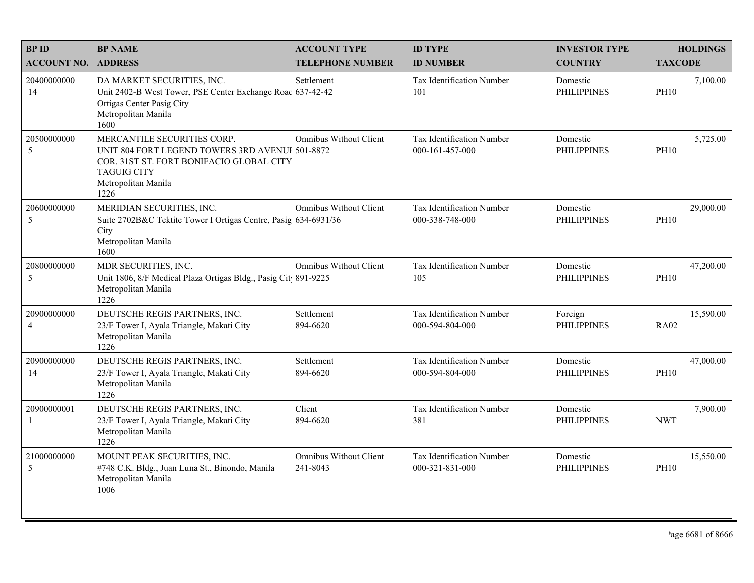| BP ID<br>ACCOUNT NO. | BP NAME<br>ADDRESS | ACCOUNT TYPE<br>TELEPHONE NUMBER | ID TYPE<br>ID NUMBER | INVESTOR TYPE<br>COUNTRY | HOLDINGS<br>TAXCODE |
|---|---|---|---|---|---|
| 20400000000<br>14 | DA MARKET SECURITIES, INC.<br>Unit 2402-B West Tower, PSE Center Exchange Roac<br>Ortigas Center Pasig City<br>Metropolitan Manila<br>1600 | Settlement<br>637-42-42 | Tax Identification Number<br>101 | Domestic<br>PHILIPPINES | 7,100.00<br>PH10 |
| 20500000000<br>5 | MERCANTILE SECURITIES CORP.<br>UNIT 804 FORT LEGEND TOWERS 3RD AVENUI<br>COR. 31ST ST. FORT BONIFACIO GLOBAL CITY<br>TAGUIG CITY<br>Metropolitan Manila<br>1226 | Omnibus Without Client<br>501-8872 | Tax Identification Number<br>000-161-457-000 | Domestic<br>PHILIPPINES | 5,725.00<br>PH10 |
| 20600000000<br>5 | MERIDIAN SECURITIES, INC.<br>Suite 2702B&C Tektite Tower I Ortigas Centre, Pasig<br>City<br>Metropolitan Manila<br>1600 | Omnibus Without Client<br>634-6931/36 | Tax Identification Number<br>000-338-748-000 | Domestic<br>PHILIPPINES | 29,000.00<br>PH10 |
| 20800000000<br>5 | MDR SECURITIES, INC.<br>Unit 1806, 8/F Medical Plaza Ortigas Bldg., Pasig Cit<br>Metropolitan Manila<br>1226 | Omnibus Without Client<br>891-9225 | Tax Identification Number<br>105 | Domestic<br>PHILIPPINES | 47,200.00<br>PH10 |
| 20900000000<br>4 | DEUTSCHE REGIS PARTNERS, INC.<br>23/F Tower I, Ayala Triangle, Makati City<br>Metropolitan Manila<br>1226 | Settlement<br>894-6620 | Tax Identification Number<br>000-594-804-000 | Foreign<br>PHILIPPINES | 15,590.00<br>RA02 |
| 20900000000<br>14 | DEUTSCHE REGIS PARTNERS, INC.<br>23/F Tower I, Ayala Triangle, Makati City<br>Metropolitan Manila<br>1226 | Settlement<br>894-6620 | Tax Identification Number<br>000-594-804-000 | Domestic<br>PHILIPPINES | 47,000.00<br>PH10 |
| 20900000001<br>1 | DEUTSCHE REGIS PARTNERS, INC.<br>23/F Tower I, Ayala Triangle, Makati City<br>Metropolitan Manila<br>1226 | Client<br>894-6620 | Tax Identification Number<br>381 | Domestic<br>PHILIPPINES | 7,900.00<br>NWT |
| 21000000000<br>5 | MOUNT PEAK SECURITIES, INC.<br>#748 C.K. Bldg., Juan Luna St., Binondo, Manila<br>Metropolitan Manila<br>1006 | Omnibus Without Client<br>241-8043 | Tax Identification Number<br>000-321-831-000 | Domestic<br>PHILIPPINES | 15,550.00<br>PH10 |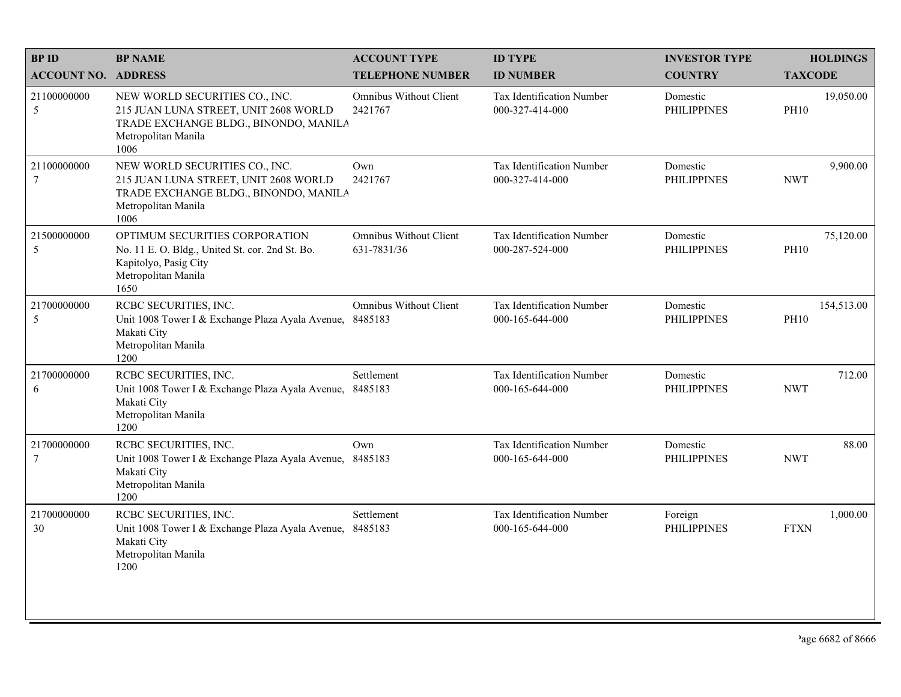| BP ID<br>ACCOUNT NO. | BP NAME<br>ADDRESS | ACCOUNT TYPE<br>TELEPHONE NUMBER | ID TYPE<br>ID NUMBER | INVESTOR TYPE<br>COUNTRY | HOLDINGS<br>TAXCODE |
|---|---|---|---|---|---|
| 21100000000<br>5 | NEW WORLD SECURITIES CO., INC.<br>215 JUAN LUNA STREET, UNIT 2608 WORLD TRADE EXCHANGE BLDG., BINONDO, MANILA<br>Metropolitan Manila<br>1006 | Omnibus Without Client<br>2421767 | Tax Identification Number<br>000-327-414-000 | Domestic<br>PHILIPPINES | 19,050.00<br>PH10 |
| 21100000000<br>7 | NEW WORLD SECURITIES CO., INC.<br>215 JUAN LUNA STREET, UNIT 2608 WORLD TRADE EXCHANGE BLDG., BINONDO, MANILA<br>Metropolitan Manila<br>1006 | Own<br>2421767 | Tax Identification Number<br>000-327-414-000 | Domestic<br>PHILIPPINES | 9,900.00<br>NWT |
| 21500000000<br>5 | OPTIMUM SECURITIES CORPORATION<br>No. 11 E. O. Bldg., United St. cor. 2nd St. Bo. Kapitolyo, Pasig City<br>Metropolitan Manila<br>1650 | Omnibus Without Client<br>631-7831/36 | Tax Identification Number<br>000-287-524-000 | Domestic<br>PHILIPPINES | 75,120.00<br>PH10 |
| 21700000000<br>5 | RCBC SECURITIES, INC.<br>Unit 1008 Tower I & Exchange Plaza Ayala Avenue, Makati City<br>Metropolitan Manila<br>1200 | Omnibus Without Client<br>8485183 | Tax Identification Number<br>000-165-644-000 | Domestic<br>PHILIPPINES | 154,513.00<br>PH10 |
| 21700000000<br>6 | RCBC SECURITIES, INC.<br>Unit 1008 Tower I & Exchange Plaza Ayala Avenue, Makati City<br>Metropolitan Manila<br>1200 | Settlement<br>8485183 | Tax Identification Number<br>000-165-644-000 | Domestic<br>PHILIPPINES | 712.00<br>NWT |
| 21700000000<br>7 | RCBC SECURITIES, INC.<br>Unit 1008 Tower I & Exchange Plaza Ayala Avenue, Makati City<br>Metropolitan Manila<br>1200 | Own<br>8485183 | Tax Identification Number<br>000-165-644-000 | Domestic<br>PHILIPPINES | 88.00<br>NWT |
| 21700000000<br>30 | RCBC SECURITIES, INC.<br>Unit 1008 Tower I & Exchange Plaza Ayala Avenue, Makati City<br>Metropolitan Manila<br>1200 | Settlement<br>8485183 | Tax Identification Number<br>000-165-644-000 | Foreign<br>PHILIPPINES | 1,000.00<br>FTXN |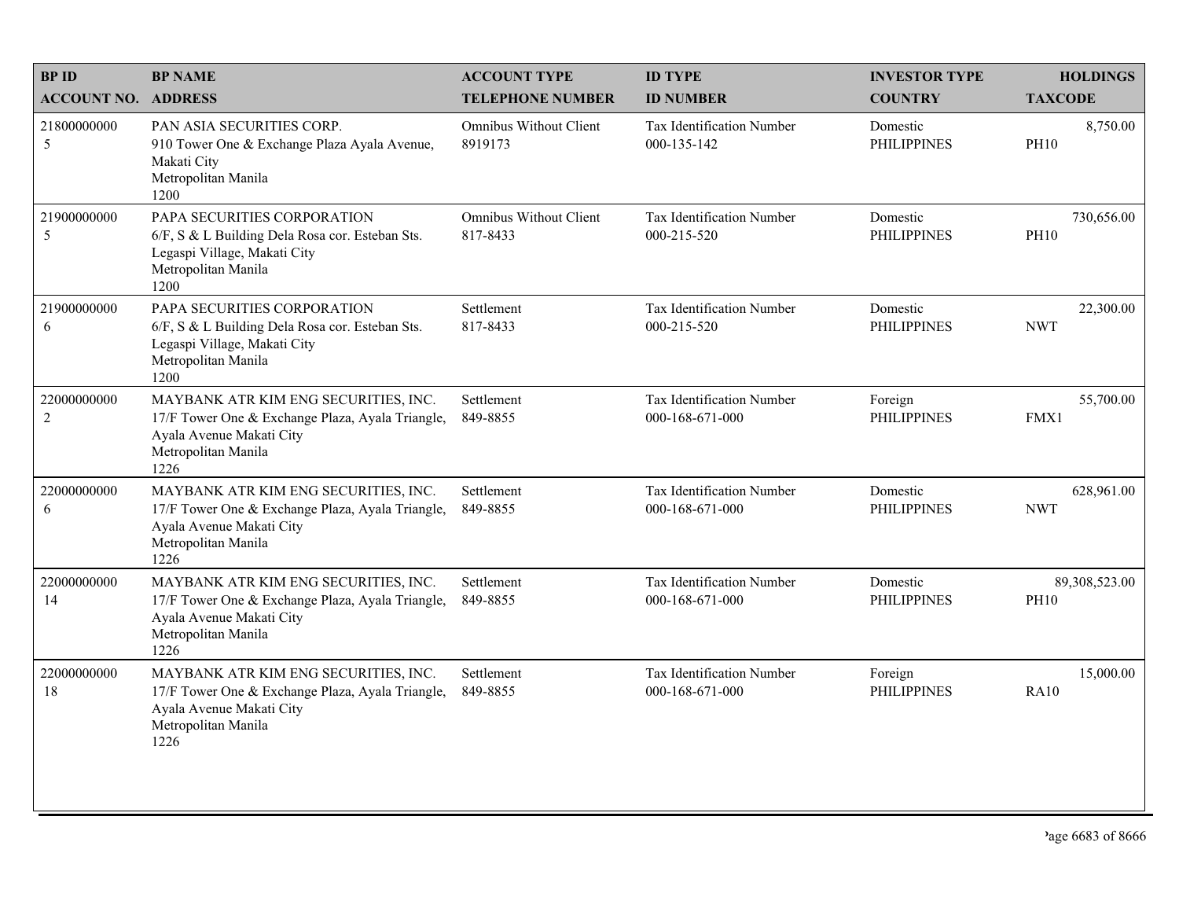| BP ID<br>ACCOUNT NO. | BP NAME<br>ADDRESS | ACCOUNT TYPE<br>TELEPHONE NUMBER | ID TYPE<br>ID NUMBER | INVESTOR TYPE<br>COUNTRY | HOLDINGS<br>TAXCODE |
|---|---|---|---|---|---|
| 21800000000<br>5 | PAN ASIA SECURITIES CORP.<br>910 Tower One & Exchange Plaza Ayala Avenue, Makati City<br>Metropolitan Manila<br>1200 | Omnibus Without Client<br>8919173 | Tax Identification Number<br>000-135-142 | Domestic<br>PHILIPPINES | 8,750.00<br>PH10 |
| 21900000000<br>5 | PAPA SECURITIES CORPORATION<br>6/F, S & L Building Dela Rosa cor. Esteban Sts. Legaspi Village, Makati City<br>Metropolitan Manila<br>1200 | Omnibus Without Client<br>817-8433 | Tax Identification Number<br>000-215-520 | Domestic<br>PHILIPPINES | 730,656.00<br>PH10 |
| 21900000000<br>6 | PAPA SECURITIES CORPORATION<br>6/F, S & L Building Dela Rosa cor. Esteban Sts. Legaspi Village, Makati City<br>Metropolitan Manila<br>1200 | Settlement<br>817-8433 | Tax Identification Number<br>000-215-520 | Domestic<br>PHILIPPINES | 22,300.00<br>NWT |
| 22000000000<br>2 | MAYBANK ATR KIM ENG SECURITIES, INC.<br>17/F Tower One & Exchange Plaza, Ayala Triangle, Ayala Avenue Makati City<br>Metropolitan Manila<br>1226 | Settlement<br>849-8855 | Tax Identification Number<br>000-168-671-000 | Foreign<br>PHILIPPINES | 55,700.00<br>FMX1 |
| 22000000000<br>6 | MAYBANK ATR KIM ENG SECURITIES, INC.<br>17/F Tower One & Exchange Plaza, Ayala Triangle, Ayala Avenue Makati City<br>Metropolitan Manila<br>1226 | Settlement<br>849-8855 | Tax Identification Number<br>000-168-671-000 | Domestic<br>PHILIPPINES | 628,961.00<br>NWT |
| 22000000000<br>14 | MAYBANK ATR KIM ENG SECURITIES, INC.<br>17/F Tower One & Exchange Plaza, Ayala Triangle, Ayala Avenue Makati City<br>Metropolitan Manila<br>1226 | Settlement<br>849-8855 | Tax Identification Number<br>000-168-671-000 | Domestic<br>PHILIPPINES | 89,308,523.00<br>PH10 |
| 22000000000<br>18 | MAYBANK ATR KIM ENG SECURITIES, INC.<br>17/F Tower One & Exchange Plaza, Ayala Triangle, Ayala Avenue Makati City<br>Metropolitan Manila<br>1226 | Settlement<br>849-8855 | Tax Identification Number<br>000-168-671-000 | Foreign<br>PHILIPPINES | 15,000.00<br>RA10 |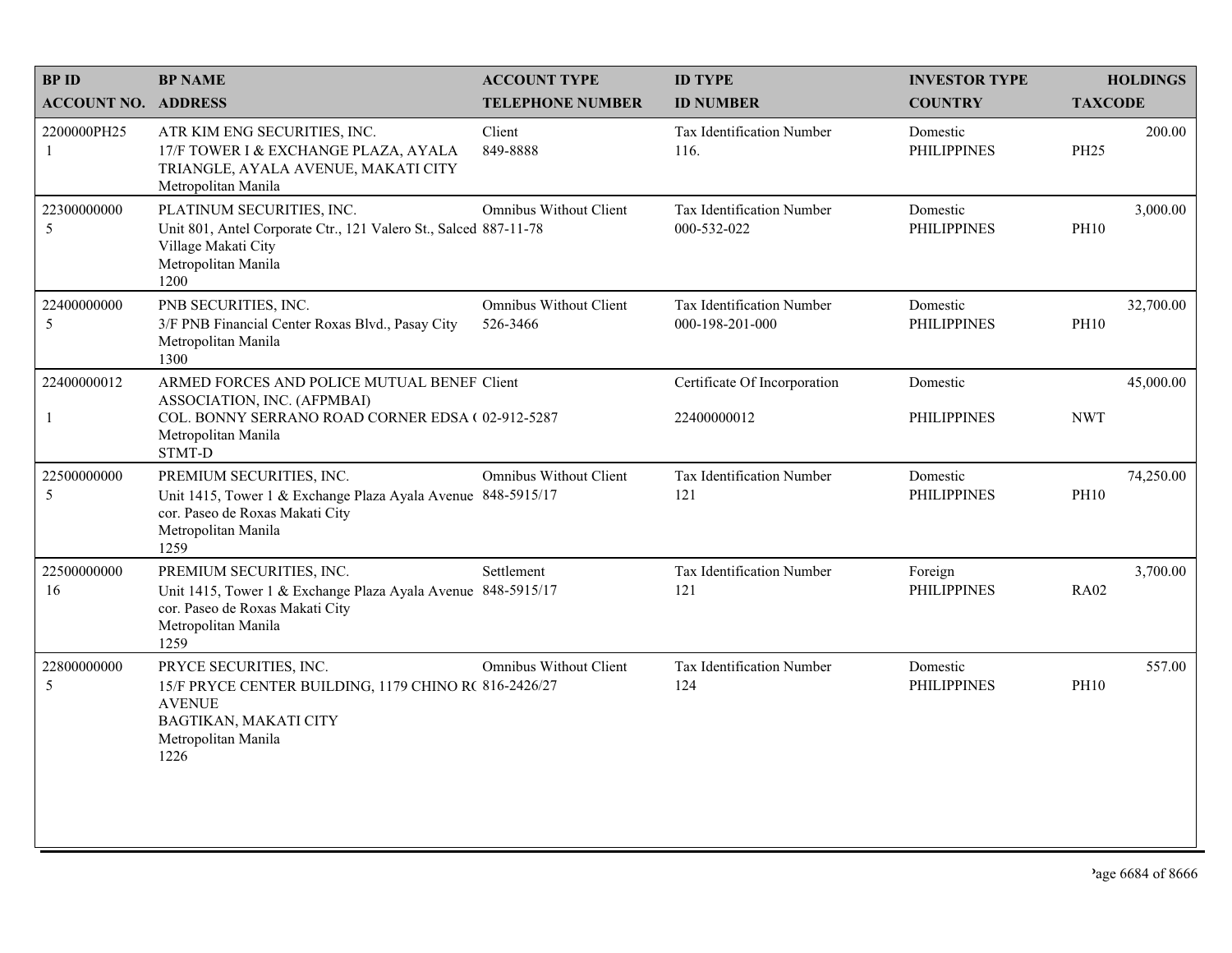| BP ID<br>ACCOUNT NO. | BP NAME<br>ADDRESS | ACCOUNT TYPE<br>TELEPHONE NUMBER | ID TYPE<br>ID NUMBER | INVESTOR TYPE<br>COUNTRY | HOLDINGS<br>TAXCODE |
|---|---|---|---|---|---|
| 2200000PH25<br>1 | ATR KIM ENG SECURITIES, INC.<br>17/F TOWER I & EXCHANGE PLAZA, AYALA TRIANGLE, AYALA AVENUE, MAKATI CITY<br>Metropolitan Manila | Client<br>849-8888 | Tax Identification Number<br>116. | Domestic<br>PHILIPPINES | 200.00<br>PH25 |
| 22300000000<br>5 | PLATINUM SECURITIES, INC.<br>Unit 801, Antel Corporate Ctr., 121 Valero St., Salced Village Makati City<br>Metropolitan Manila<br>1200 | Omnibus Without Client<br>887-11-78 | Tax Identification Number<br>000-532-022 | Domestic<br>PHILIPPINES | 3,000.00<br>PH10 |
| 22400000000<br>5 | PNB SECURITIES, INC.<br>3/F PNB Financial Center Roxas Blvd., Pasay City<br>Metropolitan Manila<br>1300 | Omnibus Without Client<br>526-3466 | Tax Identification Number<br>000-198-201-000 | Domestic<br>PHILIPPINES | 32,700.00<br>PH10 |
| 22400000012<br>1 | ARMED FORCES AND POLICE MUTUAL BENEF ASSOCIATION, INC. (AFPMBAI)<br>COL. BONNY SERRANO ROAD CORNER EDSA (<br>Metropolitan Manila<br>STMT-D | Client<br>02-912-5287 | Certificate Of Incorporation<br>22400000012 | Domestic<br>PHILIPPINES | 45,000.00<br>NWT |
| 22500000000<br>5 | PREMIUM SECURITIES, INC.<br>Unit 1415, Tower 1 & Exchange Plaza Ayala Avenue cor. Paseo de Roxas Makati City<br>Metropolitan Manila<br>1259 | Omnibus Without Client<br>848-5915/17 | Tax Identification Number<br>121 | Domestic<br>PHILIPPINES | 74,250.00<br>PH10 |
| 22500000000<br>16 | PREMIUM SECURITIES, INC.<br>Unit 1415, Tower 1 & Exchange Plaza Ayala Avenue cor. Paseo de Roxas Makati City<br>Metropolitan Manila<br>1259 | Settlement<br>848-5915/17 | Tax Identification Number<br>121 | Foreign<br>PHILIPPINES | 3,700.00<br>RA02 |
| 22800000000<br>5 | PRYCE SECURITIES, INC.<br>15/F PRYCE CENTER BUILDING, 1179 CHINO R( AVENUE<br>BAGTIKAN, MAKATI CITY<br>Metropolitan Manila<br>1226 | Omnibus Without Client<br>816-2426/27 | Tax Identification Number<br>124 | Domestic<br>PHILIPPINES | 557.00<br>PH10 |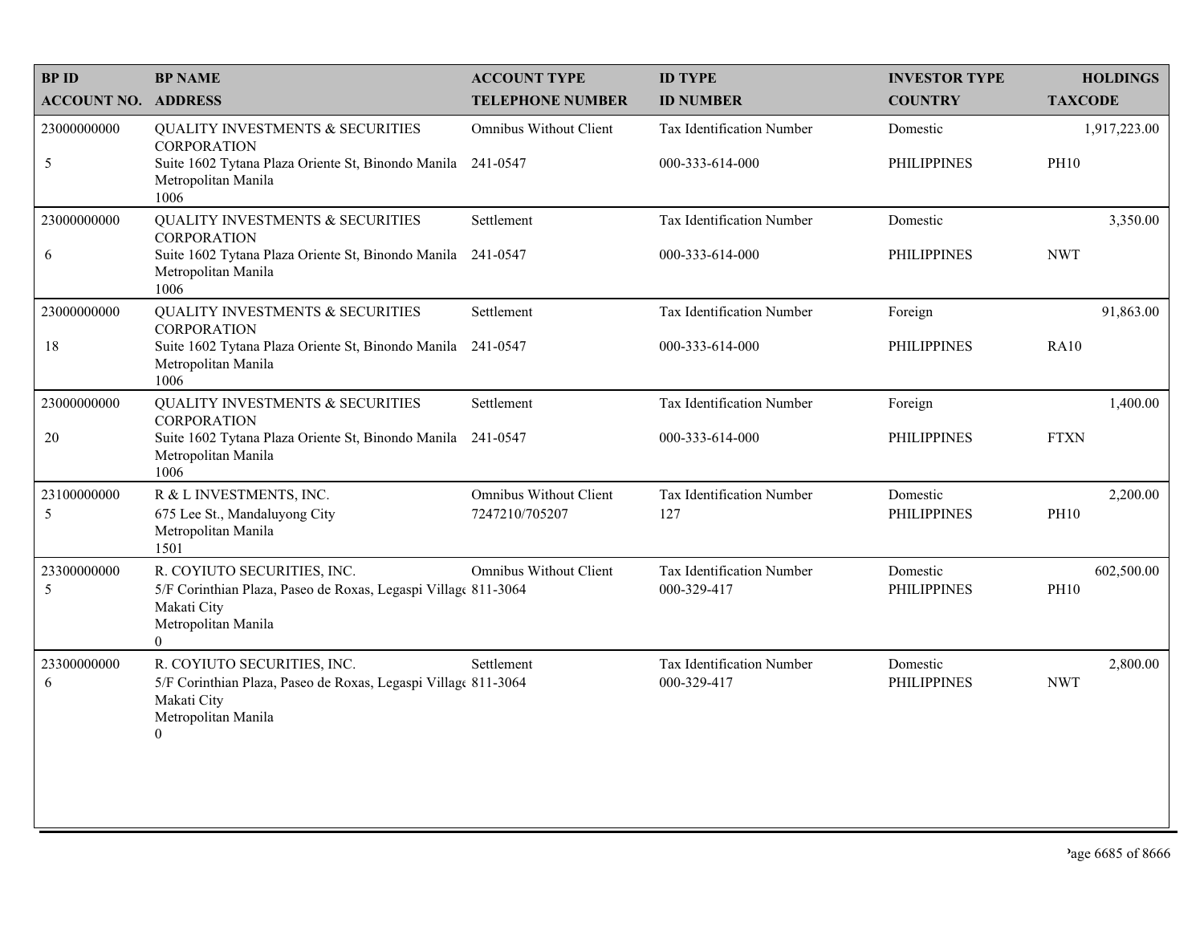| BP ID<br>ACCOUNT NO. | BP NAME<br>ADDRESS | ACCOUNT TYPE<br>TELEPHONE NUMBER | ID TYPE<br>ID NUMBER | INVESTOR TYPE<br>COUNTRY | HOLDINGS<br>TAXCODE |
|---|---|---|---|---|---|
| 23000000000<br>5 | QUALITY INVESTMENTS & SECURITIES CORPORATION<br>Suite 1602 Tytana Plaza Oriente St, Binondo Manila Metropolitan Manila 1006 | Omnibus Without Client<br>241-0547 | Tax Identification Number<br>000-333-614-000 | Domestic<br>PHILIPPINES | 1,917,223.00<br>PH10 |
| 23000000000<br>6 | QUALITY INVESTMENTS & SECURITIES CORPORATION<br>Suite 1602 Tytana Plaza Oriente St, Binondo Manila Metropolitan Manila 1006 | Settlement<br>241-0547 | Tax Identification Number<br>000-333-614-000 | Domestic<br>PHILIPPINES | 3,350.00<br>NWT |
| 23000000000<br>18 | QUALITY INVESTMENTS & SECURITIES CORPORATION<br>Suite 1602 Tytana Plaza Oriente St, Binondo Manila Metropolitan Manila 1006 | Settlement<br>241-0547 | Tax Identification Number<br>000-333-614-000 | Foreign<br>PHILIPPINES | 91,863.00<br>RA10 |
| 23000000000<br>20 | QUALITY INVESTMENTS & SECURITIES CORPORATION<br>Suite 1602 Tytana Plaza Oriente St, Binondo Manila Metropolitan Manila 1006 | Settlement<br>241-0547 | Tax Identification Number<br>000-333-614-000 | Foreign<br>PHILIPPINES | 1,400.00<br>FTXN |
| 23100000000<br>5 | R & L INVESTMENTS, INC.<br>675 Lee St., Mandaluyong City Metropolitan Manila 1501 | Omnibus Without Client<br>7247210/705207 | Tax Identification Number<br>127 | Domestic<br>PHILIPPINES | 2,200.00<br>PH10 |
| 23300000000<br>5 | R. COYIUTO SECURITIES, INC.<br>5/F Corinthian Plaza, Paseo de Roxas, Legaspi Village Makati City Metropolitan Manila 0 | Omnibus Without Client<br>811-3064 | Tax Identification Number<br>000-329-417 | Domestic<br>PHILIPPINES | 602,500.00<br>PH10 |
| 23300000000<br>6 | R. COYIUTO SECURITIES, INC.<br>5/F Corinthian Plaza, Paseo de Roxas, Legaspi Village Makati City Metropolitan Manila 0 | Settlement<br>811-3064 | Tax Identification Number<br>000-329-417 | Domestic<br>PHILIPPINES | 2,800.00<br>NWT |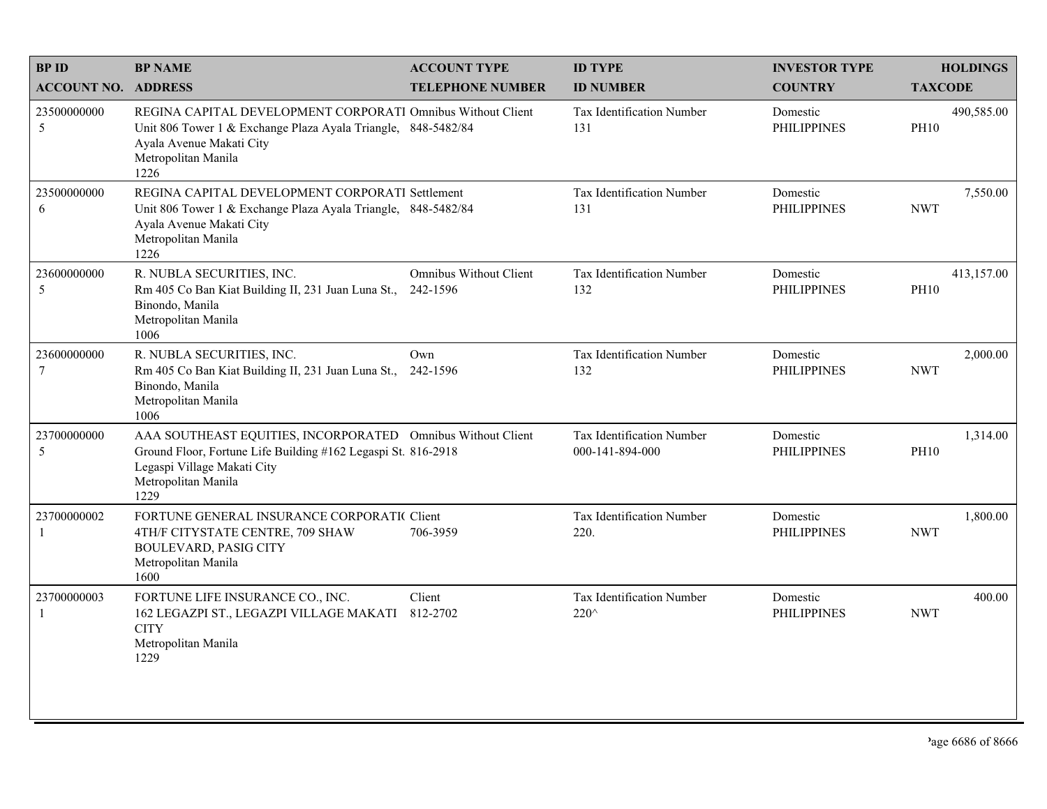| BP ID<br>ACCOUNT NO. | BP NAME<br>ADDRESS | ACCOUNT TYPE<br>TELEPHONE NUMBER | ID TYPE<br>ID NUMBER | INVESTOR TYPE<br>COUNTRY | HOLDINGS<br>TAXCODE |
|---|---|---|---|---|---|
| 23500000000<br>5 | REGINA CAPITAL DEVELOPMENT CORPORATI<br>Unit 806 Tower 1 & Exchange Plaza Ayala Triangle, Ayala Avenue Makati City<br>Metropolitan Manila<br>1226 | Omnibus Without Client<br>848-5482/84 | Tax Identification Number<br>131 | Domestic<br>PHILIPPINES | 490,585.00<br>PH10 |
| 23500000000<br>6 | REGINA CAPITAL DEVELOPMENT CORPORATI<br>Unit 806 Tower 1 & Exchange Plaza Ayala Triangle, Ayala Avenue Makati City<br>Metropolitan Manila<br>1226 | Settlement<br>848-5482/84 | Tax Identification Number<br>131 | Domestic<br>PHILIPPINES | 7,550.00<br>NWT |
| 23600000000<br>5 | R. NUBLA SECURITIES, INC.<br>Rm 405 Co Ban Kiat Building II, 231 Juan Luna St., Binondo, Manila<br>Metropolitan Manila<br>1006 | Omnibus Without Client<br>242-1596 | Tax Identification Number<br>132 | Domestic<br>PHILIPPINES | 413,157.00<br>PH10 |
| 23600000000<br>7 | R. NUBLA SECURITIES, INC.<br>Rm 405 Co Ban Kiat Building II, 231 Juan Luna St., Binondo, Manila<br>Metropolitan Manila<br>1006 | Own<br>242-1596 | Tax Identification Number<br>132 | Domestic<br>PHILIPPINES | 2,000.00<br>NWT |
| 23700000000<br>5 | AAA SOUTHEAST EQUITIES, INCORPORATED<br>Ground Floor, Fortune Life Building #162 Legaspi St. Legaspi Village Makati City<br>Metropolitan Manila<br>1229 | Omnibus Without Client<br>816-2918 | Tax Identification Number<br>000-141-894-000 | Domestic<br>PHILIPPINES | 1,314.00<br>PH10 |
| 23700000002<br>1 | FORTUNE GENERAL INSURANCE CORPORATI(<br>4TH/F CITYSTATE CENTRE, 709 SHAW BOULEVARD, PASIG CITY<br>Metropolitan Manila<br>1600 | Client<br>706-3959 | Tax Identification Number<br>220. | Domestic<br>PHILIPPINES | 1,800.00<br>NWT |
| 23700000003<br>1 | FORTUNE LIFE INSURANCE CO., INC.<br>162 LEGAZPI ST., LEGAZPI VILLAGE MAKATI CITY<br>Metropolitan Manila<br>1229 | Client<br>812-2702 | Tax Identification Number<br>220^ | Domestic<br>PHILIPPINES | 400.00<br>NWT |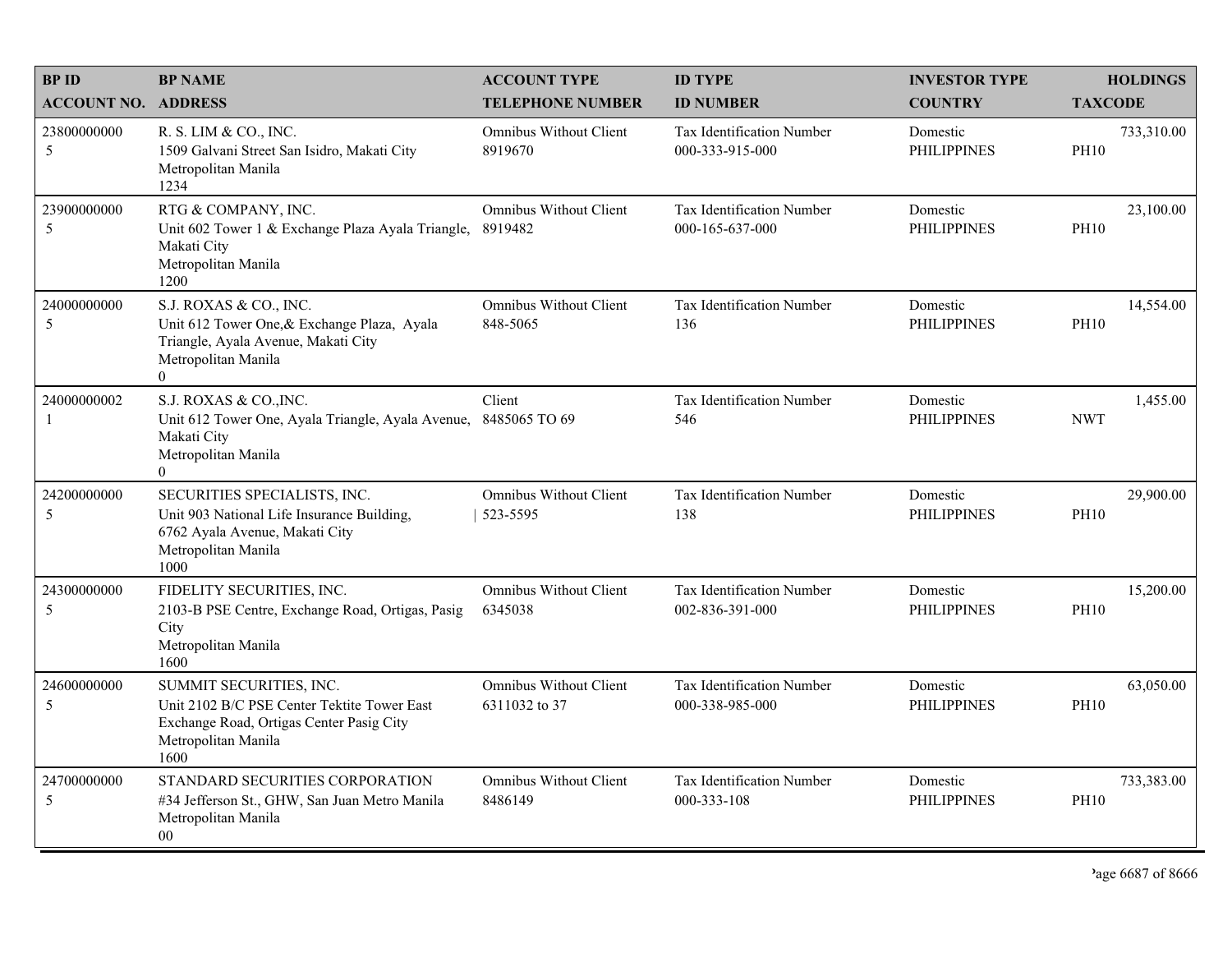| BP ID<br>ACCOUNT NO. | BP NAME<br>ADDRESS | ACCOUNT TYPE<br>TELEPHONE NUMBER | ID TYPE<br>ID NUMBER | INVESTOR TYPE<br>COUNTRY | HOLDINGS<br>TAXCODE |
|---|---|---|---|---|---|
| 23800000000<br>5 | R. S. LIM & CO., INC.<br>1509 Galvani Street San Isidro, Makati City<br>Metropolitan Manila<br>1234 | Omnibus Without Client<br>8919670 | Tax Identification Number<br>000-333-915-000 | Domestic<br>PHILIPPINES | 733,310.00<br>PH10 |
| 23900000000<br>5 | RTG & COMPANY, INC.<br>Unit 602 Tower 1 & Exchange Plaza Ayala Triangle, Makati City<br>Metropolitan Manila<br>1200 | Omnibus Without Client<br>8919482 | Tax Identification Number<br>000-165-637-000 | Domestic<br>PHILIPPINES | 23,100.00<br>PH10 |
| 24000000000<br>5 | S.J. ROXAS & CO., INC.<br>Unit 612 Tower One,& Exchange Plaza, Ayala Triangle, Ayala Avenue, Makati City<br>Metropolitan Manila<br>0 | Omnibus Without Client<br>848-5065 | Tax Identification Number<br>136 | Domestic<br>PHILIPPINES | 14,554.00<br>PH10 |
| 24000000002<br>1 | S.J. ROXAS & CO.,INC.<br>Unit 612 Tower One, Ayala Triangle, Ayala Avenue, Makati City<br>Metropolitan Manila<br>0 | Client<br>8485065 TO 69 | Tax Identification Number<br>546 | Domestic<br>PHILIPPINES | 1,455.00<br>NWT |
| 24200000000<br>5 | SECURITIES SPECIALISTS, INC.<br>Unit 903 National Life Insurance Building,<br>6762 Ayala Avenue, Makati City<br>Metropolitan Manila<br>1000 | Omnibus Without Client<br>523-5595 | Tax Identification Number<br>138 | Domestic<br>PHILIPPINES | 29,900.00<br>PH10 |
| 24300000000<br>5 | FIDELITY SECURITIES, INC.<br>2103-B PSE Centre, Exchange Road, Ortigas, Pasig City<br>Metropolitan Manila<br>1600 | Omnibus Without Client<br>6345038 | Tax Identification Number<br>002-836-391-000 | Domestic<br>PHILIPPINES | 15,200.00<br>PH10 |
| 24600000000<br>5 | SUMMIT SECURITIES, INC.<br>Unit 2102 B/C PSE Center Tektite Tower East Exchange Road, Ortigas Center Pasig City<br>Metropolitan Manila<br>1600 | Omnibus Without Client<br>6311032 to 37 | Tax Identification Number<br>000-338-985-000 | Domestic<br>PHILIPPINES | 63,050.00<br>PH10 |
| 24700000000<br>5 | STANDARD SECURITIES CORPORATION<br>#34 Jefferson St., GHW, San Juan Metro Manila<br>Metropolitan Manila<br>00 | Omnibus Without Client<br>8486149 | Tax Identification Number<br>000-333-108 | Domestic<br>PHILIPPINES | 733,383.00<br>PH10 |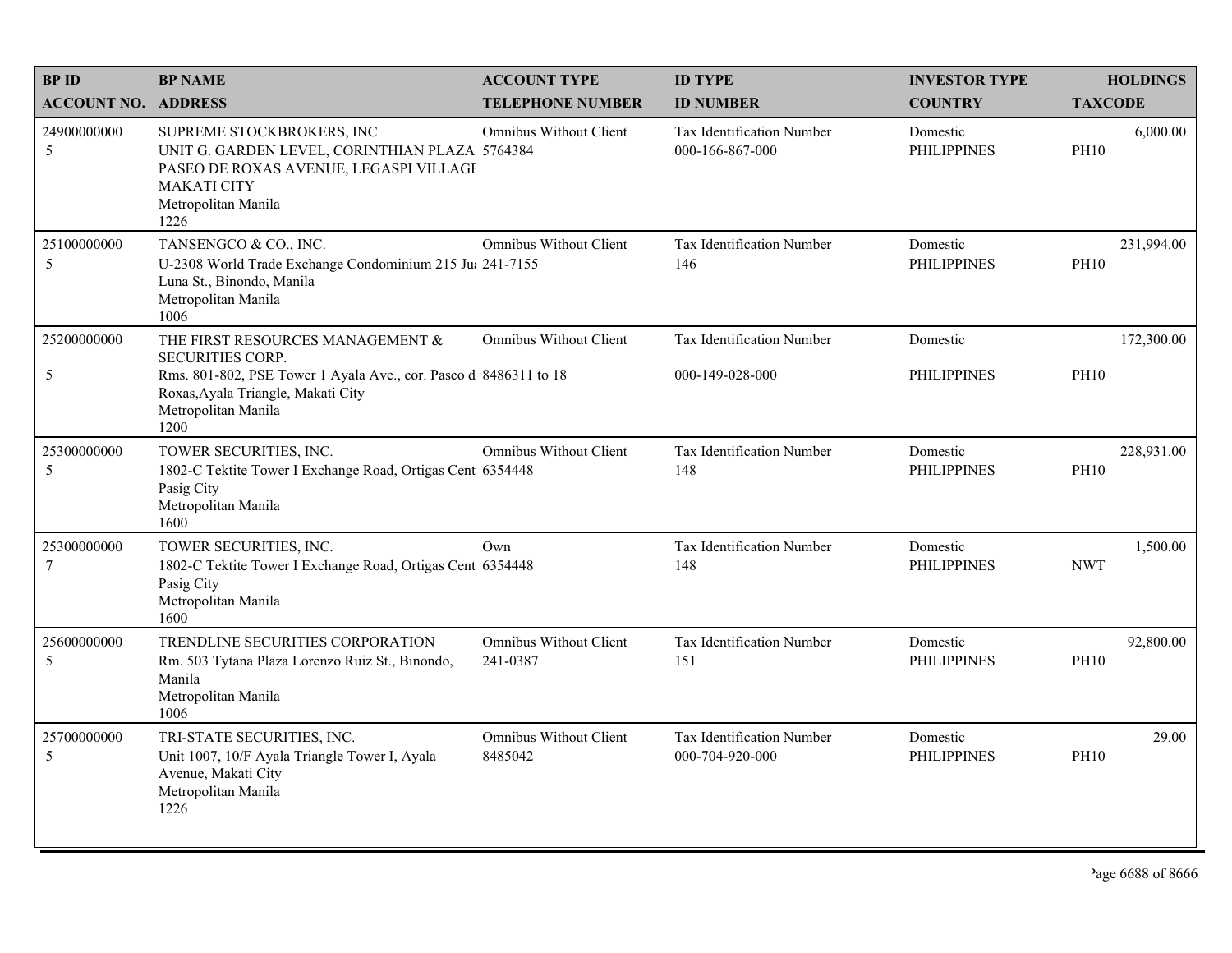| BP ID<br>ACCOUNT NO. | BP NAME<br>ADDRESS | ACCOUNT TYPE<br>TELEPHONE NUMBER | ID TYPE<br>ID NUMBER | INVESTOR TYPE<br>COUNTRY | HOLDINGS<br>TAXCODE |
|---|---|---|---|---|---|
| 24900000000<br>5 | SUPREME STOCKBROKERS, INC<br>UNIT G. GARDEN LEVEL, CORINTHIAN PLAZA PASEO DE ROXAS AVENUE, LEGASPI VILLAGE MAKATI CITY<br>Metropolitan Manila<br>1226 | Omnibus Without Client<br>5764384 | Tax Identification Number<br>000-166-867-000 | Domestic<br>PHILIPPINES | 6,000.00<br>PH10 |
| 25100000000<br>5 | TANSENGCO & CO., INC.<br>U-2308 World Trade Exchange Condominium 215 Juan Luna St., Binondo, Manila<br>Metropolitan Manila<br>1006 | Omnibus Without Client<br>241-7155 | Tax Identification Number<br>146 | Domestic<br>PHILIPPINES | 231,994.00<br>PH10 |
| 25200000000<br>5 | THE FIRST RESOURCES MANAGEMENT & SECURITIES CORP.<br>Rms. 801-802, PSE Tower 1 Ayala Ave., cor. Paseo de Roxas,Ayala Triangle, Makati City<br>Metropolitan Manila<br>1200 | Omnibus Without Client<br>8486311 to 18 | Tax Identification Number<br>000-149-028-000 | Domestic<br>PHILIPPINES | 172,300.00<br>PH10 |
| 25300000000<br>5 | TOWER SECURITIES, INC.<br>1802-C Tektite Tower I Exchange Road, Ortigas Center Pasig City<br>Metropolitan Manila<br>1600 | Omnibus Without Client<br>6354448 | Tax Identification Number<br>148 | Domestic<br>PHILIPPINES | 228,931.00<br>PH10 |
| 25300000000<br>7 | TOWER SECURITIES, INC.<br>1802-C Tektite Tower I Exchange Road, Ortigas Center Pasig City<br>Metropolitan Manila<br>1600 | Own<br>6354448 | Tax Identification Number<br>148 | Domestic<br>PHILIPPINES | 1,500.00<br>NWT |
| 25600000000<br>5 | TRENDLINE SECURITIES CORPORATION<br>Rm. 503 Tytana Plaza Lorenzo Ruiz St., Binondo, Manila<br>Metropolitan Manila<br>1006 | Omnibus Without Client<br>241-0387 | Tax Identification Number<br>151 | Domestic<br>PHILIPPINES | 92,800.00<br>PH10 |
| 25700000000<br>5 | TRI-STATE SECURITIES, INC.<br>Unit 1007, 10/F Ayala Triangle Tower I, Ayala Avenue, Makati City<br>Metropolitan Manila<br>1226 | Omnibus Without Client<br>8485042 | Tax Identification Number<br>000-704-920-000 | Domestic<br>PHILIPPINES | 29.00<br>PH10 |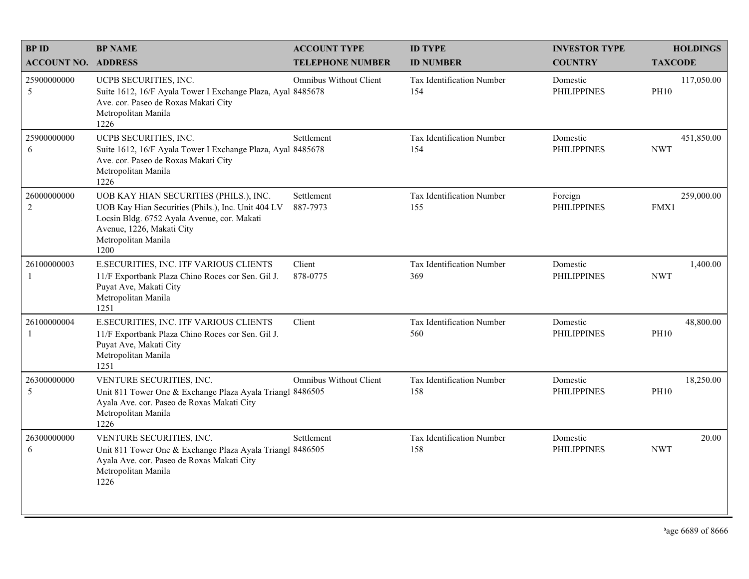| BP ID<br>ACCOUNT NO. | BP NAME<br>ADDRESS | ACCOUNT TYPE<br>TELEPHONE NUMBER | ID TYPE<br>ID NUMBER | INVESTOR TYPE<br>COUNTRY | HOLDINGS<br>TAXCODE |
|---|---|---|---|---|---|
| 25900000000<br>5 | UCPB SECURITIES, INC.<br>Suite 1612, 16/F Ayala Tower I Exchange Plaza, Ayal Ave. cor. Paseo de Roxas Makati City<br>Metropolitan Manila<br>1226 | Omnibus Without Client<br>8485678 | Tax Identification Number<br>154 | Domestic<br>PHILIPPINES | 117,050.00<br>PH10 |
| 25900000000<br>6 | UCPB SECURITIES, INC.<br>Suite 1612, 16/F Ayala Tower I Exchange Plaza, Ayal Ave. cor. Paseo de Roxas Makati City<br>Metropolitan Manila<br>1226 | Settlement<br>8485678 | Tax Identification Number<br>154 | Domestic<br>PHILIPPINES | 451,850.00<br>NWT |
| 26000000000<br>2 | UOB KAY HIAN SECURITIES (PHILS.), INC.<br>UOB Kay Hian Securities (Phils.), Inc. Unit 404 LV Locsin Bldg. 6752 Ayala Avenue, cor. Makati Avenue, 1226, Makati City<br>Metropolitan Manila<br>1200 | Settlement<br>887-7973 | Tax Identification Number<br>155 | Foreign<br>PHILIPPINES | 259,000.00<br>FMX1 |
| 26100000003<br>1 | E.SECURITIES, INC. ITF VARIOUS CLIENTS<br>11/F Exportbank Plaza Chino Roces cor Sen. Gil J. Puyat Ave, Makati City<br>Metropolitan Manila<br>1251 | Client<br>878-0775 | Tax Identification Number<br>369 | Domestic<br>PHILIPPINES | 1,400.00<br>NWT |
| 26100000004<br>1 | E.SECURITIES, INC. ITF VARIOUS CLIENTS<br>11/F Exportbank Plaza Chino Roces cor Sen. Gil J. Puyat Ave, Makati City<br>Metropolitan Manila<br>1251 | Client | Tax Identification Number<br>560 | Domestic<br>PHILIPPINES | 48,800.00<br>PH10 |
| 26300000000<br>5 | VENTURE SECURITIES, INC.<br>Unit 811 Tower One & Exchange Plaza Ayala Triangl Ayala Ave. cor. Paseo de Roxas Makati City<br>Metropolitan Manila<br>1226 | Omnibus Without Client<br>8486505 | Tax Identification Number<br>158 | Domestic<br>PHILIPPINES | 18,250.00<br>PH10 |
| 26300000000<br>6 | VENTURE SECURITIES, INC.<br>Unit 811 Tower One & Exchange Plaza Ayala Triangl Ayala Ave. cor. Paseo de Roxas Makati City<br>Metropolitan Manila<br>1226 | Settlement<br>8486505 | Tax Identification Number<br>158 | Domestic<br>PHILIPPINES | 20.00<br>NWT |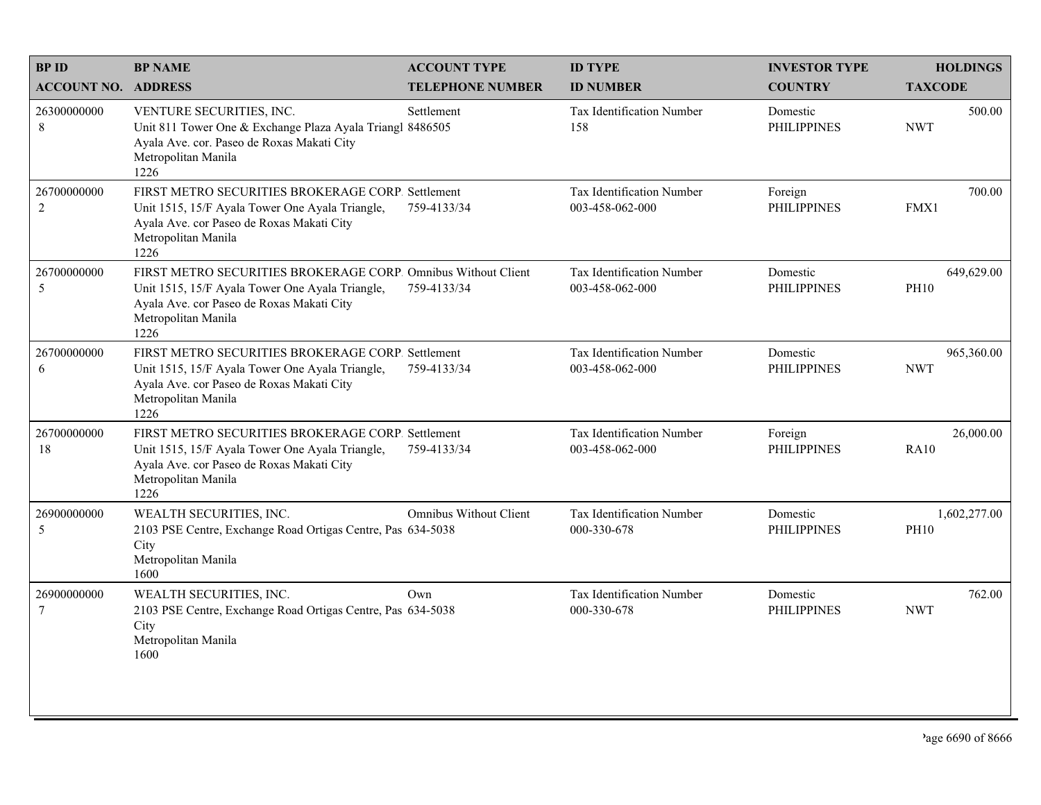| BP ID<br>ACCOUNT NO. | BP NAME<br>ADDRESS | ACCOUNT TYPE<br>TELEPHONE NUMBER | ID TYPE<br>ID NUMBER | INVESTOR TYPE<br>COUNTRY | HOLDINGS<br>TAXCODE |
|---|---|---|---|---|---|
| 26300000000<br>8 | VENTURE SECURITIES, INC.<br>Unit 811 Tower One & Exchange Plaza Ayala Triangl<br>Ayala Ave. cor. Paseo de Roxas Makati City<br>Metropolitan Manila<br>1226 | Settlement<br>8486505 | Tax Identification Number<br>158 | Domestic<br>PHILIPPINES | 500.00<br>NWT |
| 26700000000<br>2 | FIRST METRO SECURITIES BROKERAGE CORP.<br>Unit 1515, 15/F Ayala Tower One Ayala Triangle,<br>Ayala Ave. cor Paseo de Roxas Makati City<br>Metropolitan Manila<br>1226 | Settlement<br>759-4133/34 | Tax Identification Number<br>003-458-062-000 | Foreign<br>PHILIPPINES | 700.00<br>FMX1 |
| 26700000000<br>5 | FIRST METRO SECURITIES BROKERAGE CORP.<br>Unit 1515, 15/F Ayala Tower One Ayala Triangle,<br>Ayala Ave. cor Paseo de Roxas Makati City<br>Metropolitan Manila<br>1226 | Omnibus Without Client<br>759-4133/34 | Tax Identification Number<br>003-458-062-000 | Domestic<br>PHILIPPINES | 649,629.00<br>PH10 |
| 26700000000<br>6 | FIRST METRO SECURITIES BROKERAGE CORP.<br>Unit 1515, 15/F Ayala Tower One Ayala Triangle,<br>Ayala Ave. cor Paseo de Roxas Makati City<br>Metropolitan Manila<br>1226 | Settlement<br>759-4133/34 | Tax Identification Number<br>003-458-062-000 | Domestic<br>PHILIPPINES | 965,360.00<br>NWT |
| 26700000000<br>18 | FIRST METRO SECURITIES BROKERAGE CORP.<br>Unit 1515, 15/F Ayala Tower One Ayala Triangle,<br>Ayala Ave. cor Paseo de Roxas Makati City<br>Metropolitan Manila<br>1226 | Settlement<br>759-4133/34 | Tax Identification Number<br>003-458-062-000 | Foreign<br>PHILIPPINES | 26,000.00<br>RA10 |
| 26900000000<br>5 | WEALTH SECURITIES, INC.<br>2103 PSE Centre, Exchange Road Ortigas Centre, Pas<br>City<br>Metropolitan Manila<br>1600 | Omnibus Without Client<br>634-5038 | Tax Identification Number<br>000-330-678 | Domestic<br>PHILIPPINES | 1,602,277.00<br>PH10 |
| 26900000000<br>7 | WEALTH SECURITIES, INC.<br>2103 PSE Centre, Exchange Road Ortigas Centre, Pas<br>City<br>Metropolitan Manila<br>1600 | Own<br>634-5038 | Tax Identification Number<br>000-330-678 | Domestic<br>PHILIPPINES | 762.00<br>NWT |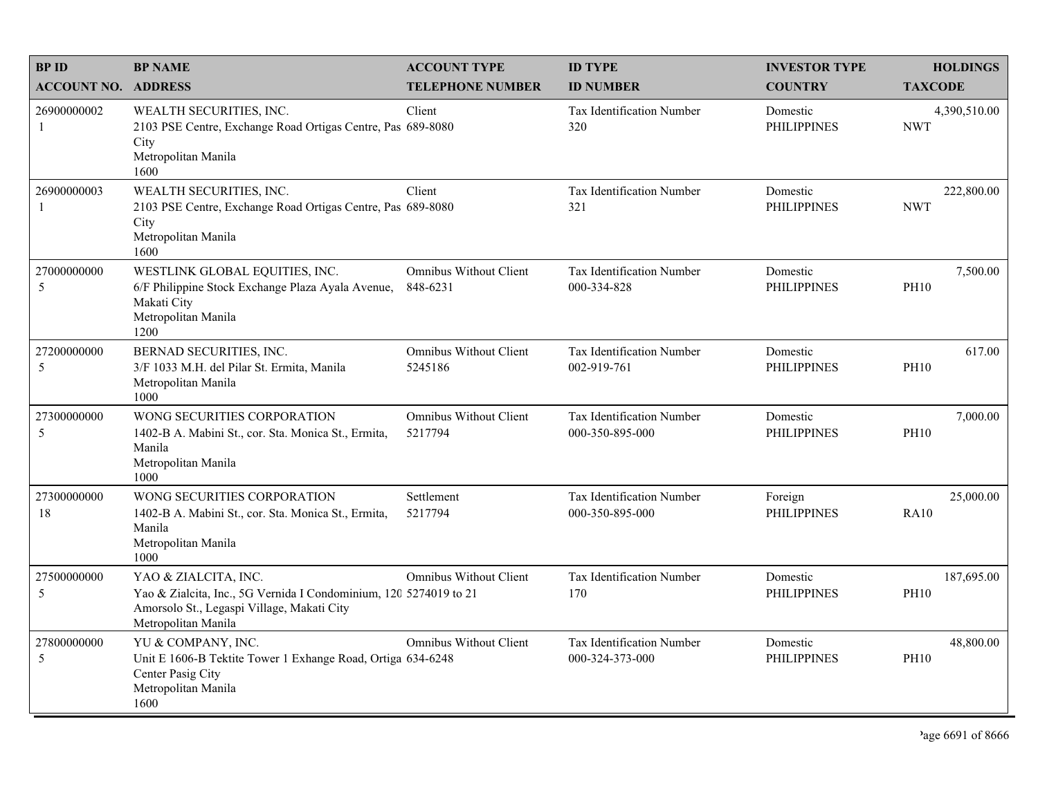| BP ID<br>ACCOUNT NO. | BP NAME<br>ADDRESS | ACCOUNT TYPE<br>TELEPHONE NUMBER | ID TYPE<br>ID NUMBER | INVESTOR TYPE<br>COUNTRY | HOLDINGS<br>TAXCODE |
|---|---|---|---|---|---|
| 26900000002<br>1 | WEALTH SECURITIES, INC.<br>2103 PSE Centre, Exchange Road Ortigas Centre, Pas City<br>Metropolitan Manila<br>1600 | Client<br>689-8080 | Tax Identification Number<br>320 | Domestic<br>PHILIPPINES | 4,390,510.00<br>NWT |
| 26900000003<br>1 | WEALTH SECURITIES, INC.<br>2103 PSE Centre, Exchange Road Ortigas Centre, Pas City<br>Metropolitan Manila<br>1600 | Client<br>689-8080 | Tax Identification Number<br>321 | Domestic<br>PHILIPPINES | 222,800.00<br>NWT |
| 27000000000<br>5 | WESTLINK GLOBAL EQUITIES, INC.<br>6/F Philippine Stock Exchange Plaza Ayala Avenue, Makati City<br>Metropolitan Manila<br>1200 | Omnibus Without Client<br>848-6231 | Tax Identification Number<br>000-334-828 | Domestic<br>PHILIPPINES | 7,500.00<br>PH10 |
| 27200000000<br>5 | BERNAD SECURITIES, INC.<br>3/F 1033 M.H. del Pilar St. Ermita, Manila<br>Metropolitan Manila<br>1000 | Omnibus Without Client<br>5245186 | Tax Identification Number<br>002-919-761 | Domestic<br>PHILIPPINES | 617.00<br>PH10 |
| 27300000000<br>5 | WONG SECURITIES CORPORATION<br>1402-B A. Mabini St., cor. Sta. Monica St., Ermita, Manila<br>Metropolitan Manila<br>1000 | Omnibus Without Client<br>5217794 | Tax Identification Number<br>000-350-895-000 | Domestic<br>PHILIPPINES | 7,000.00<br>PH10 |
| 27300000000<br>18 | WONG SECURITIES CORPORATION<br>1402-B A. Mabini St., cor. Sta. Monica St., Ermita, Manila<br>Metropolitan Manila<br>1000 | Settlement<br>5217794 | Tax Identification Number<br>000-350-895-000 | Foreign<br>PHILIPPINES | 25,000.00<br>RA10 |
| 27500000000<br>5 | YAO & ZIALCITA, INC.<br>Yao & Zialcita, Inc., 5G Vernida I Condominium, 120 Amorsolo St., Legaspi Village, Makati City<br>Metropolitan Manila | Omnibus Without Client<br>5274019 to 21 | Tax Identification Number<br>170 | Domestic<br>PHILIPPINES | 187,695.00<br>PH10 |
| 27800000000<br>5 | YU & COMPANY, INC.<br>Unit E 1606-B Tektite Tower 1 Exhange Road, Ortiga Center Pasig City<br>Metropolitan Manila<br>1600 | Omnibus Without Client<br>634-6248 | Tax Identification Number<br>000-324-373-000 | Domestic<br>PHILIPPINES | 48,800.00<br>PH10 |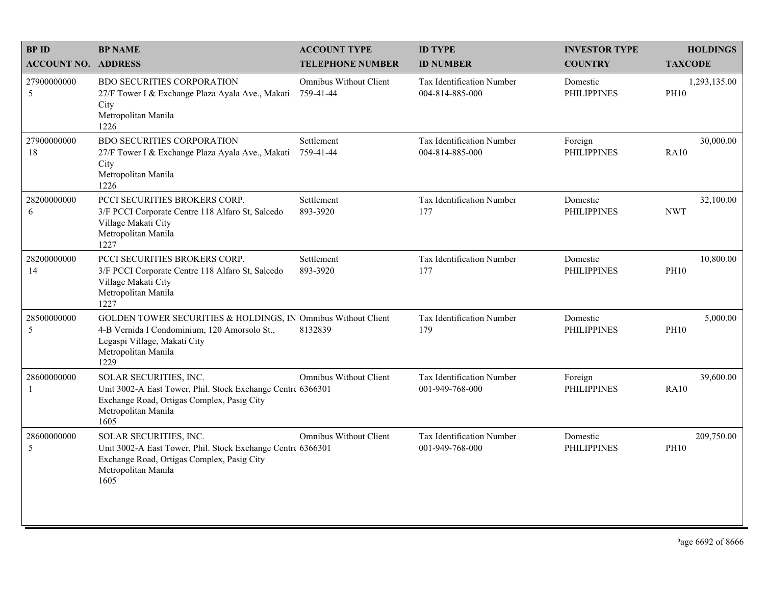| BP ID<br>ACCOUNT NO. | BP NAME<br>ADDRESS | ACCOUNT TYPE<br>TELEPHONE NUMBER | ID TYPE<br>ID NUMBER | INVESTOR TYPE<br>COUNTRY | HOLDINGS<br>TAXCODE |
|---|---|---|---|---|---|
| 27900000000<br>5 | BDO SECURITIES CORPORATION<br>27/F Tower I & Exchange Plaza Ayala Ave., Makati City<br>Metropolitan Manila<br>1226 | Omnibus Without Client<br>759-41-44 | Tax Identification Number<br>004-814-885-000 | Domestic<br>PHILIPPINES | 1,293,135.00<br>PH10 |
| 27900000000<br>18 | BDO SECURITIES CORPORATION<br>27/F Tower I & Exchange Plaza Ayala Ave., Makati City<br>Metropolitan Manila<br>1226 | Settlement<br>759-41-44 | Tax Identification Number<br>004-814-885-000 | Foreign<br>PHILIPPINES | 30,000.00<br>RA10 |
| 28200000000<br>6 | PCCI SECURITIES BROKERS CORP.<br>3/F PCCI Corporate Centre 118 Alfaro St, Salcedo Village Makati City<br>Metropolitan Manila<br>1227 | Settlement<br>893-3920 | Tax Identification Number<br>177 | Domestic<br>PHILIPPINES | 32,100.00<br>NWT |
| 28200000000<br>14 | PCCI SECURITIES BROKERS CORP.<br>3/F PCCI Corporate Centre 118 Alfaro St, Salcedo Village Makati City<br>Metropolitan Manila<br>1227 | Settlement<br>893-3920 | Tax Identification Number<br>177 | Domestic<br>PHILIPPINES | 10,800.00<br>PH10 |
| 28500000000<br>5 | GOLDEN TOWER SECURITIES & HOLDINGS, IN<br>4-B Vernida I Condominium, 120 Amorsolo St., Legaspi Village, Makati City<br>Metropolitan Manila<br>1229 | Omnibus Without Client<br>8132839 | Tax Identification Number<br>179 | Domestic<br>PHILIPPINES | 5,000.00<br>PH10 |
| 28600000000<br>1 | SOLAR SECURITIES, INC.<br>Unit 3002-A East Tower, Phil. Stock Exchange Centre Exchange Road, Ortigas Complex, Pasig City<br>Metropolitan Manila<br>1605 | Omnibus Without Client<br>6366301 | Tax Identification Number<br>001-949-768-000 | Foreign<br>PHILIPPINES | 39,600.00<br>RA10 |
| 28600000000<br>5 | SOLAR SECURITIES, INC.<br>Unit 3002-A East Tower, Phil. Stock Exchange Centre Exchange Road, Ortigas Complex, Pasig City<br>Metropolitan Manila<br>1605 | Omnibus Without Client<br>6366301 | Tax Identification Number<br>001-949-768-000 | Domestic<br>PHILIPPINES | 209,750.00<br>PH10 |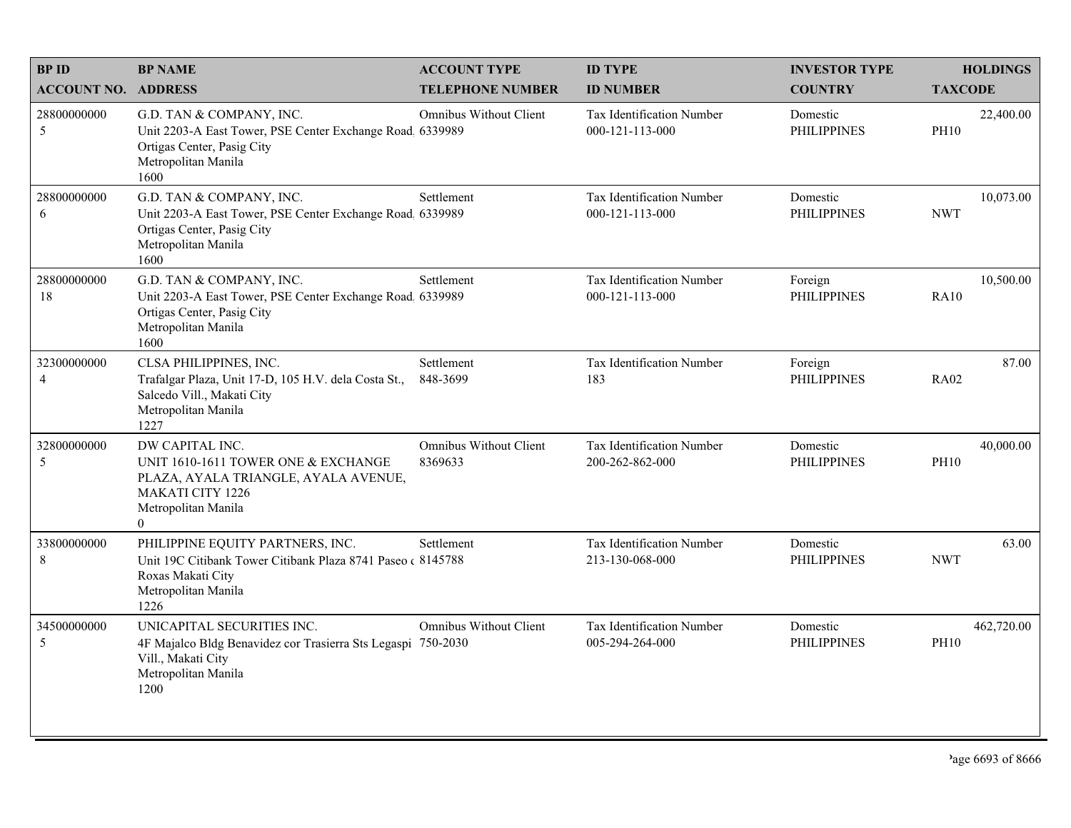| BP ID<br>ACCOUNT NO. | BP NAME<br>ADDRESS | ACCOUNT TYPE<br>TELEPHONE NUMBER | ID TYPE<br>ID NUMBER | INVESTOR TYPE<br>COUNTRY | HOLDINGS<br>TAXCODE |
|---|---|---|---|---|---|
| 28800000000<br>5 | G.D. TAN & COMPANY, INC.<br>Unit 2203-A East Tower, PSE Center Exchange Road<br>Ortigas Center, Pasig City<br>Metropolitan Manila<br>1600 | Omnibus Without Client<br>6339989 | Tax Identification Number<br>000-121-113-000 | Domestic<br>PHILIPPINES | 22,400.00<br>PH10 |
| 28800000000<br>6 | G.D. TAN & COMPANY, INC.<br>Unit 2203-A East Tower, PSE Center Exchange Road<br>Ortigas Center, Pasig City<br>Metropolitan Manila<br>1600 | Settlement<br>6339989 | Tax Identification Number<br>000-121-113-000 | Domestic<br>PHILIPPINES | 10,073.00<br>NWT |
| 28800000000<br>18 | G.D. TAN & COMPANY, INC.<br>Unit 2203-A East Tower, PSE Center Exchange Road<br>Ortigas Center, Pasig City<br>Metropolitan Manila<br>1600 | Settlement<br>6339989 | Tax Identification Number<br>000-121-113-000 | Foreign<br>PHILIPPINES | 10,500.00<br>RA10 |
| 32300000000<br>4 | CLSA PHILIPPINES, INC.<br>Trafalgar Plaza, Unit 17-D, 105 H.V. dela Costa St.,<br>Salcedo Vill., Makati City<br>Metropolitan Manila<br>1227 | Settlement<br>848-3699 | Tax Identification Number<br>183 | Foreign<br>PHILIPPINES | 87.00<br>RA02 |
| 32800000000<br>5 | DW CAPITAL INC.<br>UNIT 1610-1611 TOWER ONE & EXCHANGE<br>PLAZA, AYALA TRIANGLE, AYALA AVENUE,<br>MAKATI CITY 1226<br>Metropolitan Manila<br>0 | Omnibus Without Client<br>8369633 | Tax Identification Number<br>200-262-862-000 | Domestic<br>PHILIPPINES | 40,000.00<br>PH10 |
| 33800000000<br>8 | PHILIPPINE EQUITY PARTNERS, INC.<br>Unit 19C Citibank Tower Citibank Plaza 8741 Paseo c<br>Roxas Makati City<br>Metropolitan Manila<br>1226 | Settlement<br>8145788 | Tax Identification Number<br>213-130-068-000 | Domestic<br>PHILIPPINES | 63.00<br>NWT |
| 34500000000<br>5 | UNICAPITAL SECURITIES INC.<br>4F Majalco Bldg Benavidez cor Trasierra Sts Legaspi<br>Vill., Makati City<br>Metropolitan Manila<br>1200 | Omnibus Without Client<br>750-2030 | Tax Identification Number<br>005-294-264-000 | Domestic<br>PHILIPPINES | 462,720.00<br>PH10 |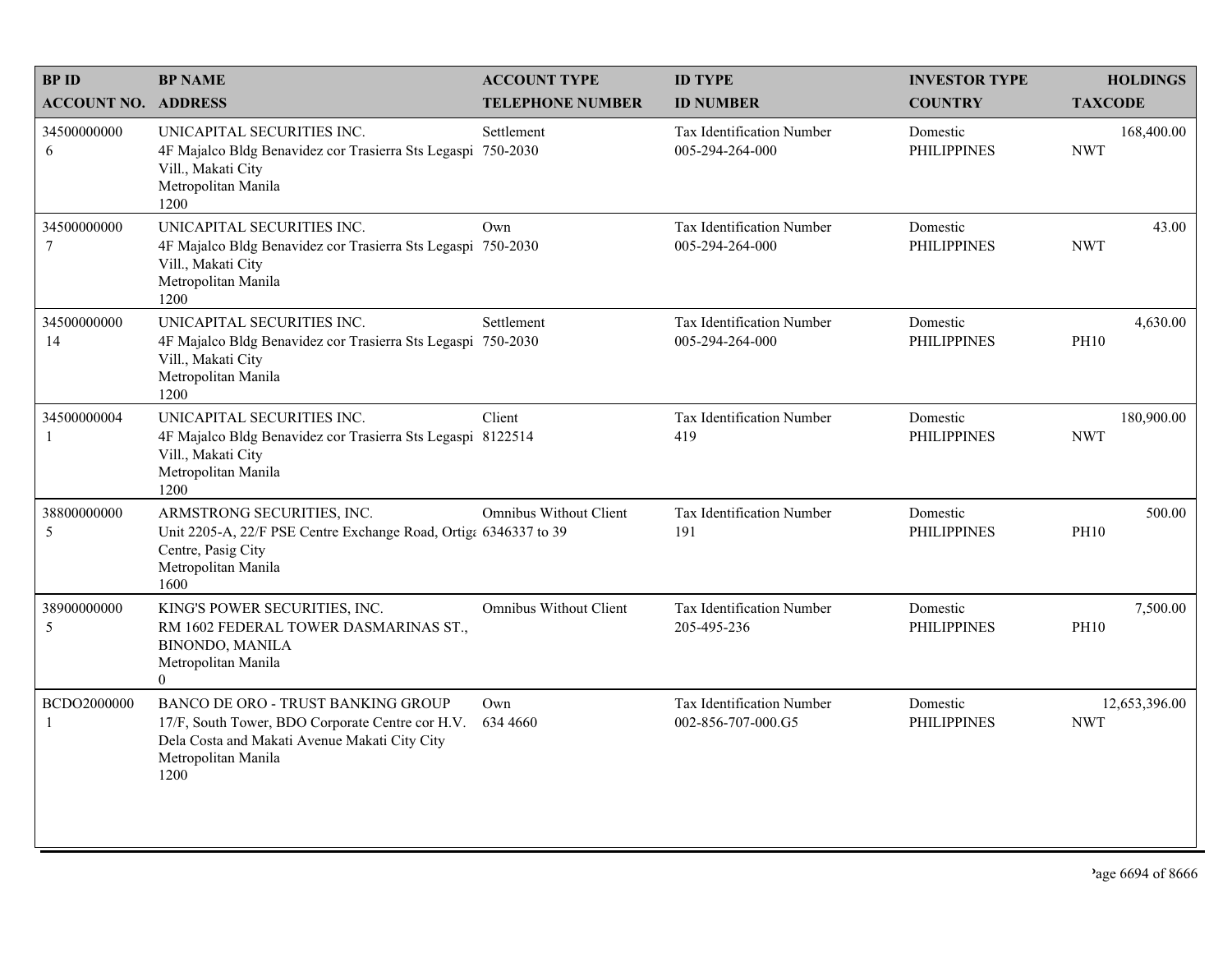| BP ID<br>ACCOUNT NO. | BP NAME<br>ADDRESS | ACCOUNT TYPE<br>TELEPHONE NUMBER | ID TYPE<br>ID NUMBER | INVESTOR TYPE<br>COUNTRY | HOLDINGS<br>TAXCODE |
|---|---|---|---|---|---|
| 34500000000<br>6 | UNICAPITAL SECURITIES INC.<br>4F Majalco Bldg Benavidez cor Trasierra Sts Legaspi Vill., Makati City<br>Metropolitan Manila<br>1200 | Settlement<br>750-2030 | Tax Identification Number<br>005-294-264-000 | Domestic<br>PHILIPPINES | 168,400.00<br>NWT |
| 34500000000<br>7 | UNICAPITAL SECURITIES INC.<br>4F Majalco Bldg Benavidez cor Trasierra Sts Legaspi Vill., Makati City<br>Metropolitan Manila<br>1200 | Own<br>750-2030 | Tax Identification Number<br>005-294-264-000 | Domestic<br>PHILIPPINES | 43.00<br>NWT |
| 34500000000<br>14 | UNICAPITAL SECURITIES INC.<br>4F Majalco Bldg Benavidez cor Trasierra Sts Legaspi Vill., Makati City<br>Metropolitan Manila<br>1200 | Settlement<br>750-2030 | Tax Identification Number<br>005-294-264-000 | Domestic<br>PHILIPPINES | 4,630.00<br>PH10 |
| 34500000004<br>1 | UNICAPITAL SECURITIES INC.<br>4F Majalco Bldg Benavidez cor Trasierra Sts Legaspi Vill., Makati City<br>Metropolitan Manila<br>1200 | Client<br>8122514 | Tax Identification Number<br>419 | Domestic<br>PHILIPPINES | 180,900.00<br>NWT |
| 38800000000<br>5 | ARMSTRONG SECURITIES, INC.<br>Unit 2205-A, 22/F PSE Centre Exchange Road, Ortiga Centre, Pasig City<br>Metropolitan Manila<br>1600 | Omnibus Without Client<br>6346337 to 39 | Tax Identification Number<br>191 | Domestic<br>PHILIPPINES | 500.00<br>PH10 |
| 38900000000<br>5 | KING'S POWER SECURITIES, INC.<br>RM 1602 FEDERAL TOWER DASMARINAS ST., BINONDO, MANILA<br>Metropolitan Manila<br>0 | Omnibus Without Client | Tax Identification Number<br>205-495-236 | Domestic<br>PHILIPPINES | 7,500.00<br>PH10 |
| BCDO2000000<br>1 | BANCO DE ORO - TRUST BANKING GROUP<br>17/F, South Tower, BDO Corporate Centre cor H.V. Dela Costa and Makati Avenue Makati City City<br>Metropolitan Manila<br>1200 | Own<br>634 4660 | Tax Identification Number<br>002-856-707-000.G5 | Domestic<br>PHILIPPINES | 12,653,396.00<br>NWT |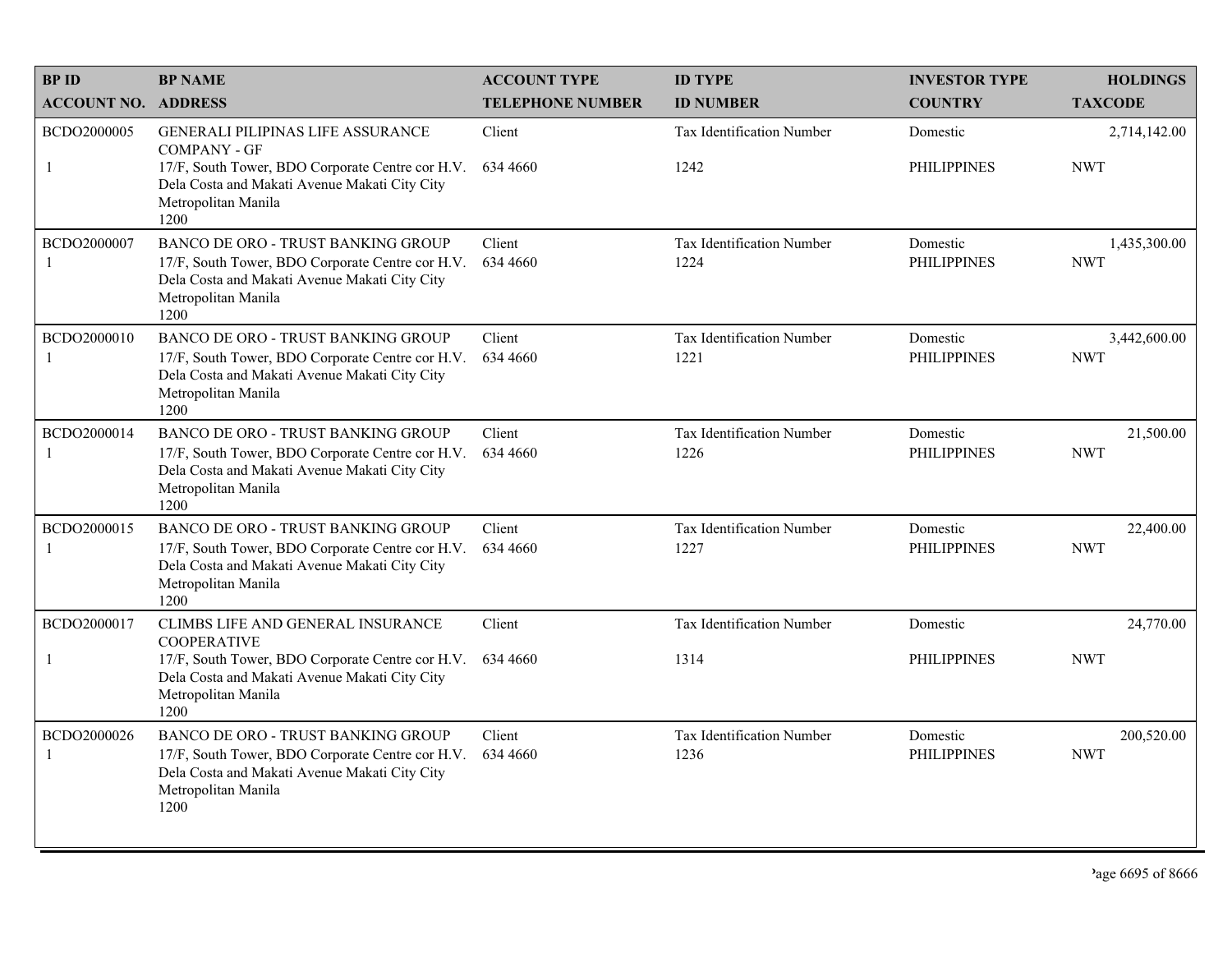| BP ID<br>ACCOUNT NO. | BP NAME<br>ADDRESS | ACCOUNT TYPE<br>TELEPHONE NUMBER | ID TYPE<br>ID NUMBER | INVESTOR TYPE<br>COUNTRY | HOLDINGS<br>TAXCODE |
|---|---|---|---|---|---|
| BCDO2000005<br>1 | GENERALI PILIPINAS LIFE ASSURANCE COMPANY - GF<br>17/F, South Tower, BDO Corporate Centre cor H.V. Dela Costa and Makati Avenue Makati City City Metropolitan Manila 1200 | Client<br>634 4660 | Tax Identification Number<br>1242 | Domestic<br>PHILIPPINES | 2,714,142.00<br>NWT |
| BCDO2000007<br>1 | BANCO DE ORO - TRUST BANKING GROUP<br>17/F, South Tower, BDO Corporate Centre cor H.V. Dela Costa and Makati Avenue Makati City City Metropolitan Manila 1200 | Client<br>634 4660 | Tax Identification Number<br>1224 | Domestic<br>PHILIPPINES | 1,435,300.00<br>NWT |
| BCDO2000010<br>1 | BANCO DE ORO - TRUST BANKING GROUP<br>17/F, South Tower, BDO Corporate Centre cor H.V. Dela Costa and Makati Avenue Makati City City Metropolitan Manila 1200 | Client<br>634 4660 | Tax Identification Number<br>1221 | Domestic<br>PHILIPPINES | 3,442,600.00<br>NWT |
| BCDO2000014<br>1 | BANCO DE ORO - TRUST BANKING GROUP<br>17/F, South Tower, BDO Corporate Centre cor H.V. Dela Costa and Makati Avenue Makati City City Metropolitan Manila 1200 | Client<br>634 4660 | Tax Identification Number<br>1226 | Domestic<br>PHILIPPINES | 21,500.00<br>NWT |
| BCDO2000015<br>1 | BANCO DE ORO - TRUST BANKING GROUP<br>17/F, South Tower, BDO Corporate Centre cor H.V. Dela Costa and Makati Avenue Makati City City Metropolitan Manila 1200 | Client<br>634 4660 | Tax Identification Number<br>1227 | Domestic<br>PHILIPPINES | 22,400.00<br>NWT |
| BCDO2000017<br>1 | CLIMBS LIFE AND GENERAL INSURANCE COOPERATIVE<br>17/F, South Tower, BDO Corporate Centre cor H.V. Dela Costa and Makati Avenue Makati City City Metropolitan Manila 1200 | Client<br>634 4660 | Tax Identification Number<br>1314 | Domestic<br>PHILIPPINES | 24,770.00<br>NWT |
| BCDO2000026<br>1 | BANCO DE ORO - TRUST BANKING GROUP<br>17/F, South Tower, BDO Corporate Centre cor H.V. Dela Costa and Makati Avenue Makati City City Metropolitan Manila 1200 | Client<br>634 4660 | Tax Identification Number<br>1236 | Domestic<br>PHILIPPINES | 200,520.00<br>NWT |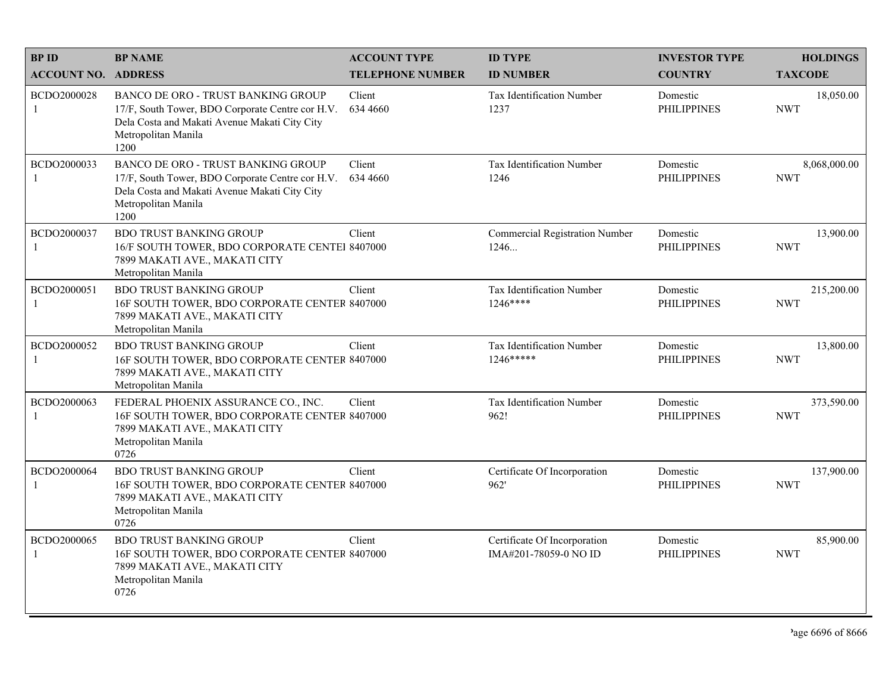| BP ID<br>ACCOUNT NO. | BP NAME<br>ADDRESS | ACCOUNT TYPE<br>TELEPHONE NUMBER | ID TYPE<br>ID NUMBER | INVESTOR TYPE<br>COUNTRY | HOLDINGS<br>TAXCODE |
|---|---|---|---|---|---|
| BCDO2000028<br>1 | BANCO DE ORO - TRUST BANKING GROUP<br>17/F, South Tower, BDO Corporate Centre cor H.V. Dela Costa and Makati Avenue Makati City City<br>Metropolitan Manila<br>1200 | Client<br>634 4660 | Tax Identification Number<br>1237 | Domestic<br>PHILIPPINES | 18,050.00<br>NWT |
| BCDO2000033<br>1 | BANCO DE ORO - TRUST BANKING GROUP<br>17/F, South Tower, BDO Corporate Centre cor H.V. Dela Costa and Makati Avenue Makati City City<br>Metropolitan Manila<br>1200 | Client<br>634 4660 | Tax Identification Number<br>1246 | Domestic<br>PHILIPPINES | 8,068,000.00<br>NWT |
| BCDO2000037<br>1 | BDO TRUST BANKING GROUP<br>16/F SOUTH TOWER, BDO CORPORATE CENTEI<br>7899 MAKATI AVE., MAKATI CITY<br>Metropolitan Manila | Client<br>8407000 | Commercial Registration Number<br>1246... | Domestic<br>PHILIPPINES | 13,900.00<br>NWT |
| BCDO2000051<br>1 | BDO TRUST BANKING GROUP<br>16F SOUTH TOWER, BDO CORPORATE CENTER<br>7899 MAKATI AVE., MAKATI CITY<br>Metropolitan Manila | Client<br>8407000 | Tax Identification Number<br>1246**** | Domestic<br>PHILIPPINES | 215,200.00<br>NWT |
| BCDO2000052<br>1 | BDO TRUST BANKING GROUP<br>16F SOUTH TOWER, BDO CORPORATE CENTER<br>7899 MAKATI AVE., MAKATI CITY<br>Metropolitan Manila | Client<br>8407000 | Tax Identification Number<br>1246***** | Domestic<br>PHILIPPINES | 13,800.00<br>NWT |
| BCDO2000063<br>1 | FEDERAL PHOENIX ASSURANCE CO., INC.<br>16F SOUTH TOWER, BDO CORPORATE CENTER<br>7899 MAKATI AVE., MAKATI CITY<br>Metropolitan Manila<br>0726 | Client<br>8407000 | Tax Identification Number<br>962! | Domestic<br>PHILIPPINES | 373,590.00<br>NWT |
| BCDO2000064<br>1 | BDO TRUST BANKING GROUP<br>16F SOUTH TOWER, BDO CORPORATE CENTER<br>7899 MAKATI AVE., MAKATI CITY<br>Metropolitan Manila<br>0726 | Client<br>8407000 | Certificate Of Incorporation<br>962' | Domestic<br>PHILIPPINES | 137,900.00<br>NWT |
| BCDO2000065<br>1 | BDO TRUST BANKING GROUP<br>16F SOUTH TOWER, BDO CORPORATE CENTER<br>7899 MAKATI AVE., MAKATI CITY<br>Metropolitan Manila<br>0726 | Client<br>8407000 | Certificate Of Incorporation<br>IMA#201-78059-0 NO ID | Domestic<br>PHILIPPINES | 85,900.00<br>NWT |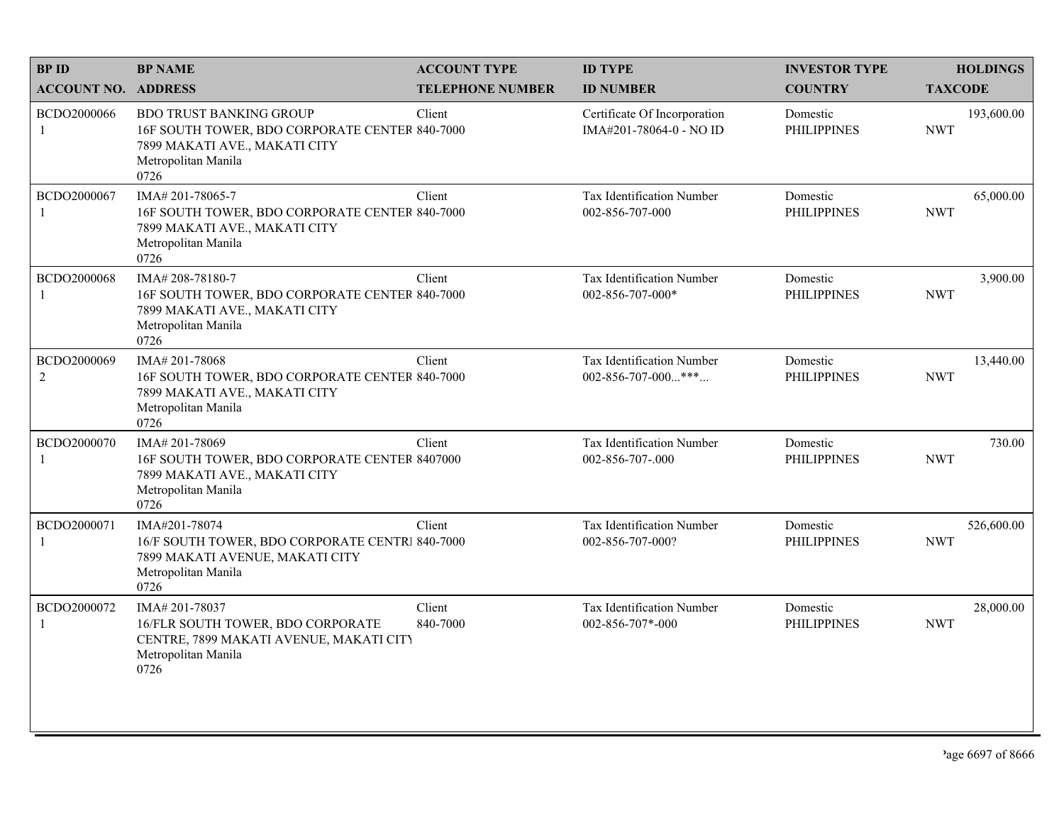| BP ID<br>ACCOUNT NO. | BP NAME<br>ADDRESS | ACCOUNT TYPE<br>TELEPHONE NUMBER | ID TYPE<br>ID NUMBER | INVESTOR TYPE<br>COUNTRY | HOLDINGS<br>TAXCODE |
|---|---|---|---|---|---|
| BCDO2000066<br>1 | BDO TRUST BANKING GROUP<br>16F SOUTH TOWER, BDO CORPORATE CENTER<br>7899 MAKATI AVE., MAKATI CITY<br>Metropolitan Manila<br>0726 | Client<br>840-7000 | Certificate Of Incorporation<br>IMA#201-78064-0 - NO ID | Domestic<br>PHILIPPINES | 193,600.00<br>NWT |
| BCDO2000067<br>1 | IMA# 201-78065-7<br>16F SOUTH TOWER, BDO CORPORATE CENTER<br>7899 MAKATI AVE., MAKATI CITY<br>Metropolitan Manila<br>0726 | Client<br>840-7000 | Tax Identification Number<br>002-856-707-000 | Domestic<br>PHILIPPINES | 65,000.00<br>NWT |
| BCDO2000068<br>1 | IMA# 208-78180-7<br>16F SOUTH TOWER, BDO CORPORATE CENTER<br>7899 MAKATI AVE., MAKATI CITY<br>Metropolitan Manila<br>0726 | Client<br>840-7000 | Tax Identification Number<br>002-856-707-000* | Domestic<br>PHILIPPINES | 3,900.00<br>NWT |
| BCDO2000069<br>2 | IMA# 201-78068<br>16F SOUTH TOWER, BDO CORPORATE CENTER<br>7899 MAKATI AVE., MAKATI CITY<br>Metropolitan Manila<br>0726 | Client<br>840-7000 | Tax Identification Number<br>002-856-707-000...***... | Domestic<br>PHILIPPINES | 13,440.00<br>NWT |
| BCDO2000070<br>1 | IMA# 201-78069<br>16F SOUTH TOWER, BDO CORPORATE CENTER<br>7899 MAKATI AVE., MAKATI CITY<br>Metropolitan Manila<br>0726 | Client<br>8407000 | Tax Identification Number<br>002-856-707-.000 | Domestic<br>PHILIPPINES | 730.00<br>NWT |
| BCDO2000071<br>1 | IMA#201-78074<br>16/F SOUTH TOWER, BDO CORPORATE CENTRI<br>7899 MAKATI AVENUE, MAKATI CITY<br>Metropolitan Manila<br>0726 | Client<br>840-7000 | Tax Identification Number<br>002-856-707-000? | Domestic<br>PHILIPPINES | 526,600.00<br>NWT |
| BCDO2000072<br>1 | IMA# 201-78037<br>16/FLR SOUTH TOWER, BDO CORPORATE<br>CENTRE, 7899 MAKATI AVENUE, MAKATI CITY<br>Metropolitan Manila<br>0726 | Client<br>840-7000 | Tax Identification Number<br>002-856-707*-000 | Domestic<br>PHILIPPINES | 28,000.00<br>NWT |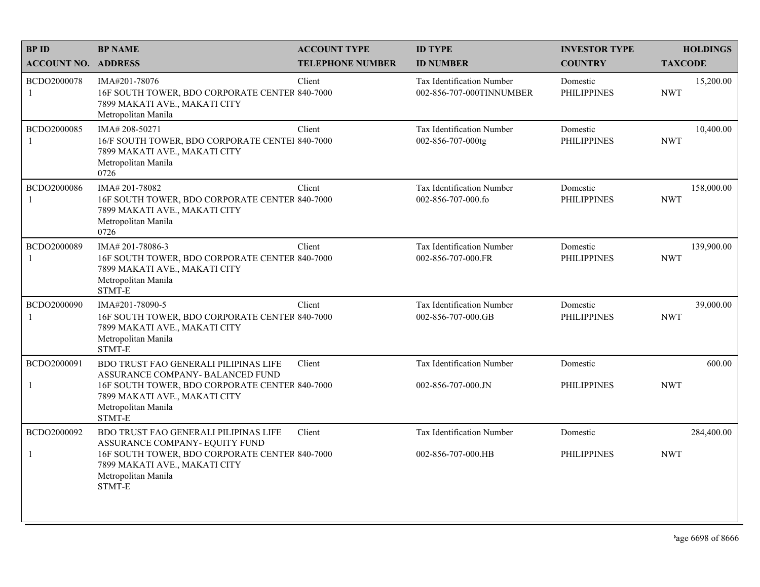| BP ID<br>ACCOUNT NO. | BP NAME<br>ADDRESS | ACCOUNT TYPE<br>TELEPHONE NUMBER | ID TYPE<br>ID NUMBER | INVESTOR TYPE<br>COUNTRY | HOLDINGS<br>TAXCODE |
|---|---|---|---|---|---|
| BCDO2000078<br>1 | IMA#201-78076<br>16F SOUTH TOWER, BDO CORPORATE CENTER<br>7899 MAKATI AVE., MAKATI CITY<br>Metropolitan Manila | Client<br>840-7000 | Tax Identification Number<br>002-856-707-000TINNUMBER | Domestic<br>PHILIPPINES | 15,200.00<br>NWT |
| BCDO2000085<br>1 | IMA# 208-50271<br>16/F SOUTH TOWER, BDO CORPORATE CENTEI<br>7899 MAKATI AVE., MAKATI CITY<br>Metropolitan Manila<br>0726 | Client<br>840-7000 | Tax Identification Number<br>002-856-707-000tg | Domestic<br>PHILIPPINES | 10,400.00<br>NWT |
| BCDO2000086<br>1 | IMA# 201-78082<br>16F SOUTH TOWER, BDO CORPORATE CENTER<br>7899 MAKATI AVE., MAKATI CITY<br>Metropolitan Manila<br>0726 | Client<br>840-7000 | Tax Identification Number<br>002-856-707-000.fo | Domestic<br>PHILIPPINES | 158,000.00<br>NWT |
| BCDO2000089<br>1 | IMA# 201-78086-3<br>16F SOUTH TOWER, BDO CORPORATE CENTER<br>7899 MAKATI AVE., MAKATI CITY<br>Metropolitan Manila<br>STMT-E | Client<br>840-7000 | Tax Identification Number<br>002-856-707-000.FR | Domestic<br>PHILIPPINES | 139,900.00<br>NWT |
| BCDO2000090<br>1 | IMA#201-78090-5<br>16F SOUTH TOWER, BDO CORPORATE CENTER<br>7899 MAKATI AVE., MAKATI CITY<br>Metropolitan Manila<br>STMT-E | Client<br>840-7000 | Tax Identification Number<br>002-856-707-000.GB | Domestic<br>PHILIPPINES | 39,000.00<br>NWT |
| BCDO2000091<br>1 | BDO TRUST FAO GENERALI PILIPINAS LIFE ASSURANCE COMPANY- BALANCED FUND<br>16F SOUTH TOWER, BDO CORPORATE CENTER<br>7899 MAKATI AVE., MAKATI CITY<br>Metropolitan Manila<br>STMT-E | Client<br>840-7000 | Tax Identification Number<br>002-856-707-000.JN | Domestic<br>PHILIPPINES | 600.00<br>NWT |
| BCDO2000092<br>1 | BDO TRUST FAO GENERALI PILIPINAS LIFE ASSURANCE COMPANY- EQUITY FUND<br>16F SOUTH TOWER, BDO CORPORATE CENTER<br>7899 MAKATI AVE., MAKATI CITY<br>Metropolitan Manila<br>STMT-E | Client<br>840-7000 | Tax Identification Number<br>002-856-707-000.HB | Domestic<br>PHILIPPINES | 284,400.00<br>NWT |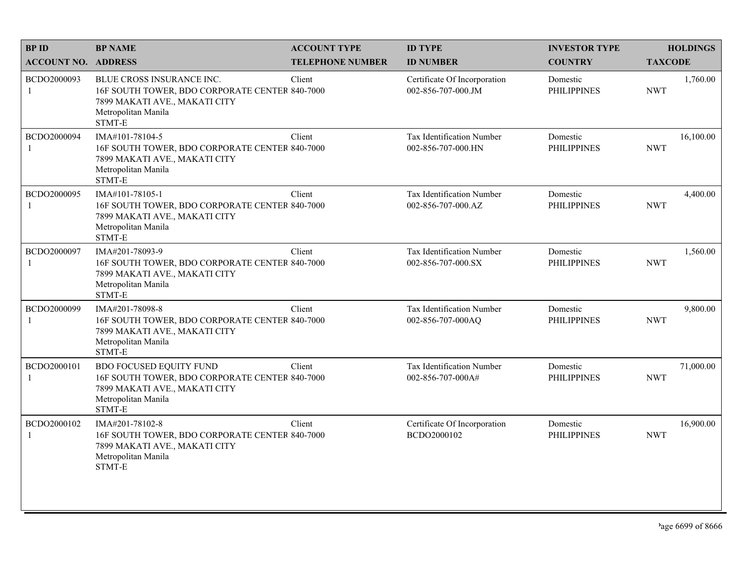| BP ID<br>ACCOUNT NO. | BP NAME<br>ADDRESS | ACCOUNT TYPE<br>TELEPHONE NUMBER | ID TYPE<br>ID NUMBER | INVESTOR TYPE<br>COUNTRY | HOLDINGS<br>TAXCODE |
|---|---|---|---|---|---|
| BCDO2000093<br>1 | BLUE CROSS INSURANCE INC.<br>16F SOUTH TOWER, BDO CORPORATE CENTER<br>7899 MAKATI AVE., MAKATI CITY<br>Metropolitan Manila<br>STMT-E | Client<br>840-7000 | Certificate Of Incorporation<br>002-856-707-000.JM | Domestic<br>PHILIPPINES | 1,760.00<br>NWT |
| BCDO2000094<br>1 | IMA#101-78104-5<br>16F SOUTH TOWER, BDO CORPORATE CENTER<br>7899 MAKATI AVE., MAKATI CITY<br>Metropolitan Manila<br>STMT-E | Client<br>840-7000 | Tax Identification Number<br>002-856-707-000.HN | Domestic<br>PHILIPPINES | 16,100.00<br>NWT |
| BCDO2000095<br>1 | IMA#101-78105-1<br>16F SOUTH TOWER, BDO CORPORATE CENTER<br>7899 MAKATI AVE., MAKATI CITY<br>Metropolitan Manila<br>STMT-E | Client<br>840-7000 | Tax Identification Number<br>002-856-707-000.AZ | Domestic<br>PHILIPPINES | 4,400.00<br>NWT |
| BCDO2000097<br>1 | IMA#201-78093-9<br>16F SOUTH TOWER, BDO CORPORATE CENTER<br>7899 MAKATI AVE., MAKATI CITY<br>Metropolitan Manila<br>STMT-E | Client<br>840-7000 | Tax Identification Number<br>002-856-707-000.SX | Domestic<br>PHILIPPINES | 1,560.00<br>NWT |
| BCDO2000099<br>1 | IMA#201-78098-8<br>16F SOUTH TOWER, BDO CORPORATE CENTER<br>7899 MAKATI AVE., MAKATI CITY<br>Metropolitan Manila<br>STMT-E | Client<br>840-7000 | Tax Identification Number<br>002-856-707-000AQ | Domestic<br>PHILIPPINES | 9,800.00<br>NWT |
| BCDO2000101<br>1 | BDO FOCUSED EQUITY FUND<br>16F SOUTH TOWER, BDO CORPORATE CENTER<br>7899 MAKATI AVE., MAKATI CITY<br>Metropolitan Manila<br>STMT-E | Client<br>840-7000 | Tax Identification Number<br>002-856-707-000A# | Domestic<br>PHILIPPINES | 71,000.00<br>NWT |
| BCDO2000102<br>1 | IMA#201-78102-8<br>16F SOUTH TOWER, BDO CORPORATE CENTER<br>7899 MAKATI AVE., MAKATI CITY<br>Metropolitan Manila<br>STMT-E | Client<br>840-7000 | Certificate Of Incorporation<br>BCDO2000102 | Domestic<br>PHILIPPINES | 16,900.00<br>NWT |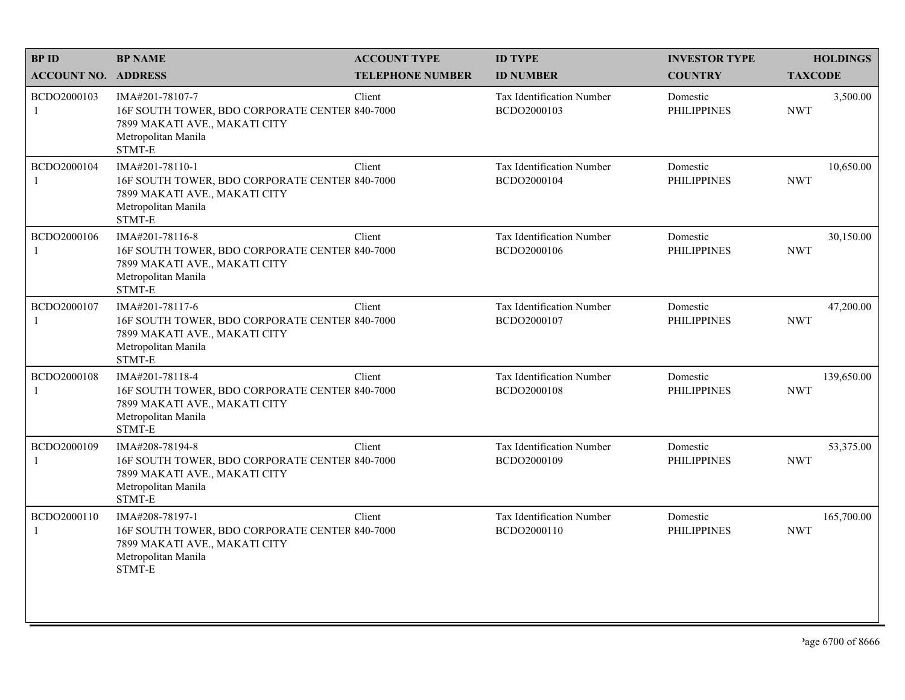| BP ID<br>ACCOUNT NO. | BP NAME<br>ADDRESS | ACCOUNT TYPE<br>TELEPHONE NUMBER | ID TYPE<br>ID NUMBER | INVESTOR TYPE<br>COUNTRY | HOLDINGS<br>TAXCODE |
|---|---|---|---|---|---|
| BCDO2000103<br>1 | IMA#201-78107-7<br>16F SOUTH TOWER, BDO CORPORATE CENTER<br>7899 MAKATI AVE., MAKATI CITY<br>Metropolitan Manila<br>STMT-E | Client<br>840-7000 | Tax Identification Number<br>BCDO2000103 | Domestic<br>PHILIPPINES | 3,500.00<br>NWT |
| BCDO2000104<br>1 | IMA#201-78110-1<br>16F SOUTH TOWER, BDO CORPORATE CENTER<br>7899 MAKATI AVE., MAKATI CITY<br>Metropolitan Manila<br>STMT-E | Client<br>840-7000 | Tax Identification Number<br>BCDO2000104 | Domestic<br>PHILIPPINES | 10,650.00<br>NWT |
| BCDO2000106<br>1 | IMA#201-78116-8<br>16F SOUTH TOWER, BDO CORPORATE CENTER<br>7899 MAKATI AVE., MAKATI CITY<br>Metropolitan Manila<br>STMT-E | Client<br>840-7000 | Tax Identification Number<br>BCDO2000106 | Domestic<br>PHILIPPINES | 30,150.00<br>NWT |
| BCDO2000107<br>1 | IMA#201-78117-6<br>16F SOUTH TOWER, BDO CORPORATE CENTER<br>7899 MAKATI AVE., MAKATI CITY<br>Metropolitan Manila<br>STMT-E | Client<br>840-7000 | Tax Identification Number<br>BCDO2000107 | Domestic<br>PHILIPPINES | 47,200.00<br>NWT |
| BCDO2000108<br>1 | IMA#201-78118-4<br>16F SOUTH TOWER, BDO CORPORATE CENTER<br>7899 MAKATI AVE., MAKATI CITY<br>Metropolitan Manila<br>STMT-E | Client<br>840-7000 | Tax Identification Number<br>BCDO2000108 | Domestic<br>PHILIPPINES | 139,650.00<br>NWT |
| BCDO2000109<br>1 | IMA#208-78194-8<br>16F SOUTH TOWER, BDO CORPORATE CENTER<br>7899 MAKATI AVE., MAKATI CITY<br>Metropolitan Manila<br>STMT-E | Client<br>840-7000 | Tax Identification Number<br>BCDO2000109 | Domestic<br>PHILIPPINES | 53,375.00<br>NWT |
| BCDO2000110<br>1 | IMA#208-78197-1<br>16F SOUTH TOWER, BDO CORPORATE CENTER<br>7899 MAKATI AVE., MAKATI CITY<br>Metropolitan Manila<br>STMT-E | Client<br>840-7000 | Tax Identification Number<br>BCDO2000110 | Domestic<br>PHILIPPINES | 165,700.00<br>NWT |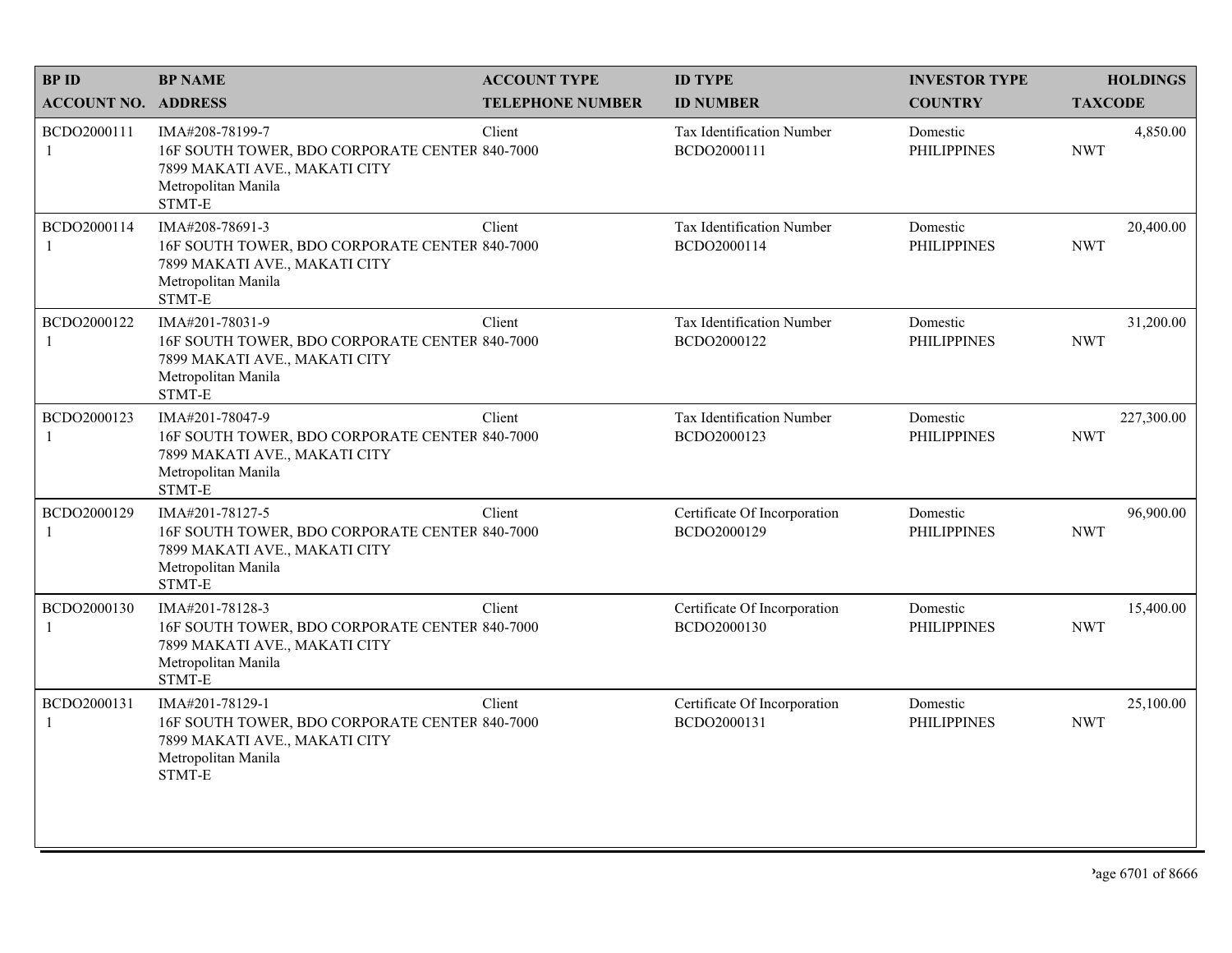| BP ID<br>ACCOUNT NO. | BP NAME<br>ADDRESS | ACCOUNT TYPE<br>TELEPHONE NUMBER | ID TYPE<br>ID NUMBER | INVESTOR TYPE<br>COUNTRY | HOLDINGS<br>TAXCODE |
|---|---|---|---|---|---|
| BCDO2000111<br>1 | IMA#208-78199-7<br>16F SOUTH TOWER, BDO CORPORATE CENTER<br>7899 MAKATI AVE., MAKATI CITY<br>Metropolitan Manila<br>STMT-E | Client<br>840-7000 | Tax Identification Number<br>BCDO2000111 | Domestic<br>PHILIPPINES | 4,850.00<br>NWT |
| BCDO2000114<br>1 | IMA#208-78691-3<br>16F SOUTH TOWER, BDO CORPORATE CENTER<br>7899 MAKATI AVE., MAKATI CITY<br>Metropolitan Manila<br>STMT-E | Client<br>840-7000 | Tax Identification Number<br>BCDO2000114 | Domestic<br>PHILIPPINES | 20,400.00<br>NWT |
| BCDO2000122<br>1 | IMA#201-78031-9<br>16F SOUTH TOWER, BDO CORPORATE CENTER<br>7899 MAKATI AVE., MAKATI CITY<br>Metropolitan Manila<br>STMT-E | Client<br>840-7000 | Tax Identification Number<br>BCDO2000122 | Domestic<br>PHILIPPINES | 31,200.00<br>NWT |
| BCDO2000123<br>1 | IMA#201-78047-9<br>16F SOUTH TOWER, BDO CORPORATE CENTER<br>7899 MAKATI AVE., MAKATI CITY<br>Metropolitan Manila<br>STMT-E | Client<br>840-7000 | Tax Identification Number<br>BCDO2000123 | Domestic<br>PHILIPPINES | 227,300.00<br>NWT |
| BCDO2000129<br>1 | IMA#201-78127-5<br>16F SOUTH TOWER, BDO CORPORATE CENTER<br>7899 MAKATI AVE., MAKATI CITY<br>Metropolitan Manila<br>STMT-E | Client<br>840-7000 | Certificate Of Incorporation<br>BCDO2000129 | Domestic<br>PHILIPPINES | 96,900.00<br>NWT |
| BCDO2000130<br>1 | IMA#201-78128-3<br>16F SOUTH TOWER, BDO CORPORATE CENTER<br>7899 MAKATI AVE., MAKATI CITY<br>Metropolitan Manila<br>STMT-E | Client<br>840-7000 | Certificate Of Incorporation<br>BCDO2000130 | Domestic<br>PHILIPPINES | 15,400.00<br>NWT |
| BCDO2000131<br>1 | IMA#201-78129-1<br>16F SOUTH TOWER, BDO CORPORATE CENTER<br>7899 MAKATI AVE., MAKATI CITY<br>Metropolitan Manila<br>STMT-E | Client<br>840-7000 | Certificate Of Incorporation<br>BCDO2000131 | Domestic<br>PHILIPPINES | 25,100.00<br>NWT |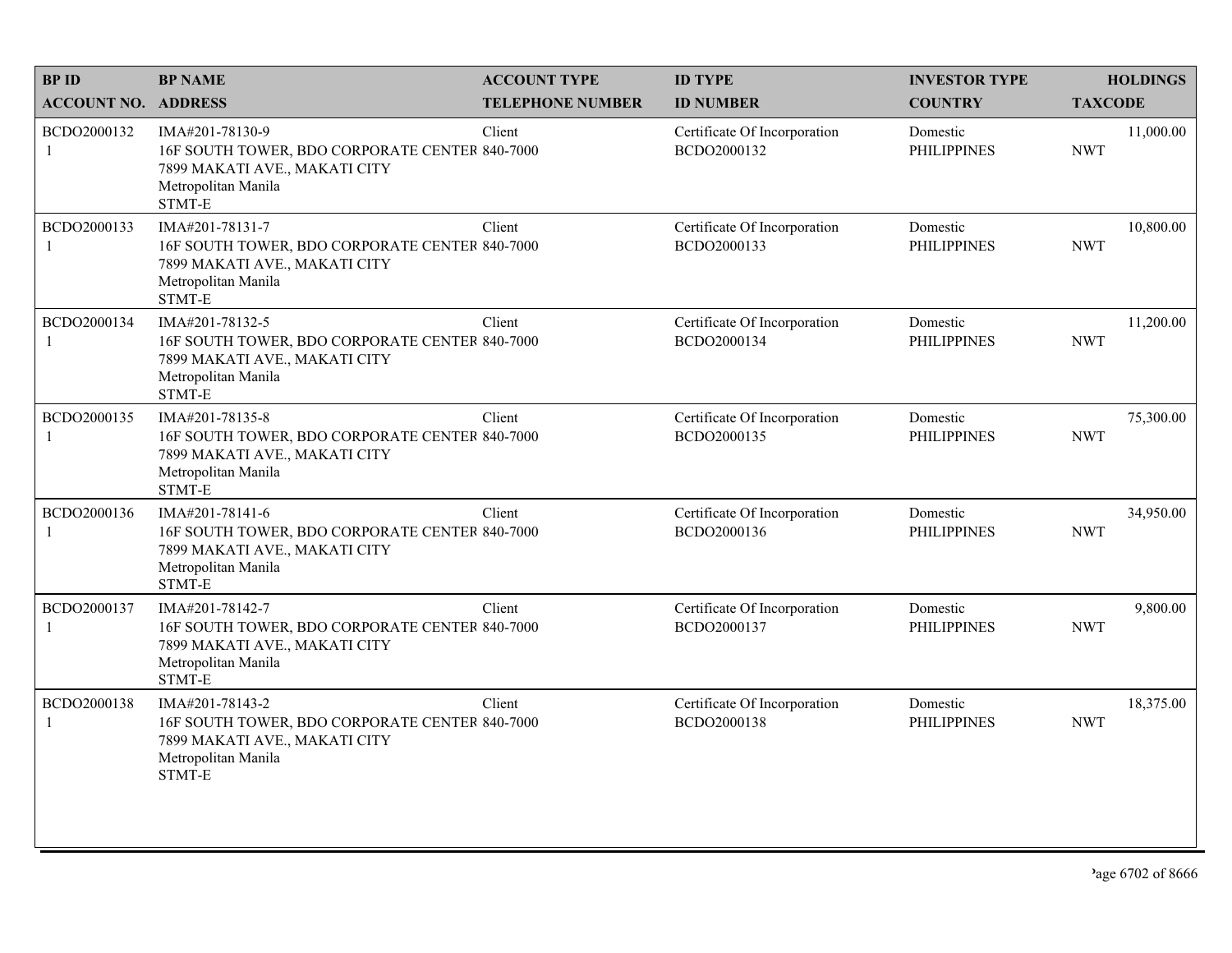| BP ID<br>ACCOUNT NO. | BP NAME<br>ADDRESS | ACCOUNT TYPE<br>TELEPHONE NUMBER | ID TYPE<br>ID NUMBER | INVESTOR TYPE<br>COUNTRY | HOLDINGS<br>TAXCODE |
|---|---|---|---|---|---|
| BCDO2000132<br>1 | IMA#201-78130-9<br>16F SOUTH TOWER, BDO CORPORATE CENTER<br>7899 MAKATI AVE., MAKATI CITY<br>Metropolitan Manila<br>STMT-E | Client<br>840-7000 | Certificate Of Incorporation<br>BCDO2000132 | Domestic<br>PHILIPPINES | 11,000.00<br>NWT |
| BCDO2000133<br>1 | IMA#201-78131-7<br>16F SOUTH TOWER, BDO CORPORATE CENTER<br>7899 MAKATI AVE., MAKATI CITY<br>Metropolitan Manila<br>STMT-E | Client<br>840-7000 | Certificate Of Incorporation<br>BCDO2000133 | Domestic<br>PHILIPPINES | 10,800.00<br>NWT |
| BCDO2000134<br>1 | IMA#201-78132-5<br>16F SOUTH TOWER, BDO CORPORATE CENTER<br>7899 MAKATI AVE., MAKATI CITY<br>Metropolitan Manila<br>STMT-E | Client<br>840-7000 | Certificate Of Incorporation<br>BCDO2000134 | Domestic<br>PHILIPPINES | 11,200.00<br>NWT |
| BCDO2000135<br>1 | IMA#201-78135-8<br>16F SOUTH TOWER, BDO CORPORATE CENTER<br>7899 MAKATI AVE., MAKATI CITY<br>Metropolitan Manila<br>STMT-E | Client<br>840-7000 | Certificate Of Incorporation<br>BCDO2000135 | Domestic<br>PHILIPPINES | 75,300.00<br>NWT |
| BCDO2000136<br>1 | IMA#201-78141-6<br>16F SOUTH TOWER, BDO CORPORATE CENTER<br>7899 MAKATI AVE., MAKATI CITY<br>Metropolitan Manila<br>STMT-E | Client<br>840-7000 | Certificate Of Incorporation<br>BCDO2000136 | Domestic<br>PHILIPPINES | 34,950.00<br>NWT |
| BCDO2000137<br>1 | IMA#201-78142-7<br>16F SOUTH TOWER, BDO CORPORATE CENTER<br>7899 MAKATI AVE., MAKATI CITY<br>Metropolitan Manila<br>STMT-E | Client<br>840-7000 | Certificate Of Incorporation<br>BCDO2000137 | Domestic<br>PHILIPPINES | 9,800.00<br>NWT |
| BCDO2000138<br>1 | IMA#201-78143-2<br>16F SOUTH TOWER, BDO CORPORATE CENTER<br>7899 MAKATI AVE., MAKATI CITY<br>Metropolitan Manila<br>STMT-E | Client<br>840-7000 | Certificate Of Incorporation<br>BCDO2000138 | Domestic<br>PHILIPPINES | 18,375.00<br>NWT |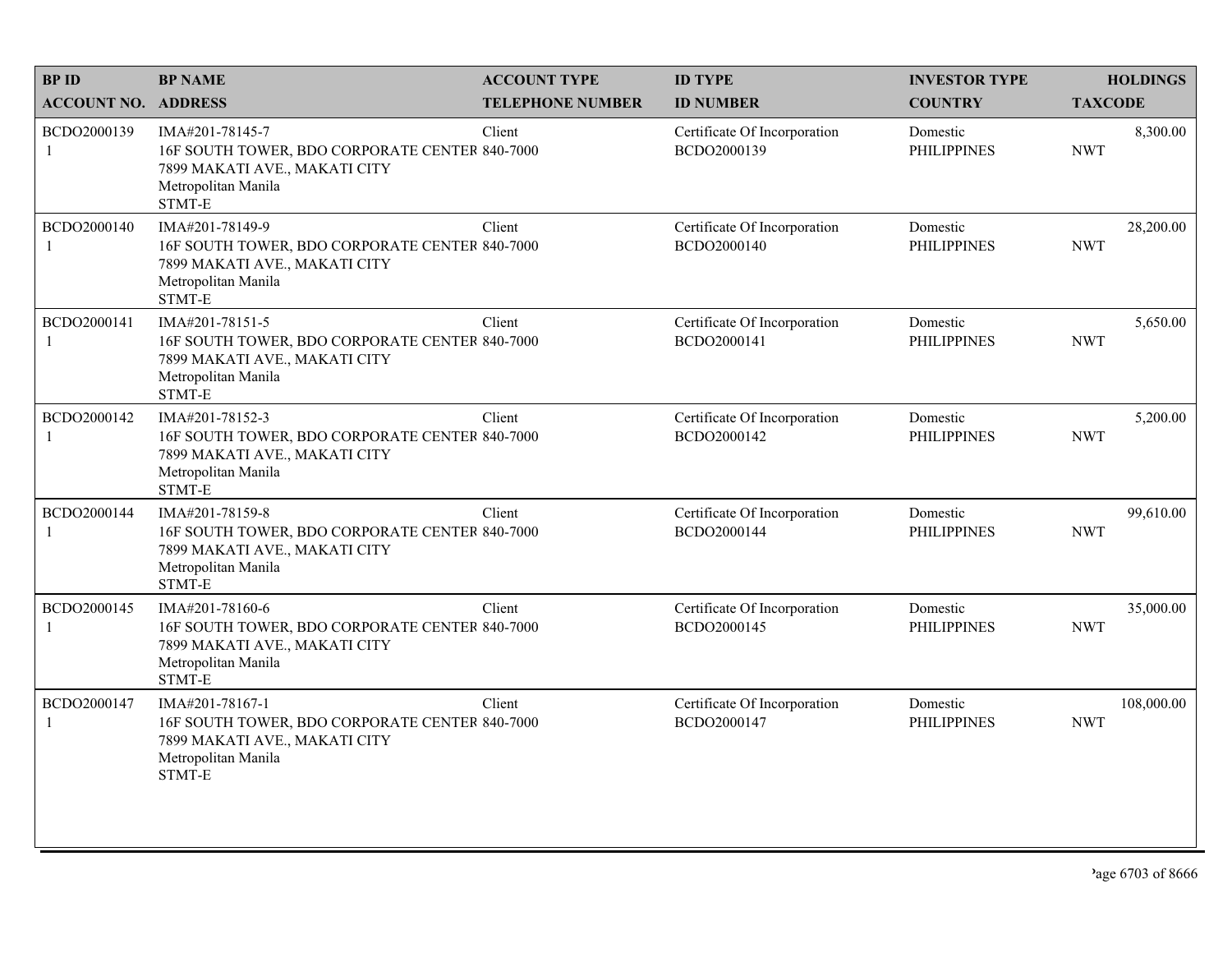| BP ID<br>ACCOUNT NO. | BP NAME<br>ADDRESS | ACCOUNT TYPE<br>TELEPHONE NUMBER | ID TYPE<br>ID NUMBER | INVESTOR TYPE<br>COUNTRY | HOLDINGS<br>TAXCODE |
|---|---|---|---|---|---|
| BCDO2000139<br>1 | IMA#201-78145-7<br>16F SOUTH TOWER, BDO CORPORATE CENTER<br>7899 MAKATI AVE., MAKATI CITY<br>Metropolitan Manila<br>STMT-E | Client<br>840-7000 | Certificate Of Incorporation<br>BCDO2000139 | Domestic<br>PHILIPPINES | 8,300.00<br>NWT |
| BCDO2000140<br>1 | IMA#201-78149-9<br>16F SOUTH TOWER, BDO CORPORATE CENTER<br>7899 MAKATI AVE., MAKATI CITY<br>Metropolitan Manila<br>STMT-E | Client<br>840-7000 | Certificate Of Incorporation<br>BCDO2000140 | Domestic<br>PHILIPPINES | 28,200.00<br>NWT |
| BCDO2000141<br>1 | IMA#201-78151-5<br>16F SOUTH TOWER, BDO CORPORATE CENTER<br>7899 MAKATI AVE., MAKATI CITY<br>Metropolitan Manila<br>STMT-E | Client<br>840-7000 | Certificate Of Incorporation<br>BCDO2000141 | Domestic<br>PHILIPPINES | 5,650.00<br>NWT |
| BCDO2000142<br>1 | IMA#201-78152-3<br>16F SOUTH TOWER, BDO CORPORATE CENTER<br>7899 MAKATI AVE., MAKATI CITY<br>Metropolitan Manila<br>STMT-E | Client<br>840-7000 | Certificate Of Incorporation<br>BCDO2000142 | Domestic<br>PHILIPPINES | 5,200.00<br>NWT |
| BCDO2000144<br>1 | IMA#201-78159-8<br>16F SOUTH TOWER, BDO CORPORATE CENTER<br>7899 MAKATI AVE., MAKATI CITY<br>Metropolitan Manila<br>STMT-E | Client<br>840-7000 | Certificate Of Incorporation<br>BCDO2000144 | Domestic<br>PHILIPPINES | 99,610.00<br>NWT |
| BCDO2000145<br>1 | IMA#201-78160-6<br>16F SOUTH TOWER, BDO CORPORATE CENTER<br>7899 MAKATI AVE., MAKATI CITY<br>Metropolitan Manila<br>STMT-E | Client<br>840-7000 | Certificate Of Incorporation<br>BCDO2000145 | Domestic<br>PHILIPPINES | 35,000.00<br>NWT |
| BCDO2000147<br>1 | IMA#201-78167-1<br>16F SOUTH TOWER, BDO CORPORATE CENTER<br>7899 MAKATI AVE., MAKATI CITY<br>Metropolitan Manila<br>STMT-E | Client<br>840-7000 | Certificate Of Incorporation<br>BCDO2000147 | Domestic<br>PHILIPPINES | 108,000.00<br>NWT |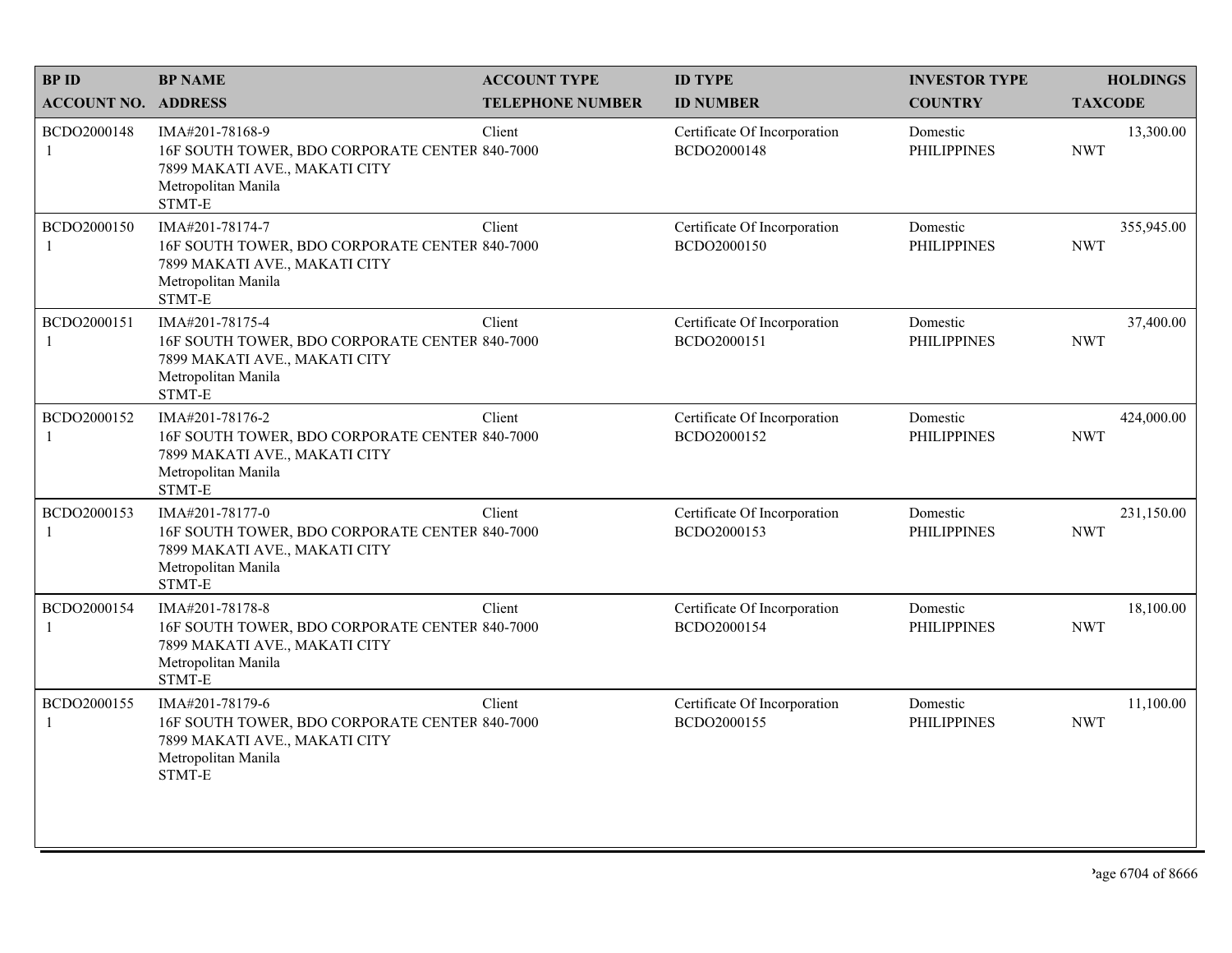| BP ID<br>ACCOUNT NO. | BP NAME<br>ADDRESS | ACCOUNT TYPE<br>TELEPHONE NUMBER | ID TYPE<br>ID NUMBER | INVESTOR TYPE<br>COUNTRY | HOLDINGS<br>TAXCODE |
|---|---|---|---|---|---|
| BCDO2000148<br>1 | IMA#201-78168-9<br>16F SOUTH TOWER, BDO CORPORATE CENTER<br>7899 MAKATI AVE., MAKATI CITY<br>Metropolitan Manila<br>STMT-E | Client<br>840-7000 | Certificate Of Incorporation<br>BCDO2000148 | Domestic<br>PHILIPPINES | 13,300.00<br>NWT |
| BCDO2000150<br>1 | IMA#201-78174-7<br>16F SOUTH TOWER, BDO CORPORATE CENTER<br>7899 MAKATI AVE., MAKATI CITY<br>Metropolitan Manila<br>STMT-E | Client<br>840-7000 | Certificate Of Incorporation<br>BCDO2000150 | Domestic<br>PHILIPPINES | 355,945.00<br>NWT |
| BCDO2000151<br>1 | IMA#201-78175-4<br>16F SOUTH TOWER, BDO CORPORATE CENTER<br>7899 MAKATI AVE., MAKATI CITY<br>Metropolitan Manila<br>STMT-E | Client<br>840-7000 | Certificate Of Incorporation<br>BCDO2000151 | Domestic<br>PHILIPPINES | 37,400.00<br>NWT |
| BCDO2000152<br>1 | IMA#201-78176-2<br>16F SOUTH TOWER, BDO CORPORATE CENTER<br>7899 MAKATI AVE., MAKATI CITY<br>Metropolitan Manila<br>STMT-E | Client<br>840-7000 | Certificate Of Incorporation<br>BCDO2000152 | Domestic<br>PHILIPPINES | 424,000.00<br>NWT |
| BCDO2000153<br>1 | IMA#201-78177-0<br>16F SOUTH TOWER, BDO CORPORATE CENTER<br>7899 MAKATI AVE., MAKATI CITY<br>Metropolitan Manila<br>STMT-E | Client<br>840-7000 | Certificate Of Incorporation<br>BCDO2000153 | Domestic<br>PHILIPPINES | 231,150.00<br>NWT |
| BCDO2000154<br>1 | IMA#201-78178-8<br>16F SOUTH TOWER, BDO CORPORATE CENTER<br>7899 MAKATI AVE., MAKATI CITY<br>Metropolitan Manila<br>STMT-E | Client<br>840-7000 | Certificate Of Incorporation<br>BCDO2000154 | Domestic<br>PHILIPPINES | 18,100.00<br>NWT |
| BCDO2000155<br>1 | IMA#201-78179-6<br>16F SOUTH TOWER, BDO CORPORATE CENTER<br>7899 MAKATI AVE., MAKATI CITY<br>Metropolitan Manila<br>STMT-E | Client<br>840-7000 | Certificate Of Incorporation<br>BCDO2000155 | Domestic<br>PHILIPPINES | 11,100.00<br>NWT |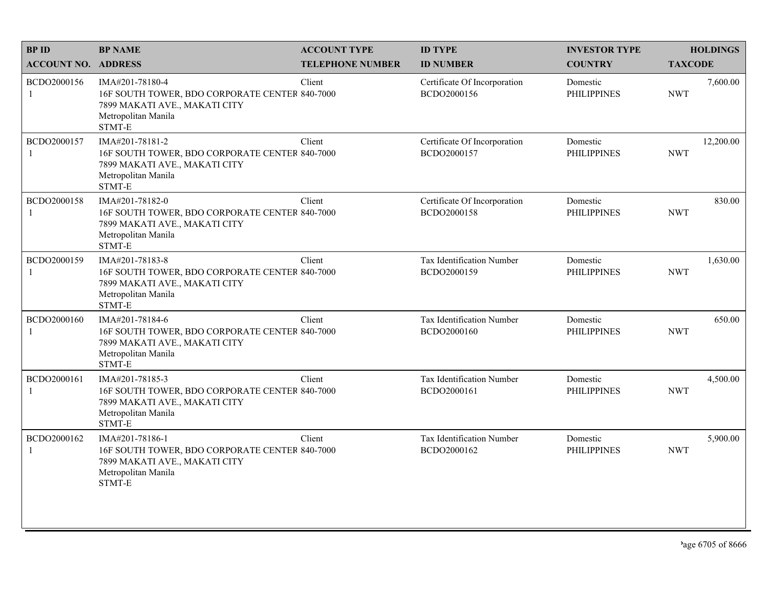| BP ID<br>ACCOUNT NO. | BP NAME<br>ADDRESS | ACCOUNT TYPE<br>TELEPHONE NUMBER | ID TYPE<br>ID NUMBER | INVESTOR TYPE<br>COUNTRY | HOLDINGS<br>TAXCODE |
|---|---|---|---|---|---|
| BCDO2000156<br>1 | IMA#201-78180-4<br>16F SOUTH TOWER, BDO CORPORATE CENTER<br>7899 MAKATI AVE., MAKATI CITY<br>Metropolitan Manila<br>STMT-E | Client<br>840-7000 | Certificate Of Incorporation<br>BCDO2000156 | Domestic<br>PHILIPPINES | 7,600.00<br>NWT |
| BCDO2000157<br>1 | IMA#201-78181-2<br>16F SOUTH TOWER, BDO CORPORATE CENTER<br>7899 MAKATI AVE., MAKATI CITY<br>Metropolitan Manila<br>STMT-E | Client<br>840-7000 | Certificate Of Incorporation<br>BCDO2000157 | Domestic<br>PHILIPPINES | 12,200.00<br>NWT |
| BCDO2000158<br>1 | IMA#201-78182-0<br>16F SOUTH TOWER, BDO CORPORATE CENTER<br>7899 MAKATI AVE., MAKATI CITY<br>Metropolitan Manila<br>STMT-E | Client<br>840-7000 | Certificate Of Incorporation<br>BCDO2000158 | Domestic<br>PHILIPPINES | 830.00<br>NWT |
| BCDO2000159<br>1 | IMA#201-78183-8<br>16F SOUTH TOWER, BDO CORPORATE CENTER<br>7899 MAKATI AVE., MAKATI CITY<br>Metropolitan Manila<br>STMT-E | Client<br>840-7000 | Tax Identification Number<br>BCDO2000159 | Domestic<br>PHILIPPINES | 1,630.00<br>NWT |
| BCDO2000160<br>1 | IMA#201-78184-6<br>16F SOUTH TOWER, BDO CORPORATE CENTER<br>7899 MAKATI AVE., MAKATI CITY<br>Metropolitan Manila<br>STMT-E | Client<br>840-7000 | Tax Identification Number<br>BCDO2000160 | Domestic<br>PHILIPPINES | 650.00<br>NWT |
| BCDO2000161<br>1 | IMA#201-78185-3<br>16F SOUTH TOWER, BDO CORPORATE CENTER<br>7899 MAKATI AVE., MAKATI CITY<br>Metropolitan Manila<br>STMT-E | Client<br>840-7000 | Tax Identification Number<br>BCDO2000161 | Domestic<br>PHILIPPINES | 4,500.00<br>NWT |
| BCDO2000162<br>1 | IMA#201-78186-1<br>16F SOUTH TOWER, BDO CORPORATE CENTER<br>7899 MAKATI AVE., MAKATI CITY<br>Metropolitan Manila<br>STMT-E | Client<br>840-7000 | Tax Identification Number<br>BCDO2000162 | Domestic<br>PHILIPPINES | 5,900.00<br>NWT |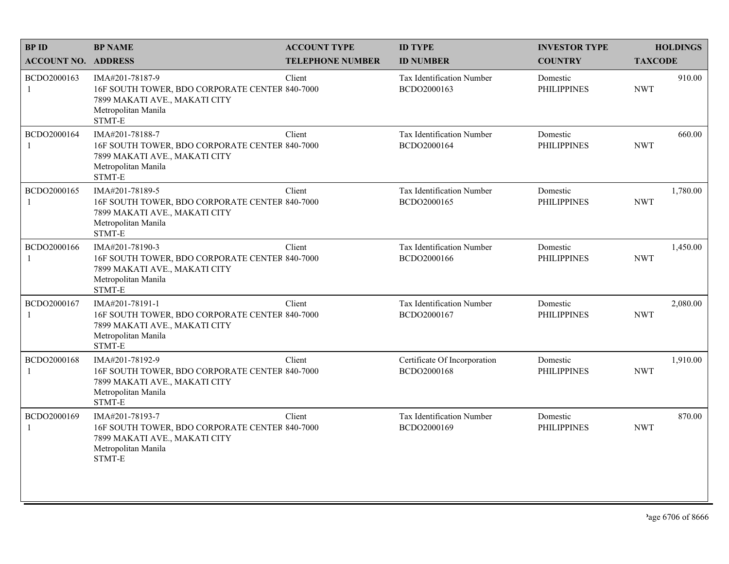| BP ID<br>ACCOUNT NO. | BP NAME<br>ADDRESS | ACCOUNT TYPE<br>TELEPHONE NUMBER | ID TYPE<br>ID NUMBER | INVESTOR TYPE<br>COUNTRY | HOLDINGS<br>TAXCODE |
|---|---|---|---|---|---|
| BCDO2000163<br>1 | IMA#201-78187-9<br>16F SOUTH TOWER, BDO CORPORATE CENTER<br>7899 MAKATI AVE., MAKATI CITY<br>Metropolitan Manila<br>STMT-E | Client<br>840-7000 | Tax Identification Number<br>BCDO2000163 | Domestic<br>PHILIPPINES | 910.00<br>NWT |
| BCDO2000164<br>1 | IMA#201-78188-7<br>16F SOUTH TOWER, BDO CORPORATE CENTER<br>7899 MAKATI AVE., MAKATI CITY<br>Metropolitan Manila<br>STMT-E | Client<br>840-7000 | Tax Identification Number<br>BCDO2000164 | Domestic<br>PHILIPPINES | 660.00<br>NWT |
| BCDO2000165<br>1 | IMA#201-78189-5<br>16F SOUTH TOWER, BDO CORPORATE CENTER<br>7899 MAKATI AVE., MAKATI CITY<br>Metropolitan Manila<br>STMT-E | Client<br>840-7000 | Tax Identification Number<br>BCDO2000165 | Domestic<br>PHILIPPINES | 1,780.00<br>NWT |
| BCDO2000166<br>1 | IMA#201-78190-3<br>16F SOUTH TOWER, BDO CORPORATE CENTER<br>7899 MAKATI AVE., MAKATI CITY<br>Metropolitan Manila<br>STMT-E | Client<br>840-7000 | Tax Identification Number<br>BCDO2000166 | Domestic<br>PHILIPPINES | 1,450.00<br>NWT |
| BCDO2000167<br>1 | IMA#201-78191-1<br>16F SOUTH TOWER, BDO CORPORATE CENTER<br>7899 MAKATI AVE., MAKATI CITY<br>Metropolitan Manila<br>STMT-E | Client<br>840-7000 | Tax Identification Number<br>BCDO2000167 | Domestic<br>PHILIPPINES | 2,080.00<br>NWT |
| BCDO2000168<br>1 | IMA#201-78192-9<br>16F SOUTH TOWER, BDO CORPORATE CENTER<br>7899 MAKATI AVE., MAKATI CITY<br>Metropolitan Manila<br>STMT-E | Client<br>840-7000 | Certificate Of Incorporation<br>BCDO2000168 | Domestic<br>PHILIPPINES | 1,910.00<br>NWT |
| BCDO2000169<br>1 | IMA#201-78193-7<br>16F SOUTH TOWER, BDO CORPORATE CENTER<br>7899 MAKATI AVE., MAKATI CITY<br>Metropolitan Manila<br>STMT-E | Client<br>840-7000 | Tax Identification Number<br>BCDO2000169 | Domestic<br>PHILIPPINES | 870.00<br>NWT |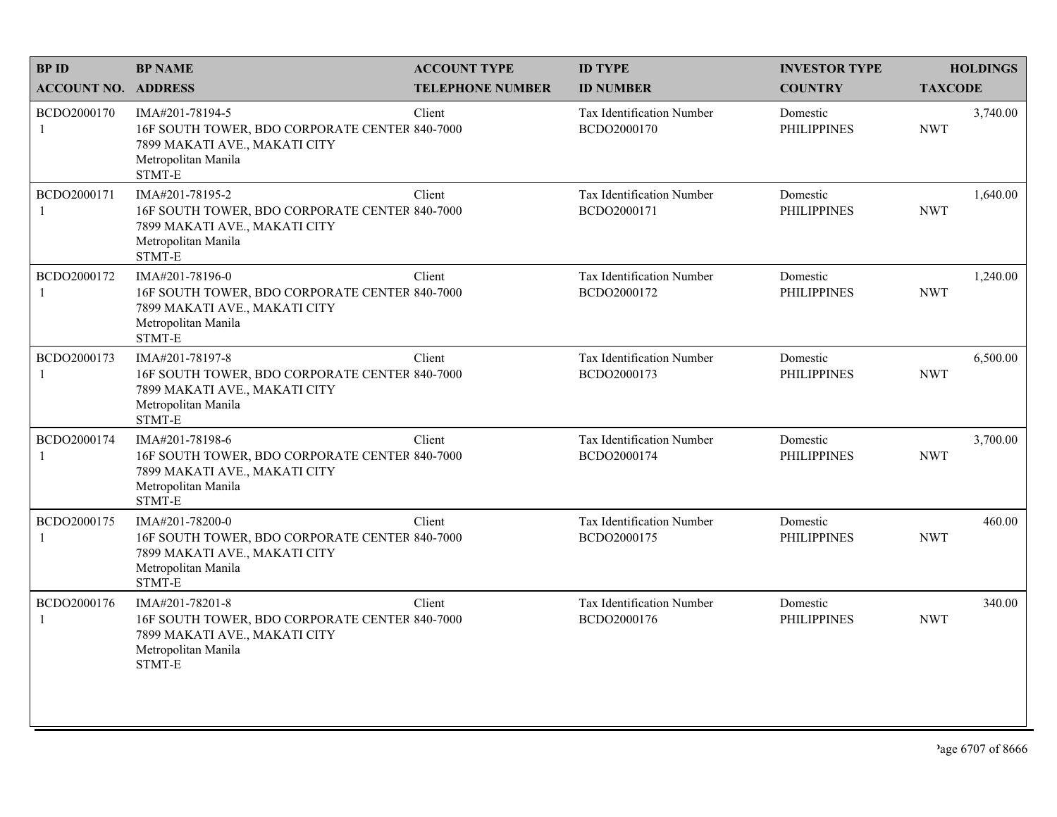| BP ID<br>ACCOUNT NO. | BP NAME<br>ADDRESS | ACCOUNT TYPE<br>TELEPHONE NUMBER | ID TYPE<br>ID NUMBER | INVESTOR TYPE<br>COUNTRY | HOLDINGS<br>TAXCODE |
|---|---|---|---|---|---|
| BCDO2000170<br>1 | IMA#201-78194-5<br>16F SOUTH TOWER, BDO CORPORATE CENTER<br>7899 MAKATI AVE., MAKATI CITY<br>Metropolitan Manila<br>STMT-E | Client<br>840-7000 | Tax Identification Number<br>BCDO2000170 | Domestic<br>PHILIPPINES | 3,740.00<br>NWT |
| BCDO2000171<br>1 | IMA#201-78195-2<br>16F SOUTH TOWER, BDO CORPORATE CENTER<br>7899 MAKATI AVE., MAKATI CITY<br>Metropolitan Manila<br>STMT-E | Client<br>840-7000 | Tax Identification Number<br>BCDO2000171 | Domestic<br>PHILIPPINES | 1,640.00<br>NWT |
| BCDO2000172<br>1 | IMA#201-78196-0<br>16F SOUTH TOWER, BDO CORPORATE CENTER<br>7899 MAKATI AVE., MAKATI CITY<br>Metropolitan Manila<br>STMT-E | Client<br>840-7000 | Tax Identification Number<br>BCDO2000172 | Domestic<br>PHILIPPINES | 1,240.00<br>NWT |
| BCDO2000173<br>1 | IMA#201-78197-8<br>16F SOUTH TOWER, BDO CORPORATE CENTER<br>7899 MAKATI AVE., MAKATI CITY<br>Metropolitan Manila<br>STMT-E | Client<br>840-7000 | Tax Identification Number<br>BCDO2000173 | Domestic<br>PHILIPPINES | 6,500.00<br>NWT |
| BCDO2000174<br>1 | IMA#201-78198-6<br>16F SOUTH TOWER, BDO CORPORATE CENTER<br>7899 MAKATI AVE., MAKATI CITY<br>Metropolitan Manila<br>STMT-E | Client<br>840-7000 | Tax Identification Number<br>BCDO2000174 | Domestic<br>PHILIPPINES | 3,700.00<br>NWT |
| BCDO2000175<br>1 | IMA#201-78200-0<br>16F SOUTH TOWER, BDO CORPORATE CENTER<br>7899 MAKATI AVE., MAKATI CITY<br>Metropolitan Manila<br>STMT-E | Client<br>840-7000 | Tax Identification Number<br>BCDO2000175 | Domestic<br>PHILIPPINES | 460.00<br>NWT |
| BCDO2000176<br>1 | IMA#201-78201-8<br>16F SOUTH TOWER, BDO CORPORATE CENTER<br>7899 MAKATI AVE., MAKATI CITY<br>Metropolitan Manila<br>STMT-E | Client<br>840-7000 | Tax Identification Number<br>BCDO2000176 | Domestic<br>PHILIPPINES | 340.00<br>NWT |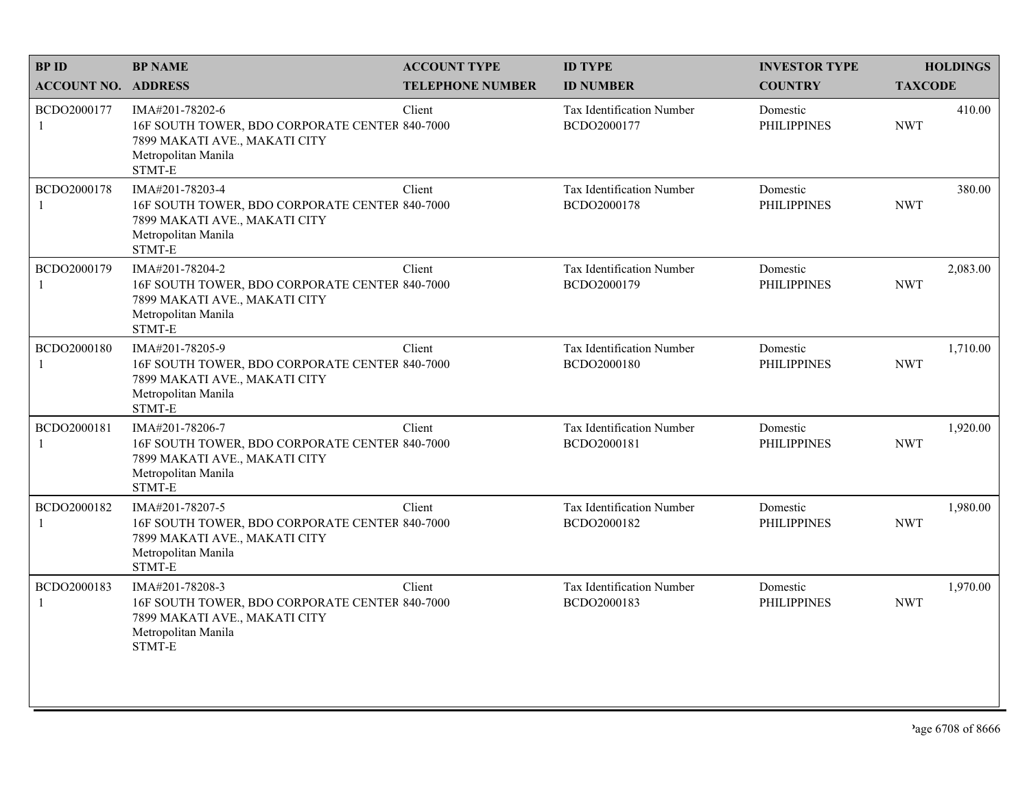| BP ID<br>ACCOUNT NO. | BP NAME<br>ADDRESS | ACCOUNT TYPE<br>TELEPHONE NUMBER | ID TYPE<br>ID NUMBER | INVESTOR TYPE<br>COUNTRY | HOLDINGS<br>TAXCODE |
|---|---|---|---|---|---|
| BCDO2000177<br>1 | IMA#201-78202-6<br>16F SOUTH TOWER, BDO CORPORATE CENTER<br>7899 MAKATI AVE., MAKATI CITY<br>Metropolitan Manila<br>STMT-E | Client<br>840-7000 | Tax Identification Number<br>BCDO2000177 | Domestic<br>PHILIPPINES | 410.00<br>NWT |
| BCDO2000178<br>1 | IMA#201-78203-4<br>16F SOUTH TOWER, BDO CORPORATE CENTER<br>7899 MAKATI AVE., MAKATI CITY<br>Metropolitan Manila<br>STMT-E | Client<br>840-7000 | Tax Identification Number<br>BCDO2000178 | Domestic<br>PHILIPPINES | 380.00<br>NWT |
| BCDO2000179<br>1 | IMA#201-78204-2<br>16F SOUTH TOWER, BDO CORPORATE CENTER<br>7899 MAKATI AVE., MAKATI CITY<br>Metropolitan Manila<br>STMT-E | Client<br>840-7000 | Tax Identification Number<br>BCDO2000179 | Domestic<br>PHILIPPINES | 2,083.00<br>NWT |
| BCDO2000180<br>1 | IMA#201-78205-9<br>16F SOUTH TOWER, BDO CORPORATE CENTER<br>7899 MAKATI AVE., MAKATI CITY<br>Metropolitan Manila<br>STMT-E | Client<br>840-7000 | Tax Identification Number<br>BCDO2000180 | Domestic<br>PHILIPPINES | 1,710.00<br>NWT |
| BCDO2000181<br>1 | IMA#201-78206-7<br>16F SOUTH TOWER, BDO CORPORATE CENTER<br>7899 MAKATI AVE., MAKATI CITY<br>Metropolitan Manila<br>STMT-E | Client<br>840-7000 | Tax Identification Number<br>BCDO2000181 | Domestic<br>PHILIPPINES | 1,920.00<br>NWT |
| BCDO2000182<br>1 | IMA#201-78207-5<br>16F SOUTH TOWER, BDO CORPORATE CENTER<br>7899 MAKATI AVE., MAKATI CITY<br>Metropolitan Manila<br>STMT-E | Client<br>840-7000 | Tax Identification Number<br>BCDO2000182 | Domestic<br>PHILIPPINES | 1,980.00<br>NWT |
| BCDO2000183<br>1 | IMA#201-78208-3<br>16F SOUTH TOWER, BDO CORPORATE CENTER<br>7899 MAKATI AVE., MAKATI CITY<br>Metropolitan Manila<br>STMT-E | Client<br>840-7000 | Tax Identification Number<br>BCDO2000183 | Domestic<br>PHILIPPINES | 1,970.00<br>NWT |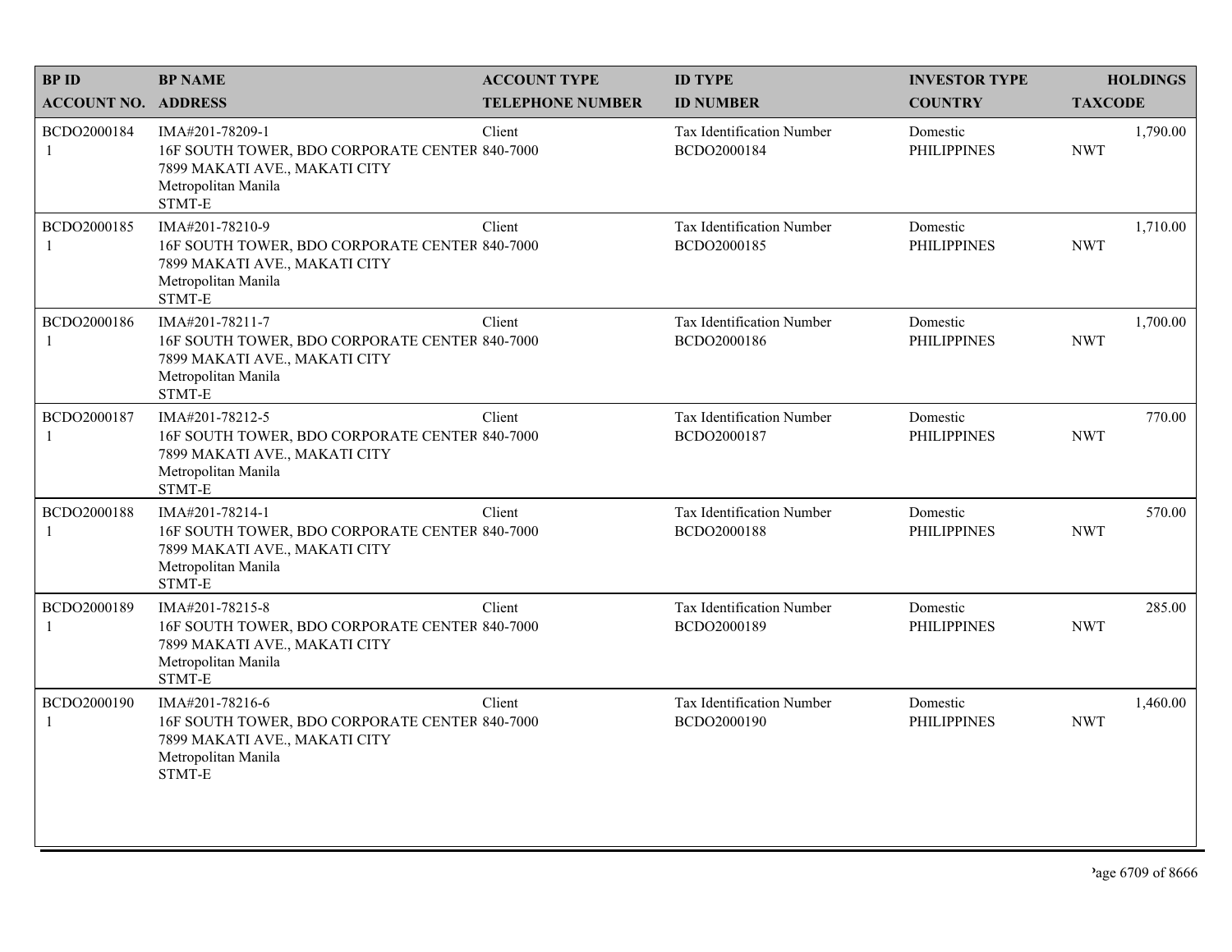| BP ID<br>ACCOUNT NO. | BP NAME<br>ADDRESS | ACCOUNT TYPE<br>TELEPHONE NUMBER | ID TYPE<br>ID NUMBER | INVESTOR TYPE<br>COUNTRY | HOLDINGS<br>TAXCODE |
|---|---|---|---|---|---|
| BCDO2000184<br>1 | IMA#201-78209-1<br>16F SOUTH TOWER, BDO CORPORATE CENTER<br>7899 MAKATI AVE., MAKATI CITY<br>Metropolitan Manila<br>STMT-E | Client<br>840-7000 | Tax Identification Number<br>BCDO2000184 | Domestic<br>PHILIPPINES | 1,790.00<br>NWT |
| BCDO2000185<br>1 | IMA#201-78210-9<br>16F SOUTH TOWER, BDO CORPORATE CENTER<br>7899 MAKATI AVE., MAKATI CITY<br>Metropolitan Manila<br>STMT-E | Client<br>840-7000 | Tax Identification Number<br>BCDO2000185 | Domestic<br>PHILIPPINES | 1,710.00<br>NWT |
| BCDO2000186<br>1 | IMA#201-78211-7<br>16F SOUTH TOWER, BDO CORPORATE CENTER<br>7899 MAKATI AVE., MAKATI CITY<br>Metropolitan Manila<br>STMT-E | Client<br>840-7000 | Tax Identification Number<br>BCDO2000186 | Domestic<br>PHILIPPINES | 1,700.00<br>NWT |
| BCDO2000187<br>1 | IMA#201-78212-5<br>16F SOUTH TOWER, BDO CORPORATE CENTER<br>7899 MAKATI AVE., MAKATI CITY<br>Metropolitan Manila<br>STMT-E | Client<br>840-7000 | Tax Identification Number<br>BCDO2000187 | Domestic<br>PHILIPPINES | 770.00<br>NWT |
| BCDO2000188<br>1 | IMA#201-78214-1<br>16F SOUTH TOWER, BDO CORPORATE CENTER<br>7899 MAKATI AVE., MAKATI CITY<br>Metropolitan Manila<br>STMT-E | Client<br>840-7000 | Tax Identification Number<br>BCDO2000188 | Domestic<br>PHILIPPINES | 570.00<br>NWT |
| BCDO2000189<br>1 | IMA#201-78215-8<br>16F SOUTH TOWER, BDO CORPORATE CENTER<br>7899 MAKATI AVE., MAKATI CITY<br>Metropolitan Manila<br>STMT-E | Client<br>840-7000 | Tax Identification Number<br>BCDO2000189 | Domestic<br>PHILIPPINES | 285.00<br>NWT |
| BCDO2000190<br>1 | IMA#201-78216-6<br>16F SOUTH TOWER, BDO CORPORATE CENTER<br>7899 MAKATI AVE., MAKATI CITY<br>Metropolitan Manila<br>STMT-E | Client<br>840-7000 | Tax Identification Number<br>BCDO2000190 | Domestic<br>PHILIPPINES | 1,460.00<br>NWT |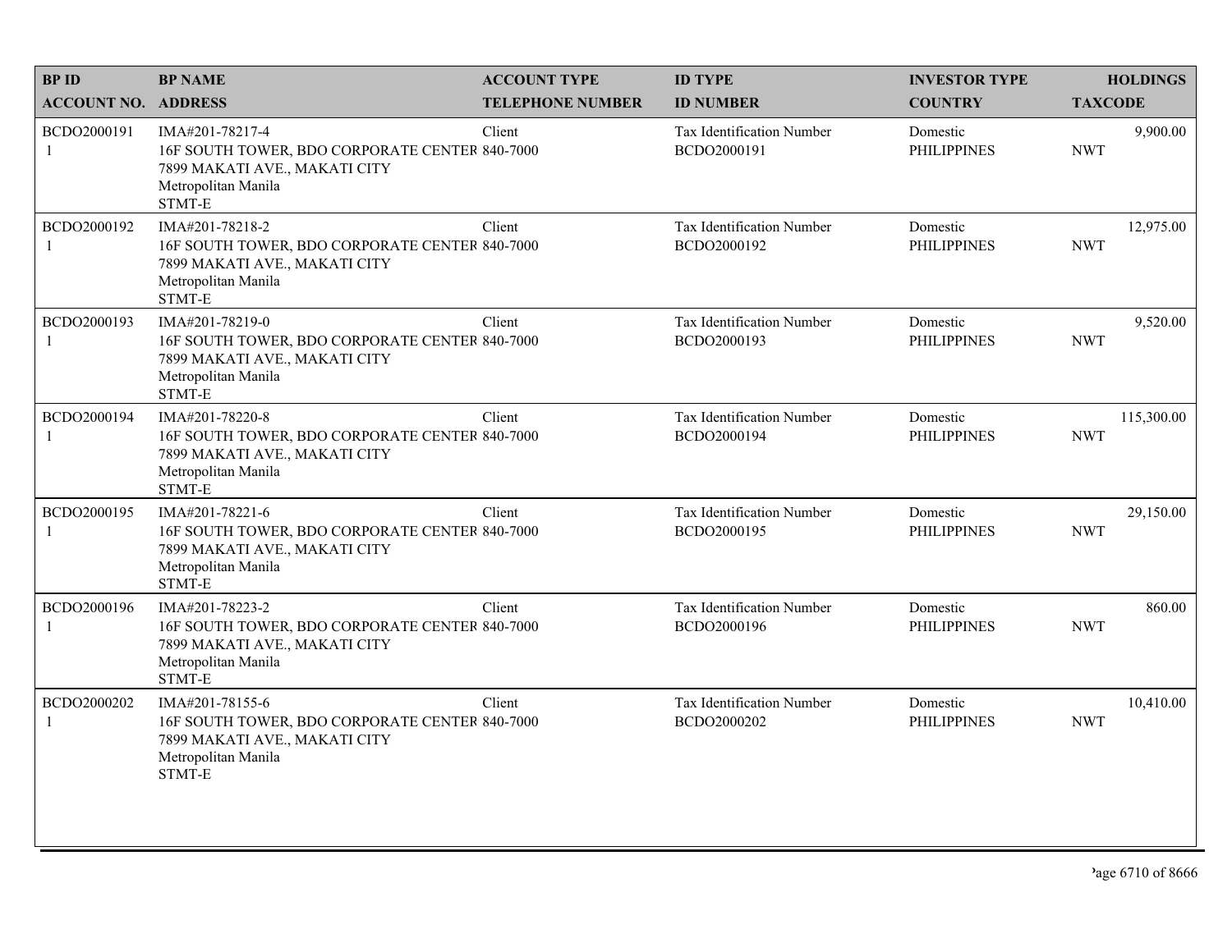| BP ID<br>ACCOUNT NO. | BP NAME<br>ADDRESS | ACCOUNT TYPE<br>TELEPHONE NUMBER | ID TYPE<br>ID NUMBER | INVESTOR TYPE<br>COUNTRY | HOLDINGS<br>TAXCODE |
|---|---|---|---|---|---|
| BCDO2000191<br>1 | IMA#201-78217-4<br>16F SOUTH TOWER, BDO CORPORATE CENTER<br>7899 MAKATI AVE., MAKATI CITY<br>Metropolitan Manila<br>STMT-E | Client<br>840-7000 | Tax Identification Number<br>BCDO2000191 | Domestic<br>PHILIPPINES | 9,900.00<br>NWT |
| BCDO2000192<br>1 | IMA#201-78218-2<br>16F SOUTH TOWER, BDO CORPORATE CENTER<br>7899 MAKATI AVE., MAKATI CITY<br>Metropolitan Manila<br>STMT-E | Client<br>840-7000 | Tax Identification Number<br>BCDO2000192 | Domestic<br>PHILIPPINES | 12,975.00<br>NWT |
| BCDO2000193<br>1 | IMA#201-78219-0<br>16F SOUTH TOWER, BDO CORPORATE CENTER<br>7899 MAKATI AVE., MAKATI CITY<br>Metropolitan Manila<br>STMT-E | Client<br>840-7000 | Tax Identification Number<br>BCDO2000193 | Domestic<br>PHILIPPINES | 9,520.00<br>NWT |
| BCDO2000194<br>1 | IMA#201-78220-8<br>16F SOUTH TOWER, BDO CORPORATE CENTER<br>7899 MAKATI AVE., MAKATI CITY<br>Metropolitan Manila<br>STMT-E | Client<br>840-7000 | Tax Identification Number<br>BCDO2000194 | Domestic<br>PHILIPPINES | 115,300.00<br>NWT |
| BCDO2000195<br>1 | IMA#201-78221-6<br>16F SOUTH TOWER, BDO CORPORATE CENTER<br>7899 MAKATI AVE., MAKATI CITY<br>Metropolitan Manila<br>STMT-E | Client<br>840-7000 | Tax Identification Number<br>BCDO2000195 | Domestic<br>PHILIPPINES | 29,150.00<br>NWT |
| BCDO2000196<br>1 | IMA#201-78223-2<br>16F SOUTH TOWER, BDO CORPORATE CENTER<br>7899 MAKATI AVE., MAKATI CITY<br>Metropolitan Manila<br>STMT-E | Client<br>840-7000 | Tax Identification Number<br>BCDO2000196 | Domestic<br>PHILIPPINES | 860.00<br>NWT |
| BCDO2000202<br>1 | IMA#201-78155-6<br>16F SOUTH TOWER, BDO CORPORATE CENTER<br>7899 MAKATI AVE., MAKATI CITY<br>Metropolitan Manila<br>STMT-E | Client<br>840-7000 | Tax Identification Number<br>BCDO2000202 | Domestic<br>PHILIPPINES | 10,410.00<br>NWT |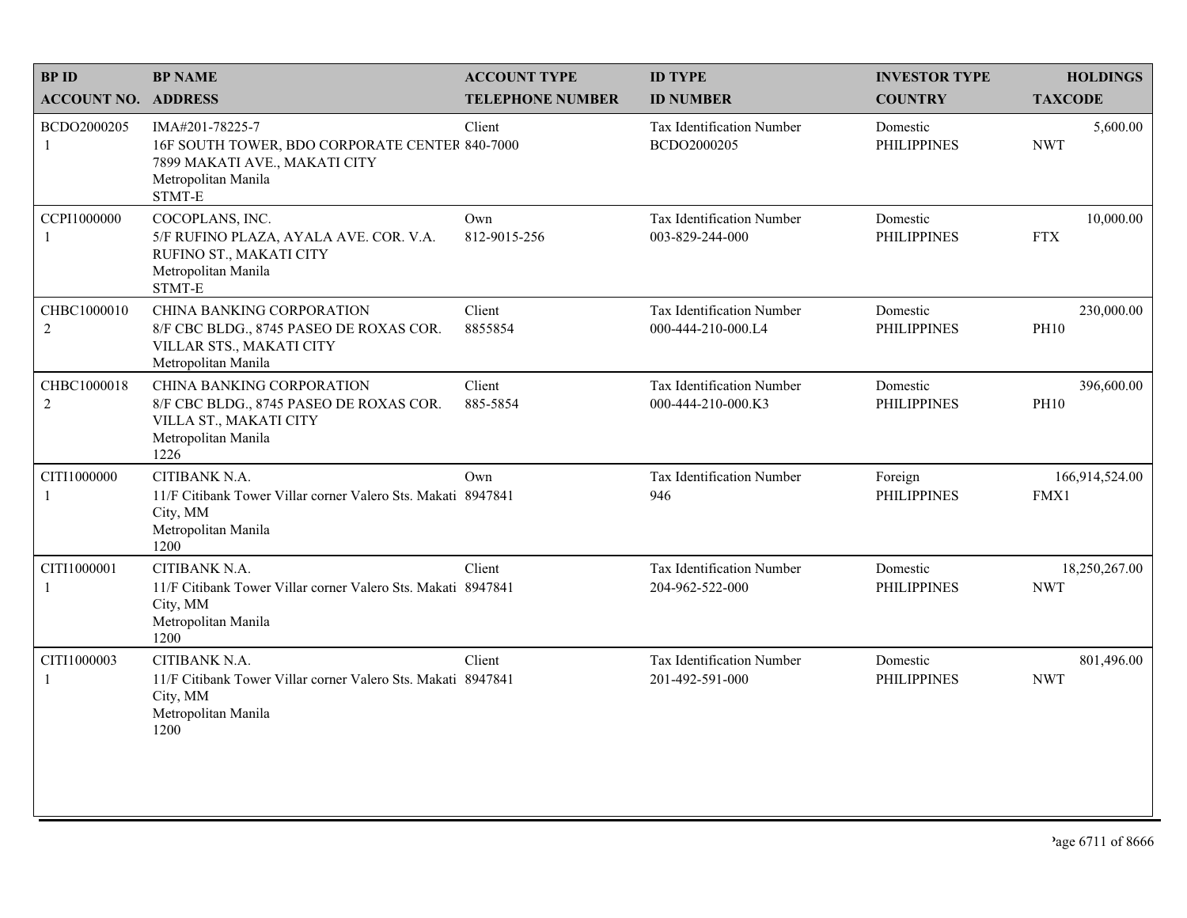| BP ID<br>ACCOUNT NO. | BP NAME<br>ADDRESS | ACCOUNT TYPE<br>TELEPHONE NUMBER | ID TYPE<br>ID NUMBER | INVESTOR TYPE<br>COUNTRY | HOLDINGS<br>TAXCODE |
|---|---|---|---|---|---|
| BCDO2000205<br>1 | IMA#201-78225-7<br>16F SOUTH TOWER, BDO CORPORATE CENTER<br>7899 MAKATI AVE., MAKATI CITY<br>Metropolitan Manila<br>STMT-E | Client<br>840-7000 | Tax Identification Number<br>BCDO2000205 | Domestic<br>PHILIPPINES | 5,600.00<br>NWT |
| CCPI1000000<br>1 | COCOPLANS, INC.<br>5/F RUFINO PLAZA, AYALA AVE. COR. V.A. RUFINO ST., MAKATI CITY<br>Metropolitan Manila<br>STMT-E | Own<br>812-9015-256 | Tax Identification Number<br>003-829-244-000 | Domestic<br>PHILIPPINES | 10,000.00<br>FTX |
| CHBC1000010<br>2 | CHINA BANKING CORPORATION<br>8/F CBC BLDG., 8745 PASEO DE ROXAS COR. VILLAR STS., MAKATI CITY<br>Metropolitan Manila | Client<br>8855854 | Tax Identification Number<br>000-444-210-000.L4 | Domestic<br>PHILIPPINES | 230,000.00<br>PH10 |
| CHBC1000018<br>2 | CHINA BANKING CORPORATION<br>8/F CBC BLDG., 8745 PASEO DE ROXAS COR. VILLA ST., MAKATI CITY<br>Metropolitan Manila<br>1226 | Client<br>885-5854 | Tax Identification Number<br>000-444-210-000.K3 | Domestic<br>PHILIPPINES | 396,600.00<br>PH10 |
| CITI1000000<br>1 | CITIBANK N.A.<br>11/F Citibank Tower Villar corner Valero Sts. Makati City, MM<br>Metropolitan Manila<br>1200 | Own<br>8947841 | Tax Identification Number<br>946 | Foreign<br>PHILIPPINES | 166,914,524.00<br>FMX1 |
| CITI1000001<br>1 | CITIBANK N.A.<br>11/F Citibank Tower Villar corner Valero Sts. Makati City, MM<br>Metropolitan Manila<br>1200 | Client<br>8947841 | Tax Identification Number<br>204-962-522-000 | Domestic<br>PHILIPPINES | 18,250,267.00<br>NWT |
| CITI1000003<br>1 | CITIBANK N.A.<br>11/F Citibank Tower Villar corner Valero Sts. Makati City, MM<br>Metropolitan Manila<br>1200 | Client<br>8947841 | Tax Identification Number<br>201-492-591-000 | Domestic<br>PHILIPPINES | 801,496.00<br>NWT |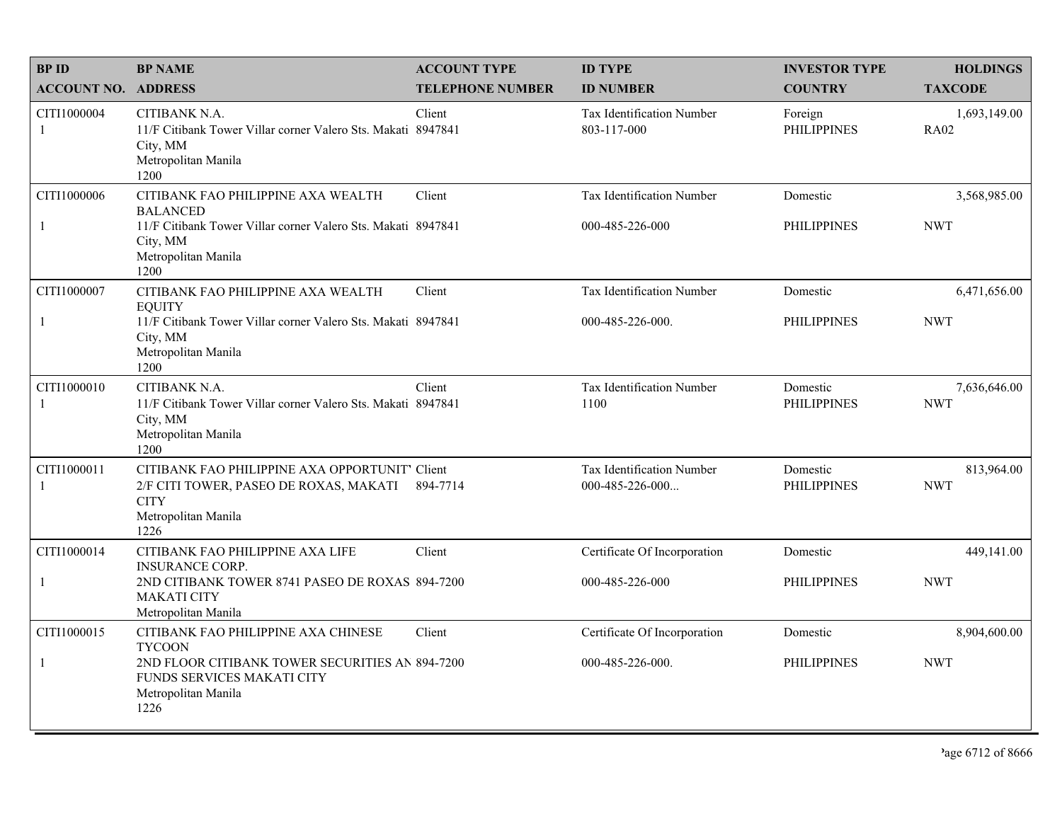| BP ID<br>ACCOUNT NO. | BP NAME<br>ADDRESS | ACCOUNT TYPE<br>TELEPHONE NUMBER | ID TYPE<br>ID NUMBER | INVESTOR TYPE<br>COUNTRY | HOLDINGS<br>TAXCODE |
|---|---|---|---|---|---|
| CITI1000004<br>1 | CITIBANK N.A.<br>11/F Citibank Tower Villar corner Valero Sts. Makati City, MM<br>Metropolitan Manila<br>1200 | Client<br>8947841 | Tax Identification Number<br>803-117-000 | Foreign<br>PHILIPPINES | 1,693,149.00<br>RA02 |
| CITI1000006<br>1 | CITIBANK FAO PHILIPPINE AXA WEALTH BALANCED<br>11/F Citibank Tower Villar corner Valero Sts. Makati City, MM<br>Metropolitan Manila<br>1200 | Client<br>8947841 | Tax Identification Number<br>000-485-226-000 | Domestic<br>PHILIPPINES | 3,568,985.00<br>NWT |
| CITI1000007<br>1 | CITIBANK FAO PHILIPPINE AXA WEALTH EQUITY<br>11/F Citibank Tower Villar corner Valero Sts. Makati City, MM<br>Metropolitan Manila<br>1200 | Client<br>8947841 | Tax Identification Number<br>000-485-226-000. | Domestic<br>PHILIPPINES | 6,471,656.00<br>NWT |
| CITI1000010<br>1 | CITIBANK N.A.<br>11/F Citibank Tower Villar corner Valero Sts. Makati City, MM<br>Metropolitan Manila<br>1200 | Client<br>8947841 | Tax Identification Number<br>1100 | Domestic<br>PHILIPPINES | 7,636,646.00<br>NWT |
| CITI1000011<br>1 | CITIBANK FAO PHILIPPINE AXA OPPORTUNIT<br>2/F CITI TOWER, PASEO DE ROXAS, MAKATI CITY<br>Metropolitan Manila<br>1226 | Client<br>894-7714 | Tax Identification Number<br>000-485-226-000... | Domestic<br>PHILIPPINES | 813,964.00<br>NWT |
| CITI1000014<br>1 | CITIBANK FAO PHILIPPINE AXA LIFE INSURANCE CORP.<br>2ND CITIBANK TOWER 8741 PASEO DE ROXAS MAKATI CITY<br>Metropolitan Manila | Client<br>894-7200 | Certificate Of Incorporation<br>000-485-226-000 | Domestic<br>PHILIPPINES | 449,141.00<br>NWT |
| CITI1000015<br>1 | CITIBANK FAO PHILIPPINE AXA CHINESE TYCOON<br>2ND FLOOR CITIBANK TOWER SECURITIES AN FUNDS SERVICES MAKATI CITY<br>Metropolitan Manila<br>1226 | Client<br>894-7200 | Certificate Of Incorporation<br>000-485-226-000. | Domestic<br>PHILIPPINES | 8,904,600.00<br>NWT |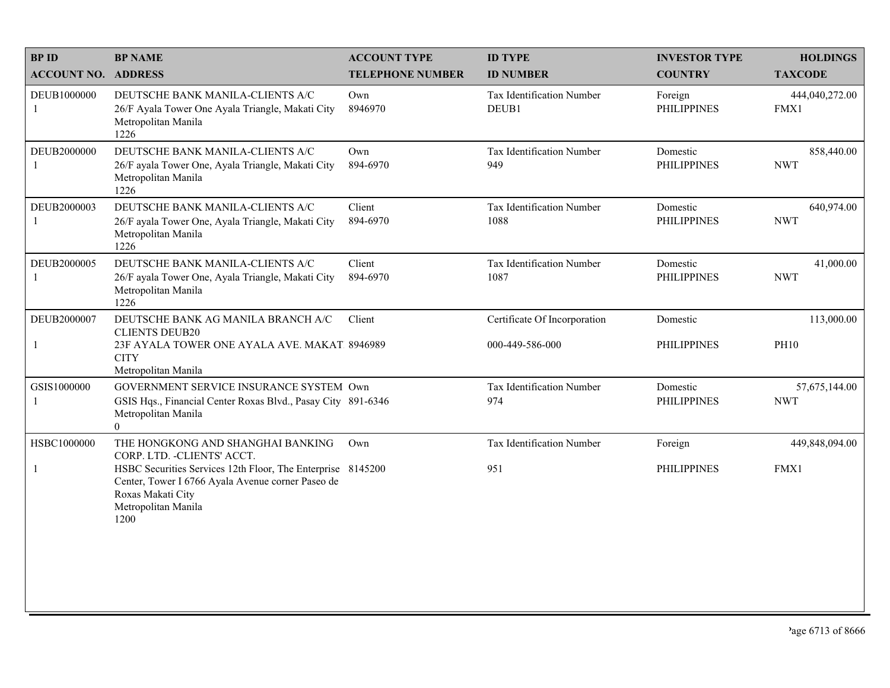| BP ID<br>ACCOUNT NO. | BP NAME<br>ADDRESS | ACCOUNT TYPE<br>TELEPHONE NUMBER | ID TYPE<br>ID NUMBER | INVESTOR TYPE<br>COUNTRY | HOLDINGS<br>TAXCODE |
|---|---|---|---|---|---|
| DEUB1000000<br>1 | DEUTSCHE BANK MANILA-CLIENTS A/C<br>26/F Ayala Tower One Ayala Triangle, Makati City<br>Metropolitan Manila<br>1226 | Own<br>8946970 | Tax Identification Number<br>DEUB1 | Foreign<br>PHILIPPINES | 444,040,272.00<br>FMX1 |
| DEUB2000000<br>1 | DEUTSCHE BANK MANILA-CLIENTS A/C<br>26/F ayala Tower One, Ayala Triangle, Makati City<br>Metropolitan Manila<br>1226 | Own<br>894-6970 | Tax Identification Number<br>949 | Domestic<br>PHILIPPINES | 858,440.00<br>NWT |
| DEUB2000003<br>1 | DEUTSCHE BANK MANILA-CLIENTS A/C<br>26/F ayala Tower One, Ayala Triangle, Makati City<br>Metropolitan Manila<br>1226 | Client<br>894-6970 | Tax Identification Number<br>1088 | Domestic<br>PHILIPPINES | 640,974.00<br>NWT |
| DEUB2000005<br>1 | DEUTSCHE BANK MANILA-CLIENTS A/C<br>26/F ayala Tower One, Ayala Triangle, Makati City<br>Metropolitan Manila<br>1226 | Client<br>894-6970 | Tax Identification Number<br>1087 | Domestic<br>PHILIPPINES | 41,000.00<br>NWT |
| DEUB2000007<br>1 | DEUTSCHE BANK AG MANILA BRANCH A/C CLIENTS DEUB20<br>23F AYALA TOWER ONE AYALA AVE. MAKAT CITY<br>Metropolitan Manila | Client<br>8946989 | Certificate Of Incorporation<br>000-449-586-000 | Domestic<br>PHILIPPINES | 113,000.00<br>PH10 |
| GSIS1000000<br>1 | GOVERNMENT SERVICE INSURANCE SYSTEM<br>GSIS Hqs., Financial Center Roxas Blvd., Pasay City<br>Metropolitan Manila<br>0 | Own<br>891-6346 | Tax Identification Number<br>974 | Domestic<br>PHILIPPINES | 57,675,144.00<br>NWT |
| HSBC1000000<br>1 | THE HONGKONG AND SHANGHAI BANKING CORP. LTD. -CLIENTS' ACCT.<br>HSBC Securities Services 12th Floor, The Enterprise Center, Tower I 6766 Ayala Avenue corner Paseo de Roxas Makati City<br>Metropolitan Manila<br>1200 | Own<br>8145200 | Tax Identification Number<br>951 | Foreign<br>PHILIPPINES | 449,848,094.00<br>FMX1 |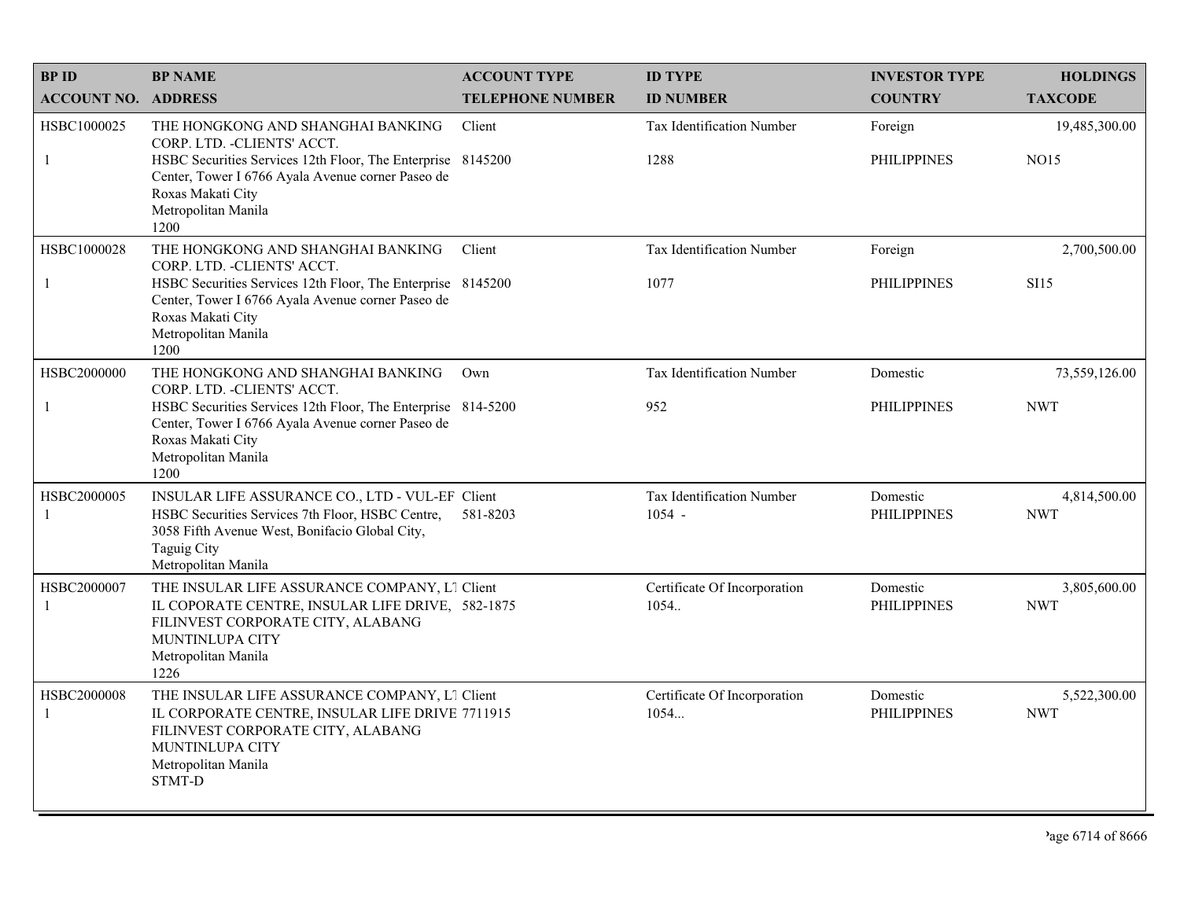| BP ID<br>ACCOUNT NO. | BP NAME<br>ADDRESS | ACCOUNT TYPE<br>TELEPHONE NUMBER | ID TYPE<br>ID NUMBER | INVESTOR TYPE<br>COUNTRY | HOLDINGS<br>TAXCODE |
|---|---|---|---|---|---|
| HSBC1000025<br>1 | THE HONGKONG AND SHANGHAI BANKING CORP. LTD. -CLIENTS' ACCT.<br>HSBC Securities Services 12th Floor, The Enterprise Center, Tower I 6766 Ayala Avenue corner Paseo de Roxas Makati City<br>Metropolitan Manila<br>1200 | Client<br>8145200 | Tax Identification Number<br>1288 | Foreign<br>PHILIPPINES | 19,485,300.00<br>NO15 |
| HSBC1000028<br>1 | THE HONGKONG AND SHANGHAI BANKING CORP. LTD. -CLIENTS' ACCT.<br>HSBC Securities Services 12th Floor, The Enterprise Center, Tower I 6766 Ayala Avenue corner Paseo de Roxas Makati City<br>Metropolitan Manila<br>1200 | Client<br>8145200 | Tax Identification Number<br>1077 | Foreign<br>PHILIPPINES | 2,700,500.00<br>SI15 |
| HSBC2000000<br>1 | THE HONGKONG AND SHANGHAI BANKING CORP. LTD. -CLIENTS' ACCT.<br>HSBC Securities Services 12th Floor, The Enterprise Center, Tower I 6766 Ayala Avenue corner Paseo de Roxas Makati City<br>Metropolitan Manila<br>1200 | Own<br>814-5200 | Tax Identification Number<br>952 | Domestic<br>PHILIPPINES | 73,559,126.00<br>NWT |
| HSBC2000005<br>1 | INSULAR LIFE ASSURANCE CO., LTD - VUL-EF<br>HSBC Securities Services 7th Floor, HSBC Centre, 3058 Fifth Avenue West, Bonifacio Global City, Taguig City<br>Metropolitan Manila | Client<br>581-8203 | Tax Identification Number<br>1054 - | Domestic<br>PHILIPPINES | 4,814,500.00<br>NWT |
| HSBC2000007<br>1 | THE INSULAR LIFE ASSURANCE COMPANY, LT<br>IL COPORATE CENTRE, INSULAR LIFE DRIVE, FILINVEST CORPORATE CITY, ALABANG MUNTINLUPA CITY<br>Metropolitan Manila<br>1226 | Client<br>582-1875 | Certificate Of Incorporation<br>1054.. | Domestic<br>PHILIPPINES | 3,805,600.00<br>NWT |
| HSBC2000008<br>1 | THE INSULAR LIFE ASSURANCE COMPANY, LT<br>IL CORPORATE CENTRE, INSULAR LIFE DRIVE FILINVEST CORPORATE CITY, ALABANG MUNTINLUPA CITY<br>Metropolitan Manila<br>STMT-D | Client<br>7711915 | Certificate Of Incorporation<br>1054... | Domestic<br>PHILIPPINES | 5,522,300.00<br>NWT |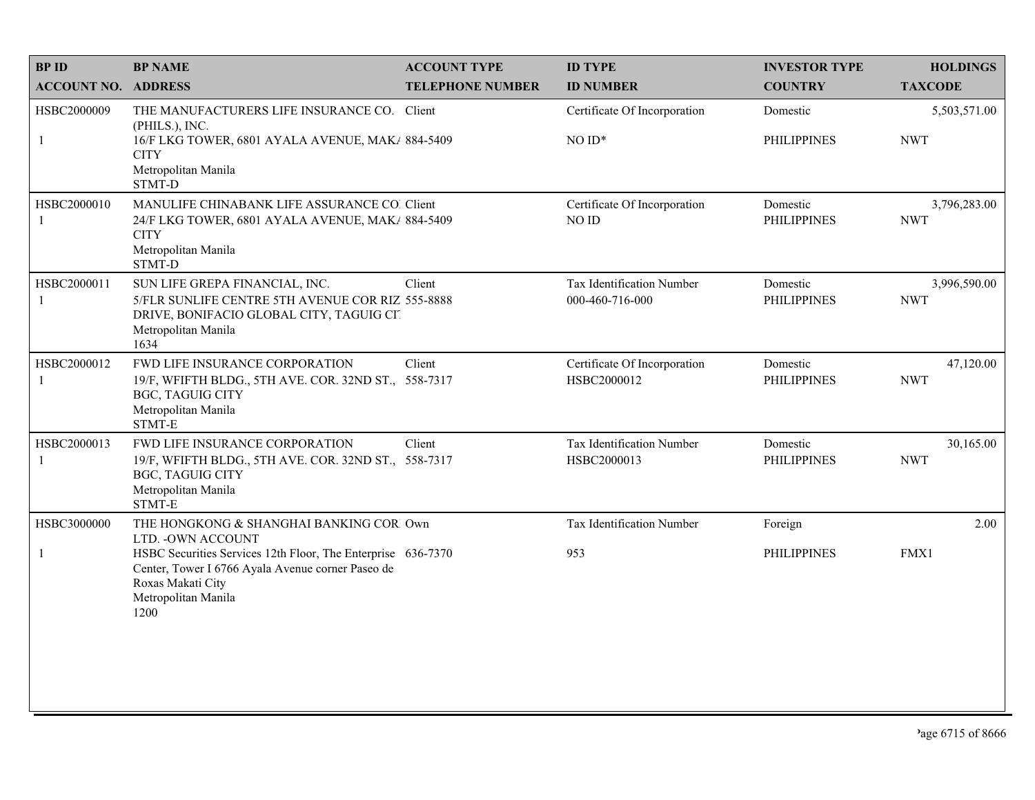| BP ID<br>ACCOUNT NO. | BP NAME<br>ADDRESS | ACCOUNT TYPE<br>TELEPHONE NUMBER | ID TYPE<br>ID NUMBER | INVESTOR TYPE<br>COUNTRY | HOLDINGS<br>TAXCODE |
|---|---|---|---|---|---|
| HSBC2000009<br>1 | THE MANUFACTURERS LIFE INSURANCE CO. (PHILS.), INC.<br>16/F LKG TOWER, 6801 AYALA AVENUE, MAK/ CITY<br>Metropolitan Manila<br>STMT-D | Client<br>884-5409 | Certificate Of Incorporation<br>NO ID* | Domestic<br>PHILIPPINES | 5,503,571.00<br>NWT |
| HSBC2000010<br>1 | MANULIFE CHINABANK LIFE ASSURANCE CO<br>24/F LKG TOWER, 6801 AYALA AVENUE, MAK/ CITY<br>Metropolitan Manila<br>STMT-D | Client<br>884-5409 | Certificate Of Incorporation<br>NO ID | Domestic<br>PHILIPPINES | 3,796,283.00<br>NWT |
| HSBC2000011<br>1 | SUN LIFE GREPA FINANCIAL, INC.<br>5/FLR SUNLIFE CENTRE 5TH AVENUE COR RIZ DRIVE, BONIFACIO GLOBAL CITY, TAGUIG CI<br>Metropolitan Manila<br>1634 | Client<br>555-8888 | Tax Identification Number<br>000-460-716-000 | Domestic<br>PHILIPPINES | 3,996,590.00<br>NWT |
| HSBC2000012<br>1 | FWD LIFE INSURANCE CORPORATION<br>19/F, WFIFTH BLDG., 5TH AVE. COR. 32ND ST., BGC, TAGUIG CITY<br>Metropolitan Manila<br>STMT-E | Client<br>558-7317 | Certificate Of Incorporation<br>HSBC2000012 | Domestic<br>PHILIPPINES | 47,120.00<br>NWT |
| HSBC2000013<br>1 | FWD LIFE INSURANCE CORPORATION<br>19/F, WFIFTH BLDG., 5TH AVE. COR. 32ND ST., BGC, TAGUIG CITY<br>Metropolitan Manila<br>STMT-E | Client<br>558-7317 | Tax Identification Number<br>HSBC2000013 | Domestic<br>PHILIPPINES | 30,165.00<br>NWT |
| HSBC3000000<br>1 | THE HONGKONG & SHANGHAI BANKING COR LTD. -OWN ACCOUNT<br>HSBC Securities Services 12th Floor, The Enterprise Center, Tower I 6766 Ayala Avenue corner Paseo de Roxas Makati City<br>Metropolitan Manila<br>1200 | Own<br>636-7370 | Tax Identification Number<br>953 | Foreign<br>PHILIPPINES | 2.00<br>FMX1 |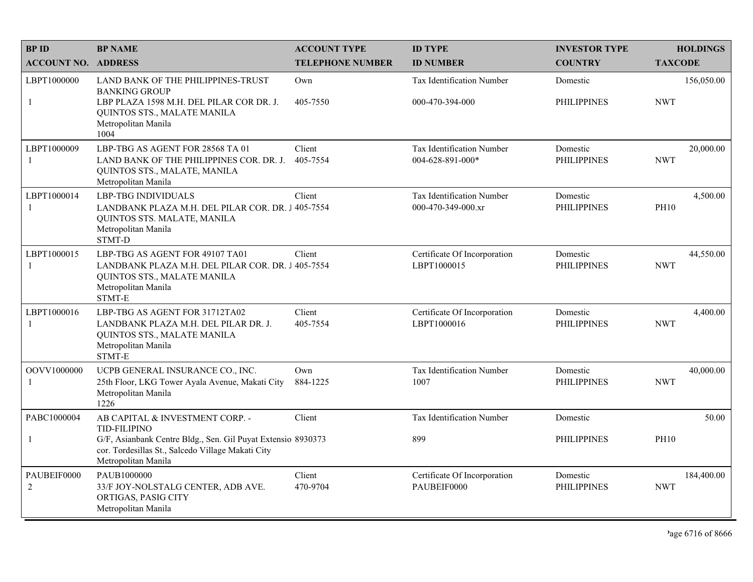| BP ID<br>ACCOUNT NO. | BP NAME<br>ADDRESS | ACCOUNT TYPE<br>TELEPHONE NUMBER | ID TYPE<br>ID NUMBER | INVESTOR TYPE<br>COUNTRY | HOLDINGS<br>TAXCODE |
|---|---|---|---|---|---|
| LBPT1000000<br>1 | LAND BANK OF THE PHILIPPINES-TRUST BANKING GROUP<br>LBP PLAZA 1598 M.H. DEL PILAR COR DR. J. QUINTOS STS., MALATE MANILA<br>Metropolitan Manila<br>1004 | Own<br>405-7550 | Tax Identification Number<br>000-470-394-000 | Domestic<br>PHILIPPINES | 156,050.00<br>NWT |
| LBPT1000009<br>1 | LBP-TBG AS AGENT FOR 28568 TA 01<br>LAND BANK OF THE PHILIPPINES COR. DR. J. QUINTOS STS., MALATE, MANILA<br>Metropolitan Manila | Client<br>405-7554 | Tax Identification Number<br>004-628-891-000* | Domestic<br>PHILIPPINES | 20,000.00<br>NWT |
| LBPT1000014<br>1 | LBP-TBG INDIVIDUALS<br>LANDBANK PLAZA M.H. DEL PILAR COR. DR. J QUINTOS STS. MALATE, MANILA<br>Metropolitan Manila<br>STMT-D | Client<br>405-7554 | Tax Identification Number<br>000-470-349-000.xr | Domestic<br>PHILIPPINES | 4,500.00<br>PH10 |
| LBPT1000015<br>1 | LBP-TBG AS AGENT FOR 49107 TA01<br>LANDBANK PLAZA M.H. DEL PILAR COR. DR. J QUINTOS STS., MALATE MANILA<br>Metropolitan Manila<br>STMT-E | Client<br>405-7554 | Certificate Of Incorporation<br>LBPT1000015 | Domestic<br>PHILIPPINES | 44,550.00<br>NWT |
| LBPT1000016<br>1 | LBP-TBG AS AGENT FOR 31712TA02<br>LANDBANK PLAZA M.H. DEL PILAR DR. J. QUINTOS STS., MALATE MANILA<br>Metropolitan Manila<br>STMT-E | Client<br>405-7554 | Certificate Of Incorporation<br>LBPT1000016 | Domestic<br>PHILIPPINES | 4,400.00<br>NWT |
| OOVV1000000<br>1 | UCPB GENERAL INSURANCE CO., INC.<br>25th Floor, LKG Tower Ayala Avenue, Makati City<br>Metropolitan Manila<br>1226 | Own<br>884-1225 | Tax Identification Number<br>1007 | Domestic<br>PHILIPPINES | 40,000.00<br>NWT |
| PABC1000004<br>1 | AB CAPITAL & INVESTMENT CORP. - TID-FILIPINO<br>G/F, Asianbank Centre Bldg., Sen. Gil Puyat Extensio cor. Tordesillas St., Salcedo Village Makati City<br>Metropolitan Manila | Client<br>8930373 | Tax Identification Number<br>899 | Domestic<br>PHILIPPINES | 50.00<br>PH10 |
| PAUBEIF0000<br>2 | PAUB1000000<br>33/F JOY-NOLSTALG CENTER, ADB AVE. ORTIGAS, PASIG CITY<br>Metropolitan Manila | Client<br>470-9704 | Certificate Of Incorporation<br>PAUBEIF0000 | Domestic<br>PHILIPPINES | 184,400.00<br>NWT |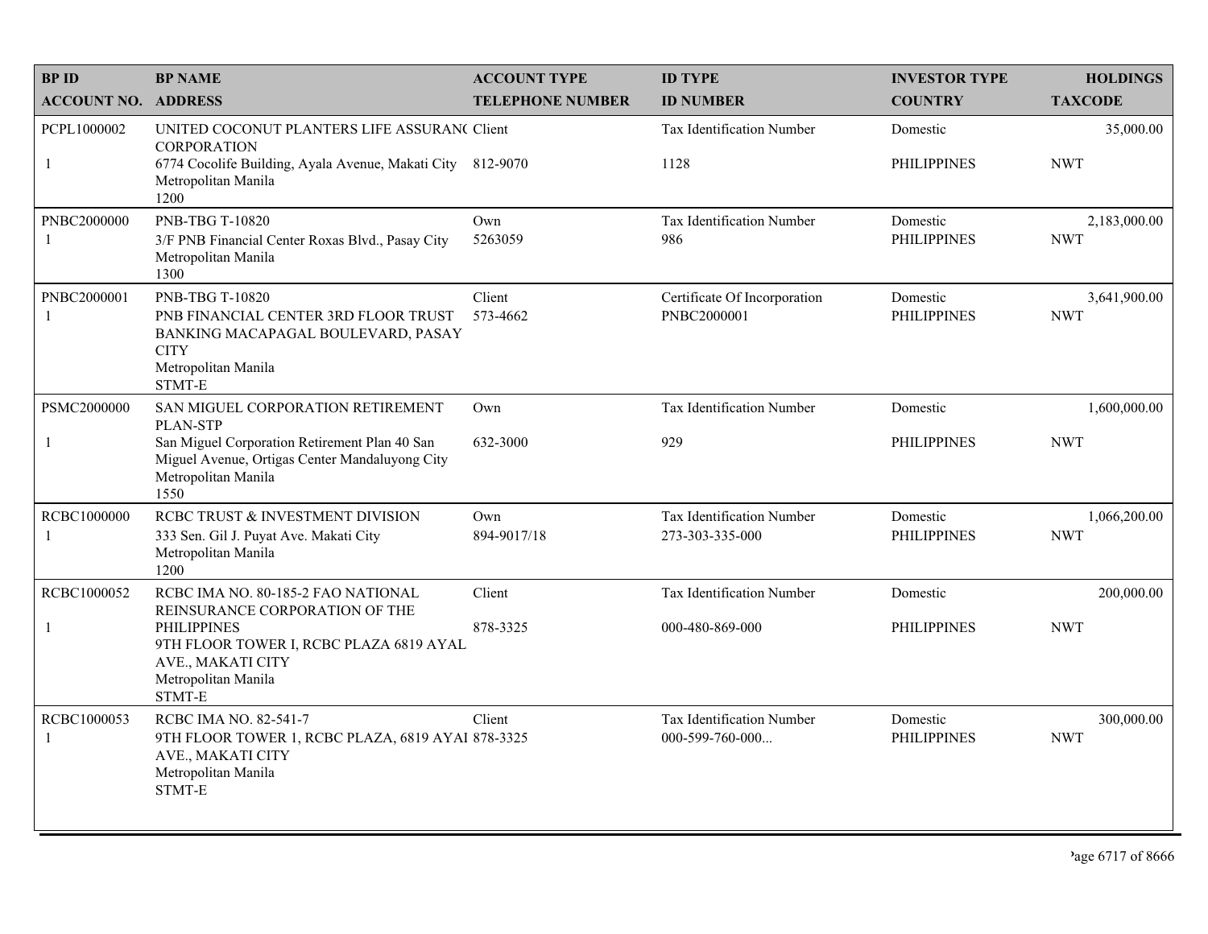| BP ID<br>ACCOUNT NO. | BP NAME<br>ADDRESS | ACCOUNT TYPE<br>TELEPHONE NUMBER | ID TYPE<br>ID NUMBER | INVESTOR TYPE<br>COUNTRY | HOLDINGS<br>TAXCODE |
|---|---|---|---|---|---|
| PCPL1000002<br>1 | UNITED COCONUT PLANTERS LIFE ASSURAN( CORPORATION<br>6774 Cocolife Building, Ayala Avenue, Makati City<br>Metropolitan Manila<br>1200 | Client<br>812-9070 | Tax Identification Number<br>1128 | Domestic<br>PHILIPPINES | 35,000.00<br>NWT |
| PNBC2000000<br>1 | PNB-TBG T-10820<br>3/F PNB Financial Center Roxas Blvd., Pasay City<br>Metropolitan Manila<br>1300 | Own<br>5263059 | Tax Identification Number<br>986 | Domestic<br>PHILIPPINES | 2,183,000.00<br>NWT |
| PNBC2000001<br>1 | PNB-TBG T-10820<br>PNB FINANCIAL CENTER 3RD FLOOR TRUST BANKING MACAPAGAL BOULEVARD, PASAY CITY<br>Metropolitan Manila<br>STMT-E | Client<br>573-4662 | Certificate Of Incorporation<br>PNBC2000001 | Domestic<br>PHILIPPINES | 3,641,900.00<br>NWT |
| PSMC2000000<br>1 | SAN MIGUEL CORPORATION RETIREMENT PLAN-STP<br>San Miguel Corporation Retirement Plan 40 San Miguel Avenue, Ortigas Center Mandaluyong City<br>Metropolitan Manila<br>1550 | Own<br>632-3000 | Tax Identification Number<br>929 | Domestic<br>PHILIPPINES | 1,600,000.00<br>NWT |
| RCBC1000000<br>1 | RCBC TRUST & INVESTMENT DIVISION<br>333 Sen. Gil J. Puyat Ave. Makati City<br>Metropolitan Manila<br>1200 | Own<br>894-9017/18 | Tax Identification Number<br>273-303-335-000 | Domestic<br>PHILIPPINES | 1,066,200.00<br>NWT |
| RCBC1000052<br>1 | RCBC IMA NO. 80-185-2 FAO NATIONAL REINSURANCE CORPORATION OF THE PHILIPPINES<br>9TH FLOOR TOWER I, RCBC PLAZA 6819 AYAL AVE., MAKATI CITY<br>Metropolitan Manila<br>STMT-E | Client<br>878-3325 | Tax Identification Number<br>000-480-869-000 | Domestic<br>PHILIPPINES | 200,000.00<br>NWT |
| RCBC1000053<br>1 | RCBC IMA NO. 82-541-7<br>9TH FLOOR TOWER 1, RCBC PLAZA, 6819 AYAI AVE., MAKATI CITY<br>Metropolitan Manila<br>STMT-E | Client<br>878-3325 | Tax Identification Number<br>000-599-760-000... | Domestic<br>PHILIPPINES | 300,000.00<br>NWT |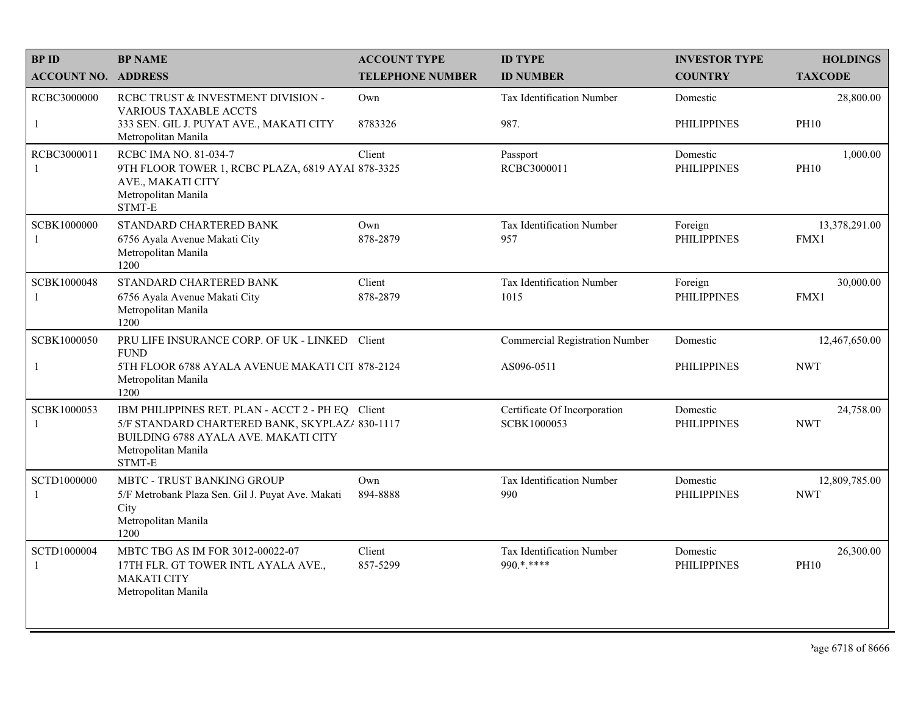| BP ID<br>ACCOUNT NO. | BP NAME<br>ADDRESS | ACCOUNT TYPE<br>TELEPHONE NUMBER | ID TYPE<br>ID NUMBER | INVESTOR TYPE<br>COUNTRY | HOLDINGS<br>TAXCODE |
|---|---|---|---|---|---|
| RCBC3000000<br>1 | RCBC TRUST & INVESTMENT DIVISION - VARIOUS TAXABLE ACCTS<br>333 SEN. GIL J. PUYAT AVE., MAKATI CITY<br>Metropolitan Manila | Own<br>8783326 | Tax Identification Number<br>987. | Domestic<br>PHILIPPINES | 28,800.00<br>PH10 |
| RCBC3000011<br>1 | RCBC IMA NO. 81-034-7<br>9TH FLOOR TOWER 1, RCBC PLAZA, 6819 AYAI AVE., MAKATI CITY<br>Metropolitan Manila<br>STMT-E | Client<br>878-3325 | Passport<br>RCBC3000011 | Domestic<br>PHILIPPINES | 1,000.00<br>PH10 |
| SCBK1000000<br>1 | STANDARD CHARTERED BANK<br>6756 Ayala Avenue Makati City<br>Metropolitan Manila<br>1200 | Own<br>878-2879 | Tax Identification Number<br>957 | Foreign<br>PHILIPPINES | 13,378,291.00<br>FMX1 |
| SCBK1000048<br>1 | STANDARD CHARTERED BANK<br>6756 Ayala Avenue Makati City<br>Metropolitan Manila<br>1200 | Client<br>878-2879 | Tax Identification Number<br>1015 | Foreign<br>PHILIPPINES | 30,000.00<br>FMX1 |
| SCBK1000050<br>1 | PRU LIFE INSURANCE CORP. OF UK - LINKED FUND<br>5TH FLOOR 6788 AYALA AVENUE MAKATI CIT<br>Metropolitan Manila<br>1200 | Client<br>878-2124 | Commercial Registration Number<br>AS096-0511 | Domestic<br>PHILIPPINES | 12,467,650.00<br>NWT |
| SCBK1000053<br>1 | IBM PHILIPPINES RET. PLAN - ACCT 2 - PH EQ<br>5/F STANDARD CHARTERED BANK, SKYPLAZ/ BUILDING 6788 AYALA AVE. MAKATI CITY<br>Metropolitan Manila<br>STMT-E | Client<br>830-1117 | Certificate Of Incorporation<br>SCBK1000053 | Domestic<br>PHILIPPINES | 24,758.00<br>NWT |
| SCTD1000000<br>1 | MBTC - TRUST BANKING GROUP<br>5/F Metrobank Plaza Sen. Gil J. Puyat Ave. Makati City<br>Metropolitan Manila<br>1200 | Own<br>894-8888 | Tax Identification Number<br>990 | Domestic<br>PHILIPPINES | 12,809,785.00<br>NWT |
| SCTD1000004<br>1 | MBTC TBG AS IM FOR 3012-00022-07<br>17TH FLR. GT TOWER INTL AYALA AVE., MAKATI CITY<br>Metropolitan Manila | Client<br>857-5299 | Tax Identification Number<br>990.*.**** | Domestic<br>PHILIPPINES | 26,300.00<br>PH10 |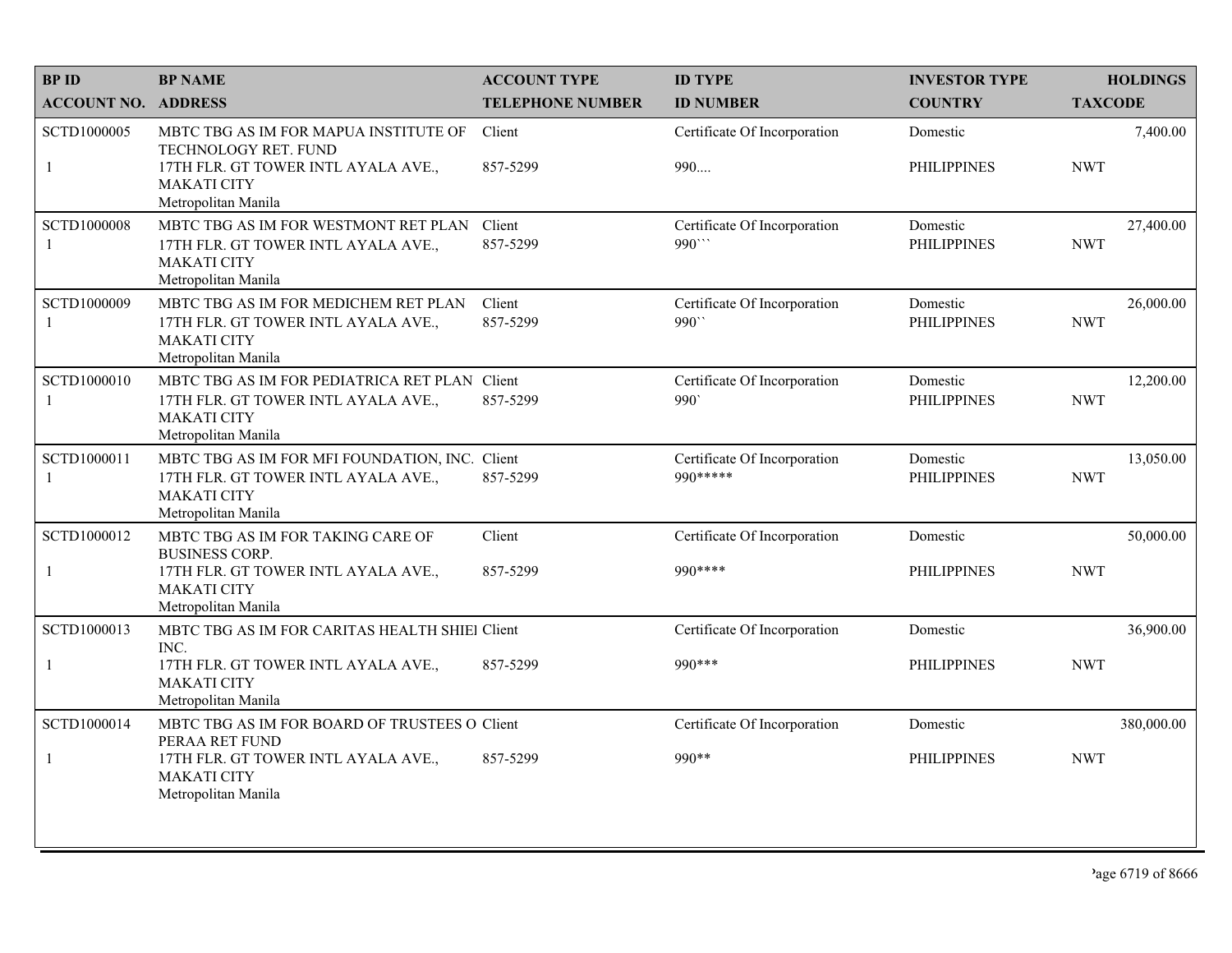| BP ID<br>ACCOUNT NO. | BP NAME<br>ADDRESS | ACCOUNT TYPE<br>TELEPHONE NUMBER | ID TYPE<br>ID NUMBER | INVESTOR TYPE<br>COUNTRY | HOLDINGS<br>TAXCODE |
|---|---|---|---|---|---|
| SCTD1000005<br>1 | MBTC TBG AS IM FOR MAPUA INSTITUTE OF TECHNOLOGY RET. FUND<br>17TH FLR. GT TOWER INTL AYALA AVE., MAKATI CITY<br>Metropolitan Manila | Client<br>857-5299 | Certificate Of Incorporation<br>990.... | Domestic<br>PHILIPPINES | 7,400.00<br>NWT |
| SCTD1000008<br>1 | MBTC TBG AS IM FOR WESTMONT RET PLAN<br>17TH FLR. GT TOWER INTL AYALA AVE., MAKATI CITY<br>Metropolitan Manila | Client<br>857-5299 | Certificate Of Incorporation<br>990``` | Domestic<br>PHILIPPINES | 27,400.00<br>NWT |
| SCTD1000009<br>1 | MBTC TBG AS IM FOR MEDICHEM RET PLAN<br>17TH FLR. GT TOWER INTL AYALA AVE., MAKATI CITY<br>Metropolitan Manila | Client<br>857-5299 | Certificate Of Incorporation<br>990`` | Domestic<br>PHILIPPINES | 26,000.00<br>NWT |
| SCTD1000010<br>1 | MBTC TBG AS IM FOR PEDIATRICA RET PLAN<br>17TH FLR. GT TOWER INTL AYALA AVE., MAKATI CITY<br>Metropolitan Manila | Client<br>857-5299 | Certificate Of Incorporation<br>990` | Domestic<br>PHILIPPINES | 12,200.00<br>NWT |
| SCTD1000011<br>1 | MBTC TBG AS IM FOR MFI FOUNDATION, INC.<br>17TH FLR. GT TOWER INTL AYALA AVE., MAKATI CITY<br>Metropolitan Manila | Client<br>857-5299 | Certificate Of Incorporation<br>990***** | Domestic<br>PHILIPPINES | 13,050.00<br>NWT |
| SCTD1000012<br>1 | MBTC TBG AS IM FOR TAKING CARE OF BUSINESS CORP.<br>17TH FLR. GT TOWER INTL AYALA AVE., MAKATI CITY<br>Metropolitan Manila | Client<br>857-5299 | Certificate Of Incorporation<br>990**** | Domestic<br>PHILIPPINES | 50,000.00<br>NWT |
| SCTD1000013<br>1 | MBTC TBG AS IM FOR CARITAS HEALTH SHIEI INC.<br>17TH FLR. GT TOWER INTL AYALA AVE., MAKATI CITY<br>Metropolitan Manila | Client<br>857-5299 | Certificate Of Incorporation<br>990*** | Domestic<br>PHILIPPINES | 36,900.00<br>NWT |
| SCTD1000014<br>1 | MBTC TBG AS IM FOR BOARD OF TRUSTEES O PERAA RET FUND<br>17TH FLR. GT TOWER INTL AYALA AVE., MAKATI CITY<br>Metropolitan Manila | Client<br>857-5299 | Certificate Of Incorporation<br>990** | Domestic<br>PHILIPPINES | 380,000.00<br>NWT |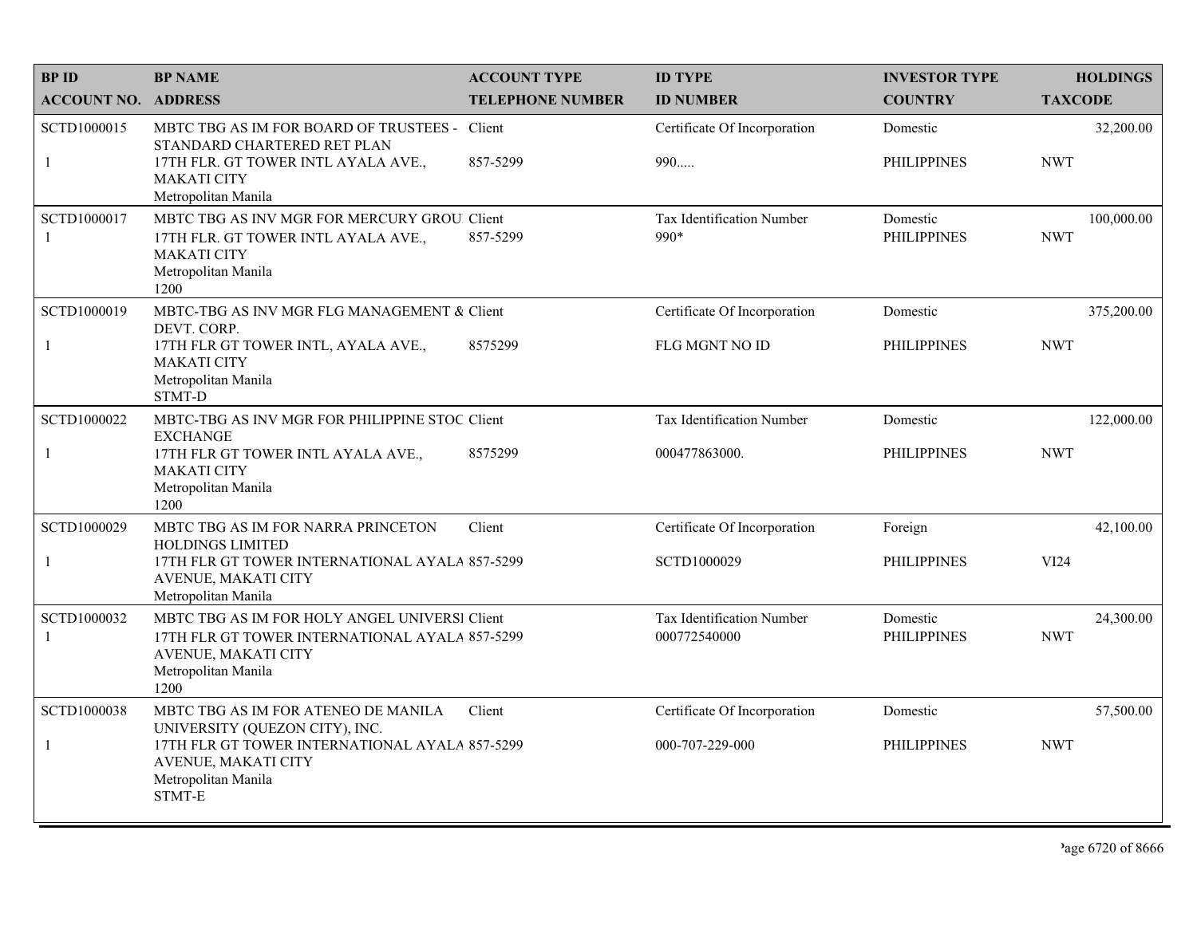| BP ID<br>ACCOUNT NO. | BP NAME<br>ADDRESS | ACCOUNT TYPE<br>TELEPHONE NUMBER | ID TYPE<br>ID NUMBER | INVESTOR TYPE<br>COUNTRY | HOLDINGS<br>TAXCODE |
|---|---|---|---|---|---|
| SCTD1000015<br>1 | MBTC TBG AS IM FOR BOARD OF TRUSTEES - STANDARD CHARTERED RET PLAN<br>17TH FLR. GT TOWER INTL AYALA AVE., MAKATI CITY<br>Metropolitan Manila | Client<br>857-5299 | Certificate Of Incorporation<br>990..... | Domestic<br>PHILIPPINES | 32,200.00<br>NWT |
| SCTD1000017<br>1 | MBTC TBG AS INV MGR FOR MERCURY GROU<br>17TH FLR. GT TOWER INTL AYALA AVE., MAKATI CITY<br>Metropolitan Manila<br>1200 | Client<br>857-5299 | Tax Identification Number<br>990* | Domestic<br>PHILIPPINES | 100,000.00<br>NWT |
| SCTD1000019<br>1 | MBTC-TBG AS INV MGR FLG MANAGEMENT & DEVT. CORP.<br>17TH FLR GT TOWER INTL, AYALA AVE., MAKATI CITY<br>Metropolitan Manila<br>STMT-D | Client<br>8575299 | Certificate Of Incorporation<br>FLG MGNT NO ID | Domestic<br>PHILIPPINES | 375,200.00<br>NWT |
| SCTD1000022<br>1 | MBTC-TBG AS INV MGR FOR PHILIPPINE STOC EXCHANGE<br>17TH FLR GT TOWER INTL AYALA AVE., MAKATI CITY<br>Metropolitan Manila<br>1200 | Client<br>8575299 | Tax Identification Number<br>000477863000. | Domestic<br>PHILIPPINES | 122,000.00<br>NWT |
| SCTD1000029<br>1 | MBTC TBG AS IM FOR NARRA PRINCETON HOLDINGS LIMITED<br>17TH FLR GT TOWER INTERNATIONAL AYALA AVENUE, MAKATI CITY<br>Metropolitan Manila | Client<br>857-5299 | Certificate Of Incorporation<br>SCTD1000029 | Foreign<br>PHILIPPINES | 42,100.00<br>VI24 |
| SCTD1000032<br>1 | MBTC TBG AS IM FOR HOLY ANGEL UNIVERSI<br>17TH FLR GT TOWER INTERNATIONAL AYALA AVENUE, MAKATI CITY<br>Metropolitan Manila<br>1200 | Client<br>857-5299 | Tax Identification Number<br>000772540000 | Domestic<br>PHILIPPINES | 24,300.00<br>NWT |
| SCTD1000038<br>1 | MBTC TBG AS IM FOR ATENEO DE MANILA UNIVERSITY (QUEZON CITY), INC.<br>17TH FLR GT TOWER INTERNATIONAL AYALA AVENUE, MAKATI CITY<br>Metropolitan Manila<br>STMT-E | Client<br>857-5299 | Certificate Of Incorporation<br>000-707-229-000 | Domestic<br>PHILIPPINES | 57,500.00<br>NWT |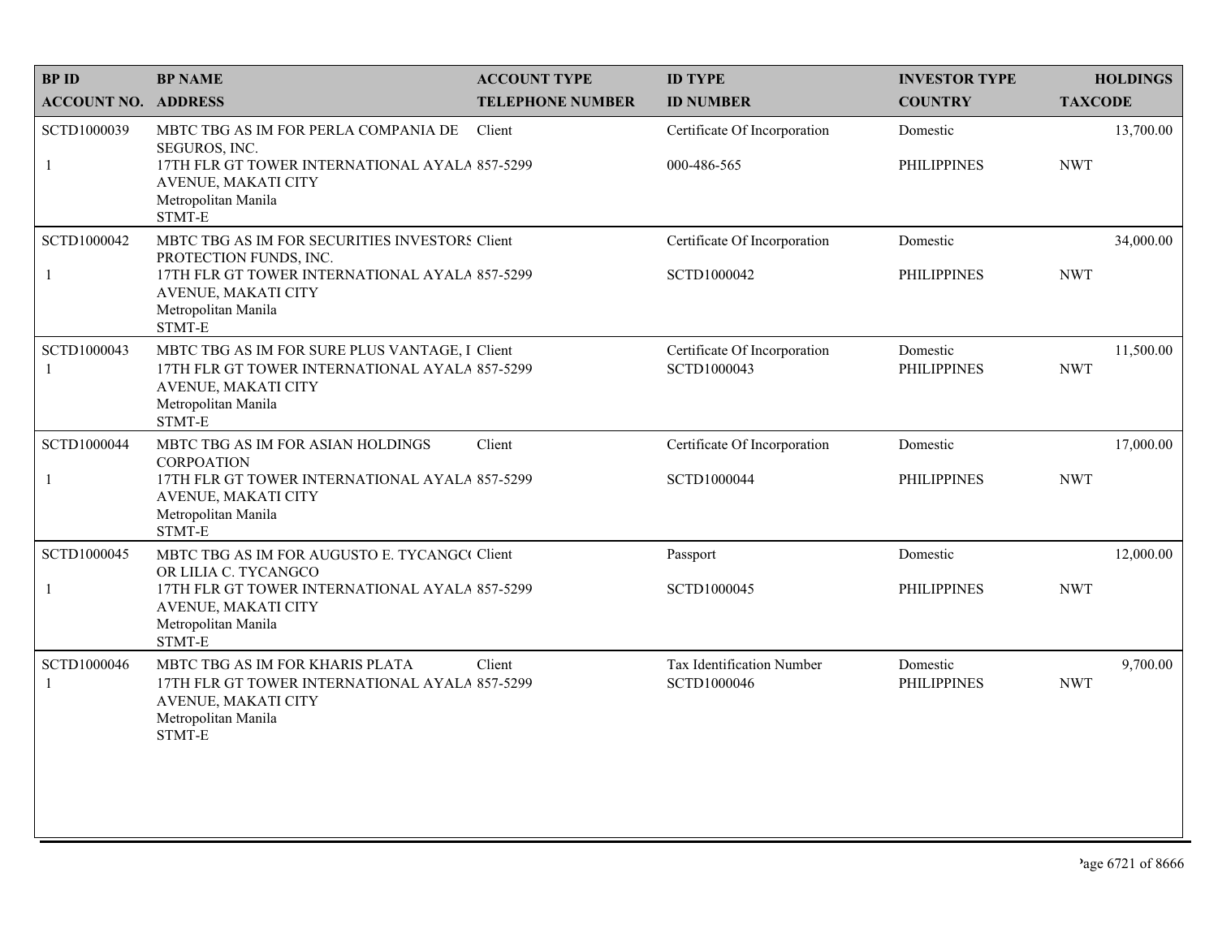| BP ID<br>ACCOUNT NO. | BP NAME<br>ADDRESS | ACCOUNT TYPE<br>TELEPHONE NUMBER | ID TYPE<br>ID NUMBER | INVESTOR TYPE<br>COUNTRY | HOLDINGS<br>TAXCODE |
|---|---|---|---|---|---|
| SCTD1000039<br>1 | MBTC TBG AS IM FOR PERLA COMPANIA DE SEGUROS, INC.<br>17TH FLR GT TOWER INTERNATIONAL AYALA AVENUE, MAKATI CITY<br>Metropolitan Manila<br>STMT-E | Client<br>857-5299 | Certificate Of Incorporation<br>000-486-565 | Domestic<br>PHILIPPINES | 13,700.00<br>NWT |
| SCTD1000042<br>1 | MBTC TBG AS IM FOR SECURITIES INVESTORS PROTECTION FUNDS, INC.<br>17TH FLR GT TOWER INTERNATIONAL AYALA AVENUE, MAKATI CITY<br>Metropolitan Manila<br>STMT-E | Client<br>857-5299 | Certificate Of Incorporation<br>SCTD1000042 | Domestic<br>PHILIPPINES | 34,000.00<br>NWT |
| SCTD1000043<br>1 | MBTC TBG AS IM FOR SURE PLUS VANTAGE, I<br>17TH FLR GT TOWER INTERNATIONAL AYALA AVENUE, MAKATI CITY<br>Metropolitan Manila<br>STMT-E | Client<br>857-5299 | Certificate Of Incorporation<br>SCTD1000043 | Domestic<br>PHILIPPINES | 11,500.00<br>NWT |
| SCTD1000044<br>1 | MBTC TBG AS IM FOR ASIAN HOLDINGS CORPOATION<br>17TH FLR GT TOWER INTERNATIONAL AYALA AVENUE, MAKATI CITY<br>Metropolitan Manila<br>STMT-E | Client<br>857-5299 | Certificate Of Incorporation<br>SCTD1000044 | Domestic<br>PHILIPPINES | 17,000.00<br>NWT |
| SCTD1000045<br>1 | MBTC TBG AS IM FOR AUGUSTO E. TYCANGCO OR LILIA C. TYCANGCO<br>17TH FLR GT TOWER INTERNATIONAL AYALA AVENUE, MAKATI CITY<br>Metropolitan Manila<br>STMT-E | Client<br>857-5299 | Passport<br>SCTD1000045 | Domestic<br>PHILIPPINES | 12,000.00<br>NWT |
| SCTD1000046<br>1 | MBTC TBG AS IM FOR KHARIS PLATA<br>17TH FLR GT TOWER INTERNATIONAL AYALA AVENUE, MAKATI CITY<br>Metropolitan Manila<br>STMT-E | Client<br>857-5299 | Tax Identification Number<br>SCTD1000046 | Domestic<br>PHILIPPINES | 9,700.00<br>NWT |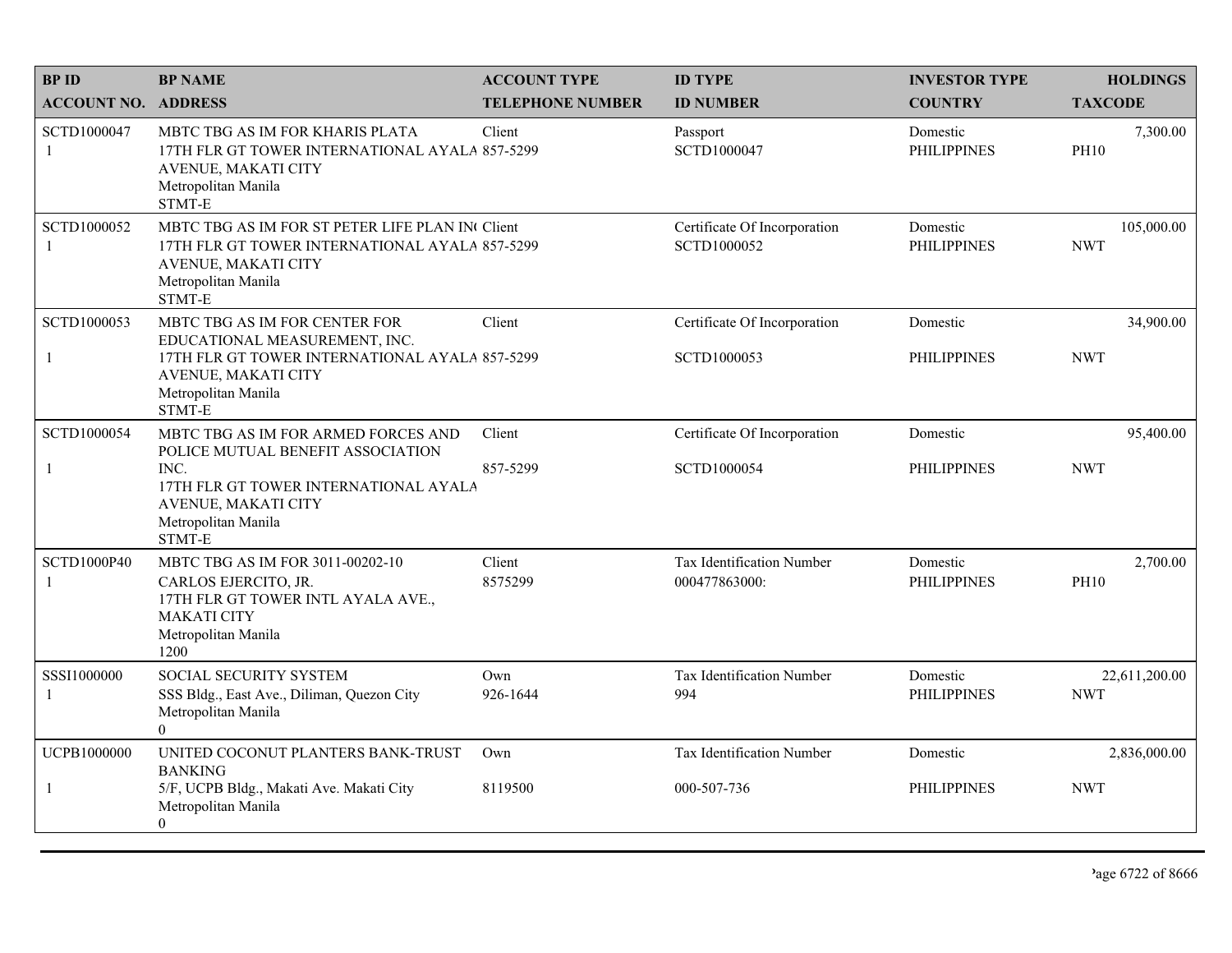| BP ID<br>ACCOUNT NO. | BP NAME<br>ADDRESS | ACCOUNT TYPE<br>TELEPHONE NUMBER | ID TYPE<br>ID NUMBER | INVESTOR TYPE<br>COUNTRY | HOLDINGS<br>TAXCODE |
|---|---|---|---|---|---|
| SCTD1000047<br>1 | MBTC TBG AS IM FOR KHARIS PLATA<br>17TH FLR GT TOWER INTERNATIONAL AYALA AVENUE, MAKATI CITY<br>Metropolitan Manila<br>STMT-E | Client<br>857-5299 | Passport<br>SCTD1000047 | Domestic<br>PHILIPPINES | 7,300.00<br>PH10 |
| SCTD1000052<br>1 | MBTC TBG AS IM FOR ST PETER LIFE PLAN INC<br>17TH FLR GT TOWER INTERNATIONAL AYALA AVENUE, MAKATI CITY<br>Metropolitan Manila<br>STMT-E | Client<br>857-5299 | Certificate Of Incorporation<br>SCTD1000052 | Domestic<br>PHILIPPINES | 105,000.00<br>NWT |
| SCTD1000053<br>1 | MBTC TBG AS IM FOR CENTER FOR EDUCATIONAL MEASUREMENT, INC.<br>17TH FLR GT TOWER INTERNATIONAL AYALA AVENUE, MAKATI CITY<br>Metropolitan Manila<br>STMT-E | Client<br>857-5299 | Certificate Of Incorporation<br>SCTD1000053 | Domestic<br>PHILIPPINES | 34,900.00<br>NWT |
| SCTD1000054<br>1 | MBTC TBG AS IM FOR ARMED FORCES AND POLICE MUTUAL BENEFIT ASSOCIATION INC.<br>17TH FLR GT TOWER INTERNATIONAL AYALA AVENUE, MAKATI CITY<br>Metropolitan Manila<br>STMT-E | Client<br>857-5299 | Certificate Of Incorporation<br>SCTD1000054 | Domestic<br>PHILIPPINES | 95,400.00<br>NWT |
| SCTD1000P40<br>1 | MBTC TBG AS IM FOR 3011-00202-10<br>CARLOS EJERCITO, JR.<br>17TH FLR GT TOWER INTL AYALA AVE., MAKATI CITY<br>Metropolitan Manila<br>1200 | Client<br>8575299 | Tax Identification Number<br>000477863000: | Domestic<br>PHILIPPINES | 2,700.00<br>PH10 |
| SSSI1000000<br>1 | SOCIAL SECURITY SYSTEM<br>SSS Bldg., East Ave., Diliman, Quezon City<br>Metropolitan Manila<br>0 | Own<br>926-1644 | Tax Identification Number<br>994 | Domestic<br>PHILIPPINES | 22,611,200.00<br>NWT |
| UCPB1000000<br>1 | UNITED COCONUT PLANTERS BANK-TRUST BANKING<br>5/F, UCPB Bldg., Makati Ave. Makati City<br>Metropolitan Manila<br>0 | Own<br>8119500 | Tax Identification Number<br>000-507-736 | Domestic<br>PHILIPPINES | 2,836,000.00<br>NWT |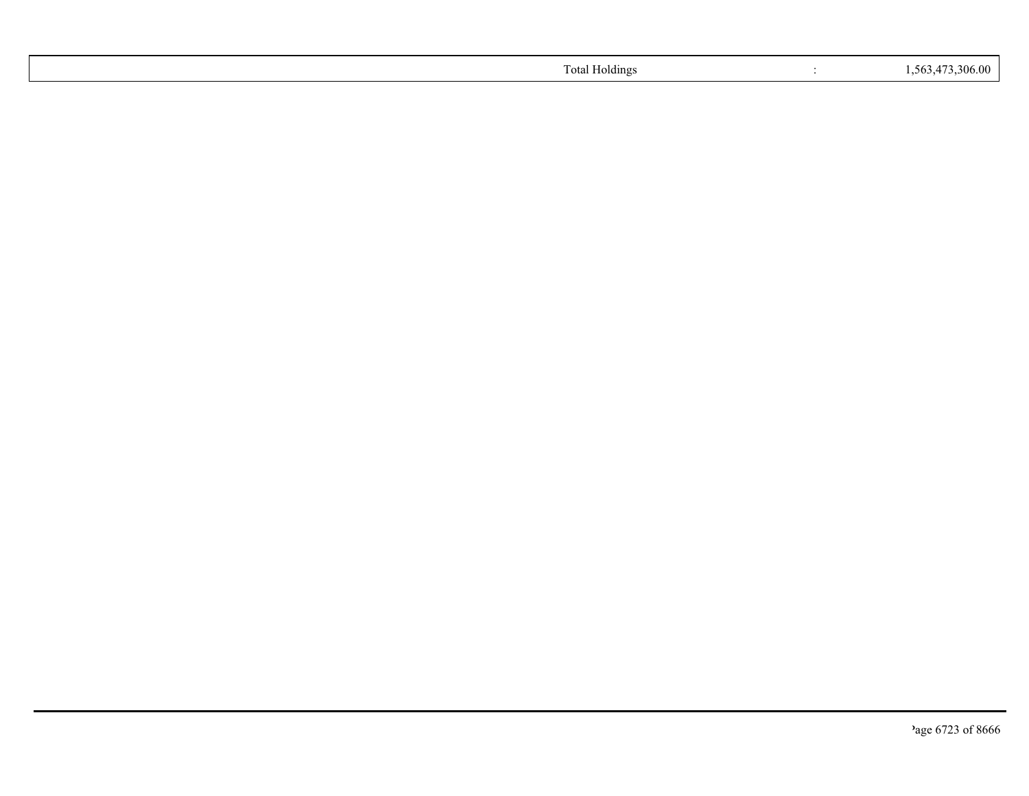| | | |
|---|---|---|
| Total Holdings | : | 1,563,473,306.00 |